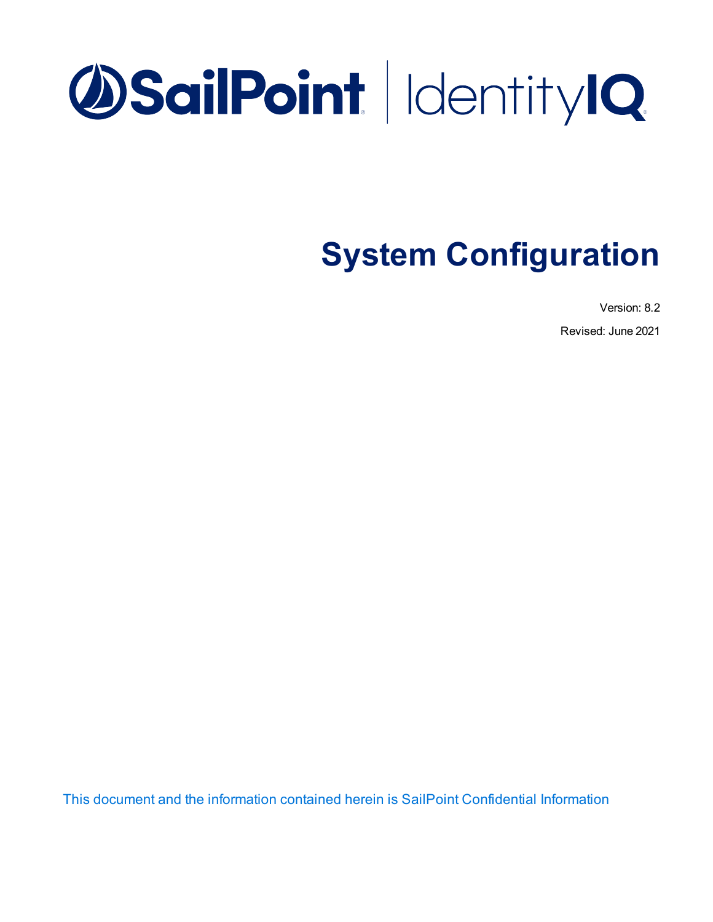SailPoint | IdentityIQ

# System Configuration

Version: 8.2

Revised: June 2021

This document and the information contained herein is SailPoint Confidential Information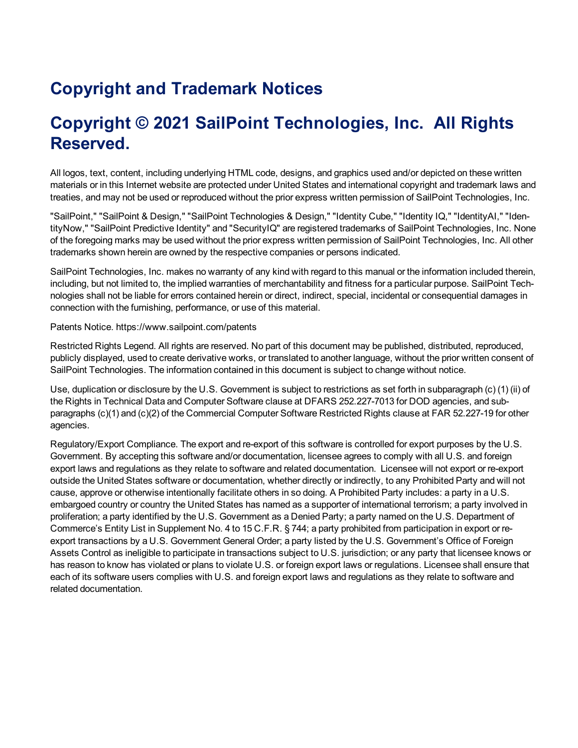# Copyright and Trademark Notices

# Copyright © 2021 SailPoint Technologies, Inc. All Rights Reserved.

All logos, text, content, including underlying HTML code, designs, and graphics used and/or depicted on these written materials or in this Internet website are protected under United States and international copyright and trademark laws and treaties, and may not be used or reproduced without the prior express written permission of SailPoint Technologies, Inc.

"SailPoint," "SailPoint & Design," "SailPoint Technologies & Design," "Identity Cube," "Identity IQ," "IdentityAI," "IdentityNow," "SailPoint Predictive Identity" and "SecurityIQ" are registered trademarks of SailPoint Technologies, Inc. None of the foregoing marks may be used without the prior express written permission of SailPoint Technologies, Inc. All other trademarks shown herein are owned by the respective companies or persons indicated.

SailPoint Technologies, Inc. makes no warranty of any kind with regard to this manual or the information included therein, including, but not limited to, the implied warranties of merchantability and fitness for a particular purpose. SailPoint Technologies shall not be liable for errors contained herein or direct, indirect, special, incidental or consequential damages in connection with the furnishing, performance, or use of this material.

Patents Notice. https://www.sailpoint.com/patents

Restricted Rights Legend. All rights are reserved. No part of this document may be published, distributed, reproduced, publicly displayed, used to create derivative works, or translated to another language, without the prior written consent of SailPoint Technologies. The information contained in this document is subject to change without notice.

Use, duplication or disclosure by the U.S. Government is subject to restrictions as set forth in subparagraph (c) (1) (ii) of the Rights in Technical Data and Computer Software clause at DFARS 252.227-7013 for DOD agencies, and subparagraphs (c)(1) and (c)(2) of the Commercial Computer Software Restricted Rights clause at FAR 52.227-19 for other agencies.

Regulatory/Export Compliance. The export and re-export of this software is controlled for export purposes by the U.S. Government. By accepting this software and/or documentation, licensee agrees to comply with all U.S. and foreign export laws and regulations as they relate to software and related documentation. Licensee will not export or re-export outside the United States software or documentation, whether directly or indirectly, to any Prohibited Party and will not cause, approve or otherwise intentionally facilitate others in so doing. A Prohibited Party includes: a party in a U.S. embargoed country or country the United States has named as a supporter of international terrorism; a party involved in proliferation; a party identified by the U.S. Government as a Denied Party; a party named on the U.S. Department of Commerce's Entity List in Supplement No. 4 to 15 C.F.R. § 744; a party prohibited from participation in export or re-export transactions by a U.S. Government General Order; a party listed by the U.S. Government's Office of Foreign Assets Control as ineligible to participate in transactions subject to U.S. jurisdiction; or any party that licensee knows or has reason to know has violated or plans to violate U.S. or foreign export laws or regulations. Licensee shall ensure that each of its software users complies with U.S. and foreign export laws and regulations as they relate to software and related documentation.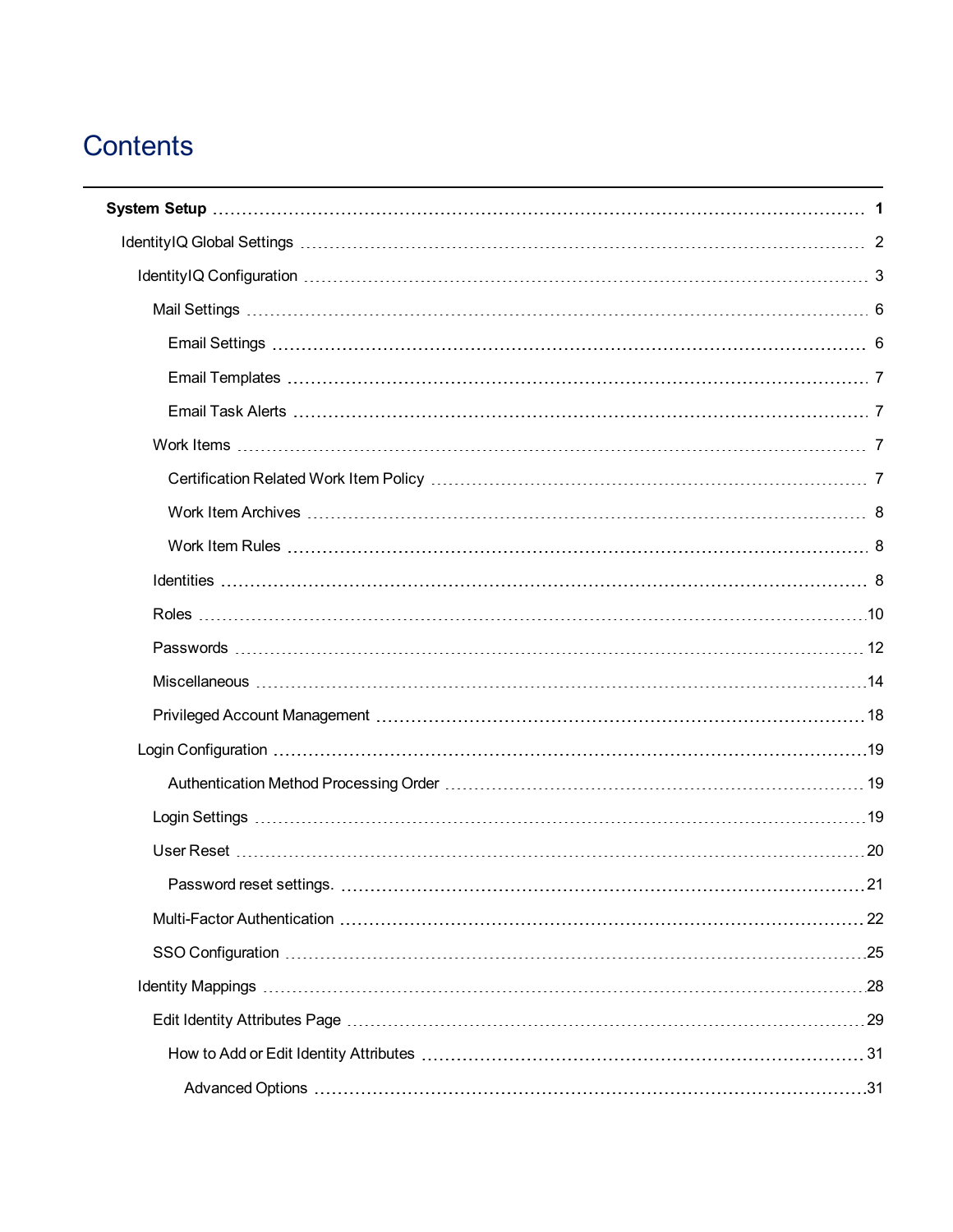# Contents

- **System Setup** 1
  - IdentityIQ Global Settings 2
    - IdentityIQ Configuration 3
      - Mail Settings 6
        - Email Settings 6
        - Email Templates 7
        - Email Task Alerts 7
      - Work Items 7
        - Certification Related Work Item Policy 7
        - Work Item Archives 8
        - Work Item Rules 8
      - Identities 8
      - Roles 10
      - Passwords 12
      - Miscellaneous 14
      - Privileged Account Management 18
    - Login Configuration 19
        - Authentication Method Processing Order 19
      - Login Settings 19
      - User Reset 20
        - Password reset settings. 21
      - Multi-Factor Authentication 22
      - SSO Configuration 25
    - Identity Mappings 28
      - Edit Identity Attributes Page 29
        - How to Add or Edit Identity Attributes 31
          - Advanced Options 31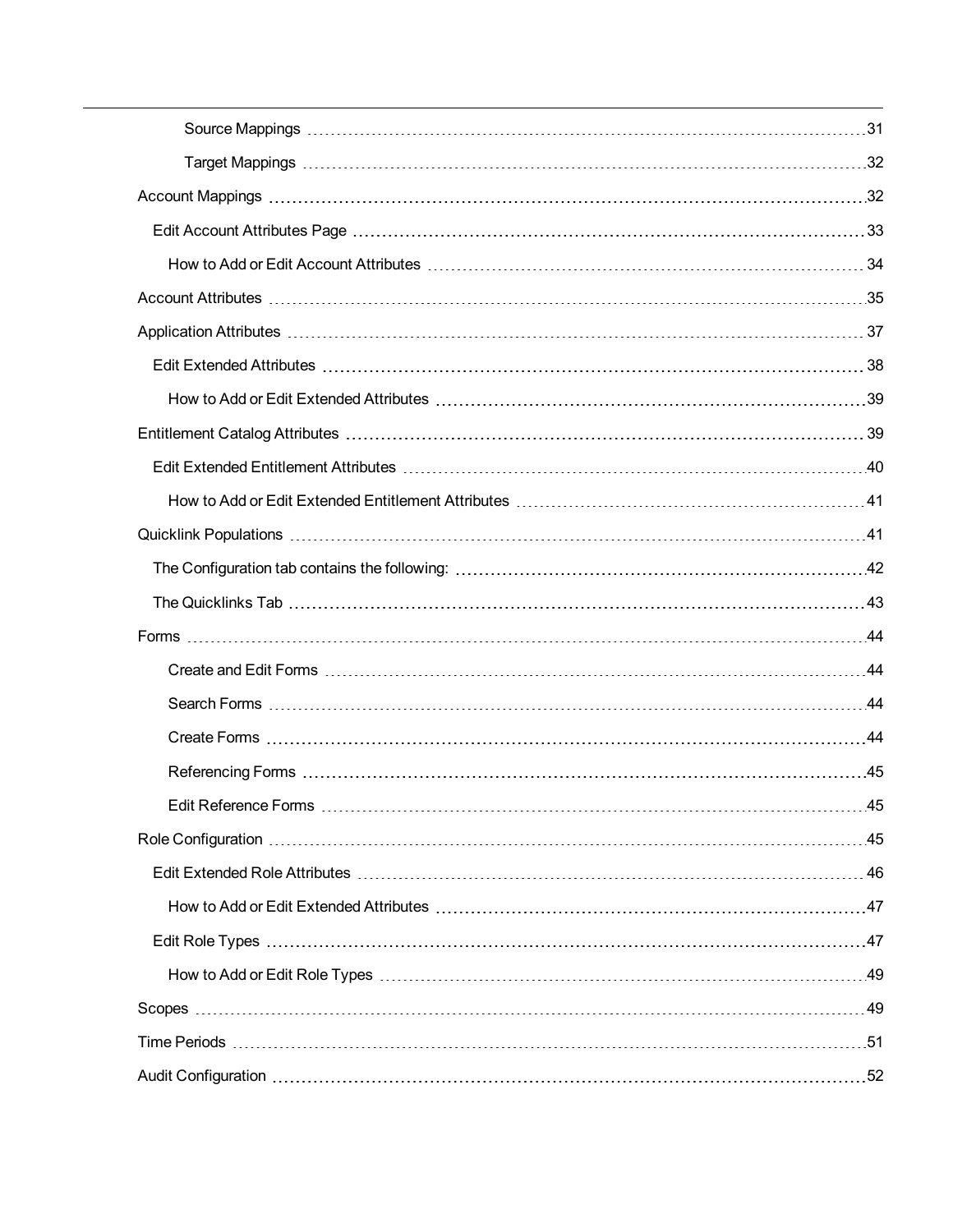- Source Mappings 31
- Target Mappings 32

Account Mappings 32

- Edit Account Attributes Page 33
  - How to Add or Edit Account Attributes 34

Account Attributes 35

Application Attributes 37

- Edit Extended Attributes 38
  - How to Add or Edit Extended Attributes 39

Entitlement Catalog Attributes 39

- Edit Extended Entitlement Attributes 40
  - How to Add or Edit Extended Entitlement Attributes 41

Quicklink Populations 41

- The Configuration tab contains the following: 42
- The Quicklinks Tab 43

Forms 44

- Create and Edit Forms 44
- Search Forms 44
- Create Forms 44
- Referencing Forms 45
- Edit Reference Forms 45

Role Configuration 45

- Edit Extended Role Attributes 46
  - How to Add or Edit Extended Attributes 47
- Edit Role Types 47
  - How to Add or Edit Role Types 49

Scopes 49

Time Periods 51

Audit Configuration 52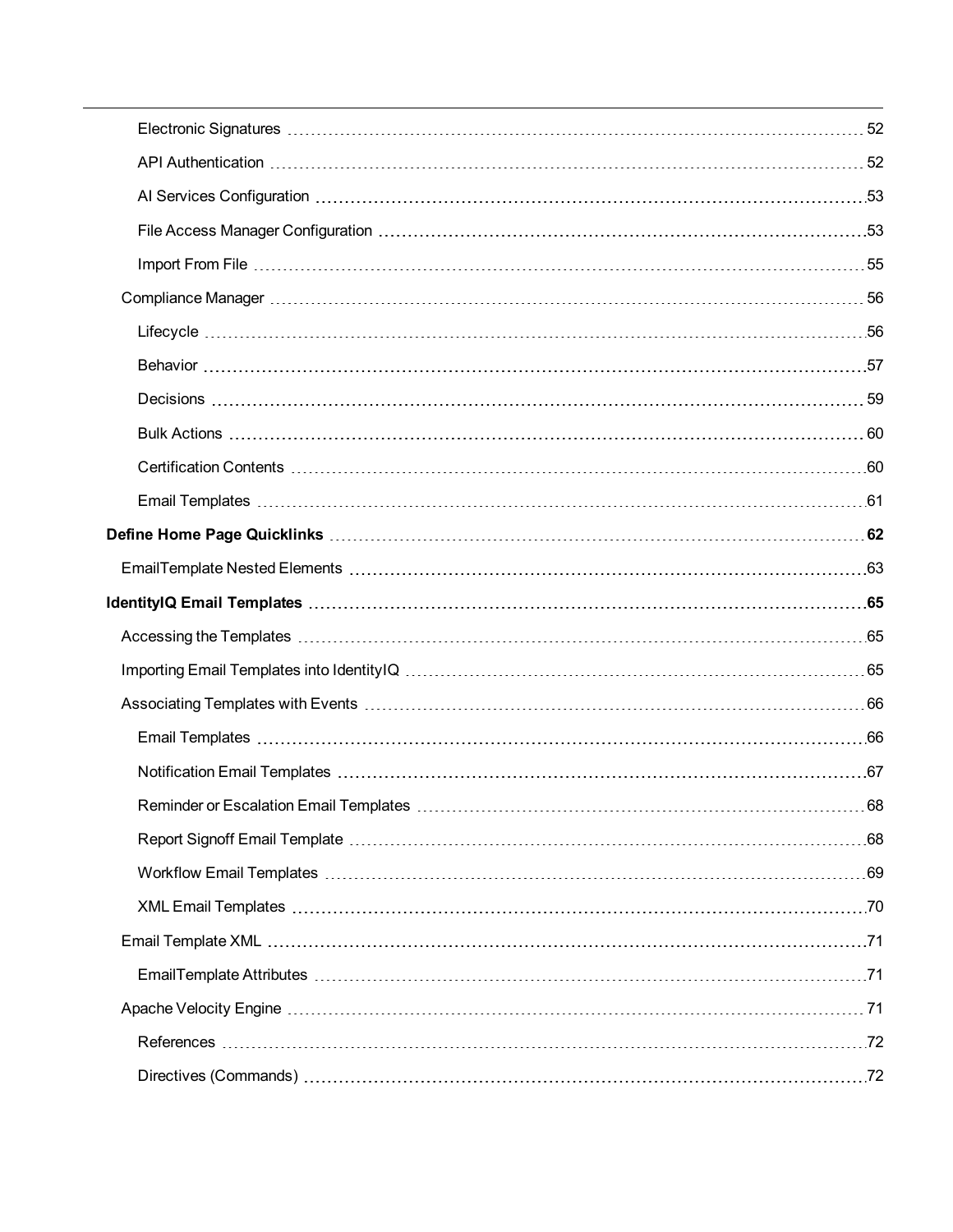- Electronic Signatures ... 52
- API Authentication ... 52
- AI Services Configuration ... 53
- File Access Manager Configuration ... 53
- Import From File ... 55

Compliance Manager ... 56

- Lifecycle ... 56
- Behavior ... 57
- Decisions ... 59
- Bulk Actions ... 60
- Certification Contents ... 60
- Email Templates ... 61

**Define Home Page Quicklinks ... 62**

EmailTemplate Nested Elements ... 63

**IdentityIQ Email Templates ... 65**

Accessing the Templates ... 65

Importing Email Templates into IdentityIQ ... 65

Associating Templates with Events ... 66

- Email Templates ... 66
- Notification Email Templates ... 67
- Reminder or Escalation Email Templates ... 68
- Report Signoff Email Template ... 68
- Workflow Email Templates ... 69
- XML Email Templates ... 70

Email Template XML ... 71

- EmailTemplate Attributes ... 71

Apache Velocity Engine ... 71

- References ... 72
- Directives (Commands) ... 72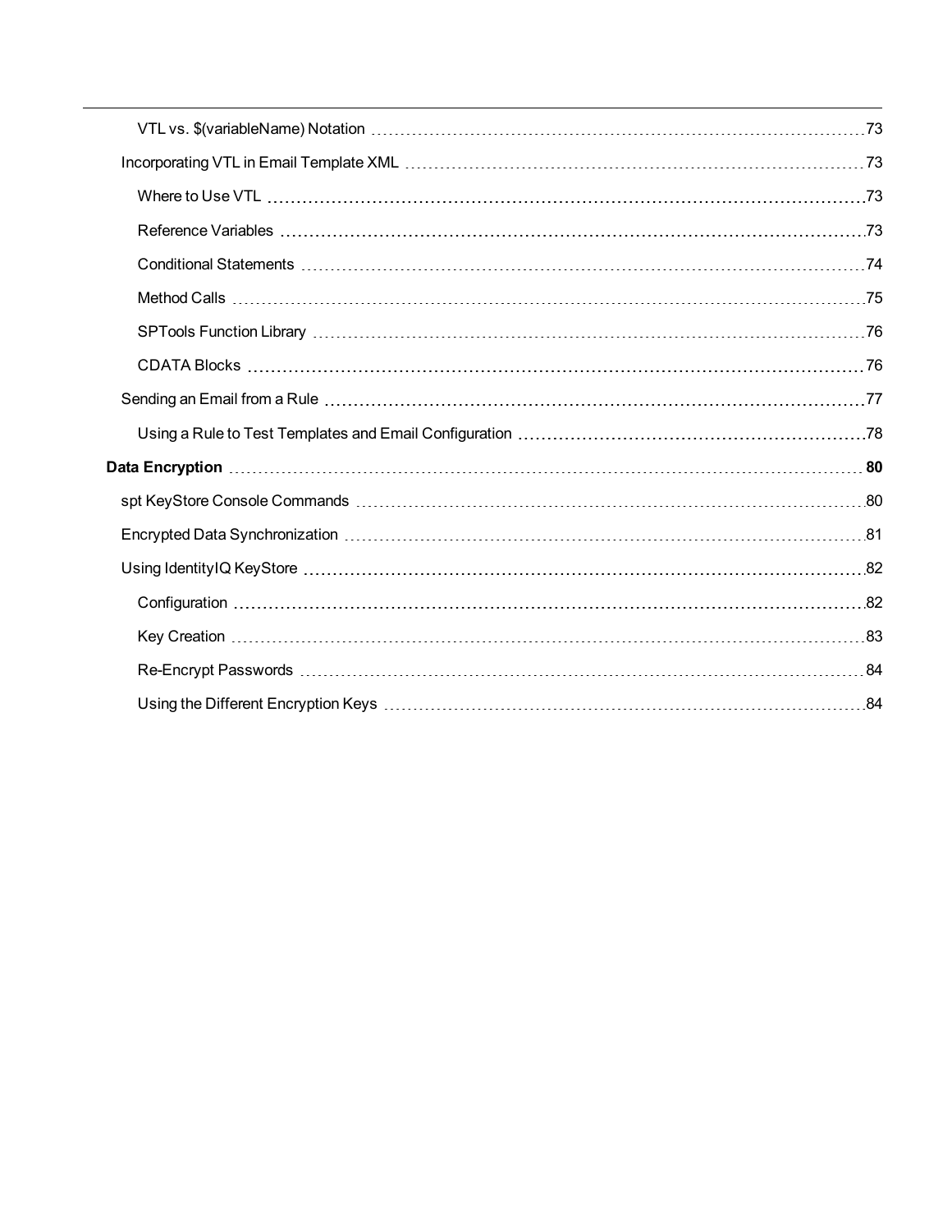- VTL vs. $(variableName) Notation ... 73
- Incorporating VTL in Email Template XML ... 73
  - Where to Use VTL ... 73
  - Reference Variables ... 73
  - Conditional Statements ... 74
  - Method Calls ... 75
  - SPTools Function Library ... 76
  - CDATA Blocks ... 76
- Sending an Email from a Rule ... 77
  - Using a Rule to Test Templates and Email Configuration ... 78

**Data Encryption ... 80**

- spt KeyStore Console Commands ... 80
- Encrypted Data Synchronization ... 81
- Using IdentityIQ KeyStore ... 82
  - Configuration ... 82
  - Key Creation ... 83
  - Re-Encrypt Passwords ... 84
  - Using the Different Encryption Keys ... 84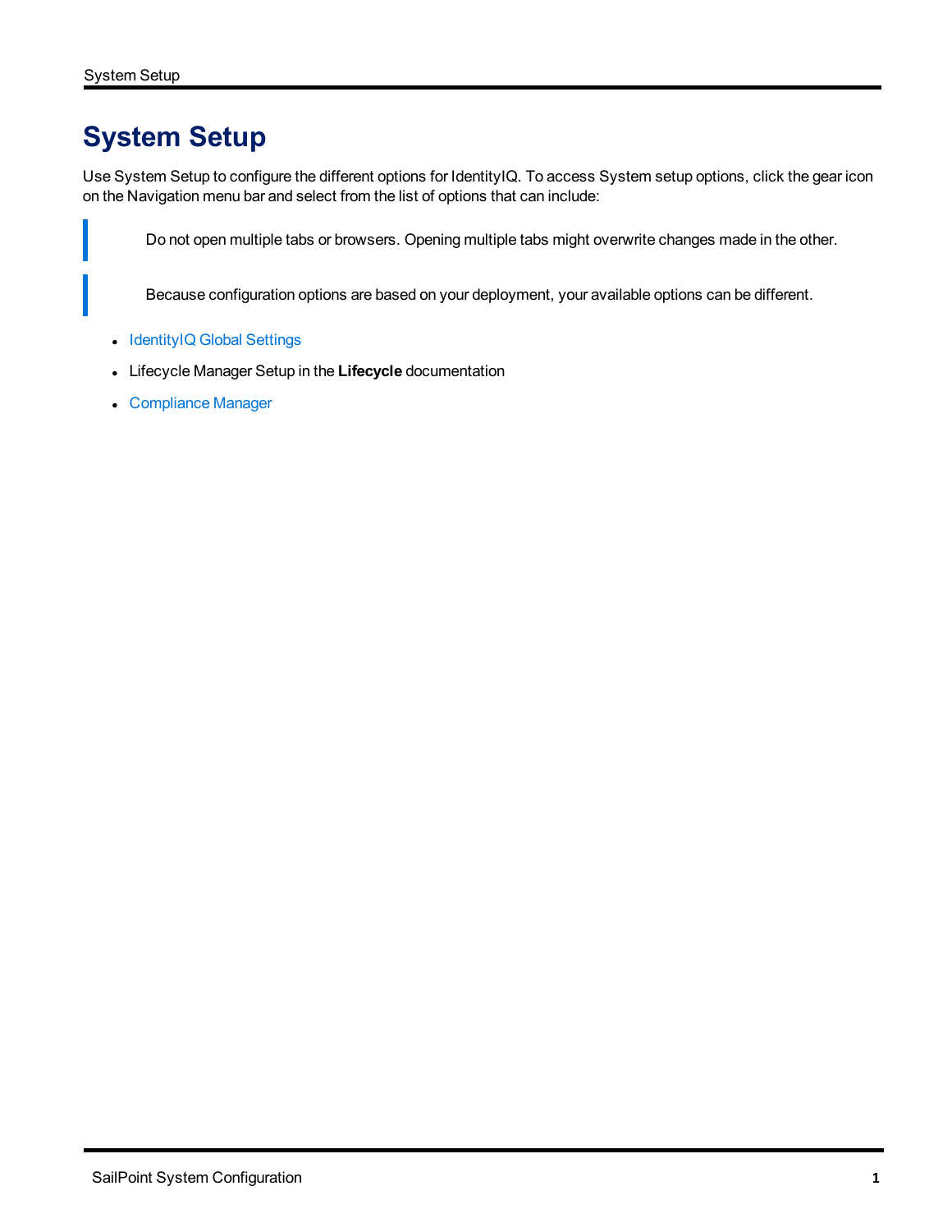# System Setup

Use System Setup to configure the different options for IdentityIQ. To access System setup options, click the gear icon on the Navigation menu bar and select from the list of options that can include:

> Do not open multiple tabs or browsers. Opening multiple tabs might overwrite changes made in the other.

> Because configuration options are based on your deployment, your available options can be different.

- IdentityIQ Global Settings
- Lifecycle Manager Setup in the **Lifecycle** documentation
- Compliance Manager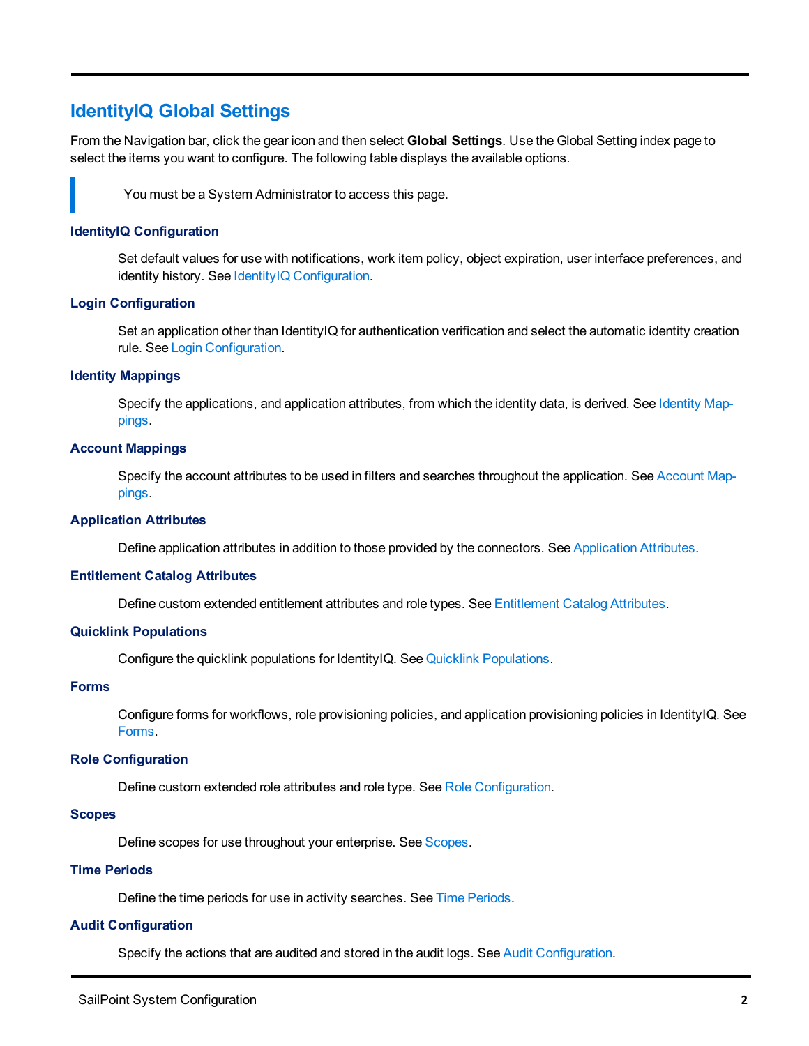# IdentityIQ Global Settings

From the Navigation bar, click the gear icon and then select **Global Settings**. Use the Global Setting index page to select the items you want to configure. The following table displays the available options.

> You must be a System Administrator to access this page.

### IdentityIQ Configuration

Set default values for use with notifications, work item policy, object expiration, user interface preferences, and identity history. See IdentityIQ Configuration.

### Login Configuration

Set an application other than IdentityIQ for authentication verification and select the automatic identity creation rule. See Login Configuration.

### Identity Mappings

Specify the applications, and application attributes, from which the identity data, is derived. See Identity Mappings.

### Account Mappings

Specify the account attributes to be used in filters and searches throughout the application. See Account Mappings.

### Application Attributes

Define application attributes in addition to those provided by the connectors. See Application Attributes.

### Entitlement Catalog Attributes

Define custom extended entitlement attributes and role types. See Entitlement Catalog Attributes.

### Quicklink Populations

Configure the quicklink populations for IdentityIQ. See Quicklink Populations.

### Forms

Configure forms for workflows, role provisioning policies, and application provisioning policies in IdentityIQ. See Forms.

### Role Configuration

Define custom extended role attributes and role type. See Role Configuration.

### Scopes

Define scopes for use throughout your enterprise. See Scopes.

### Time Periods

Define the time periods for use in activity searches. See Time Periods.

### Audit Configuration

Specify the actions that are audited and stored in the audit logs. See Audit Configuration.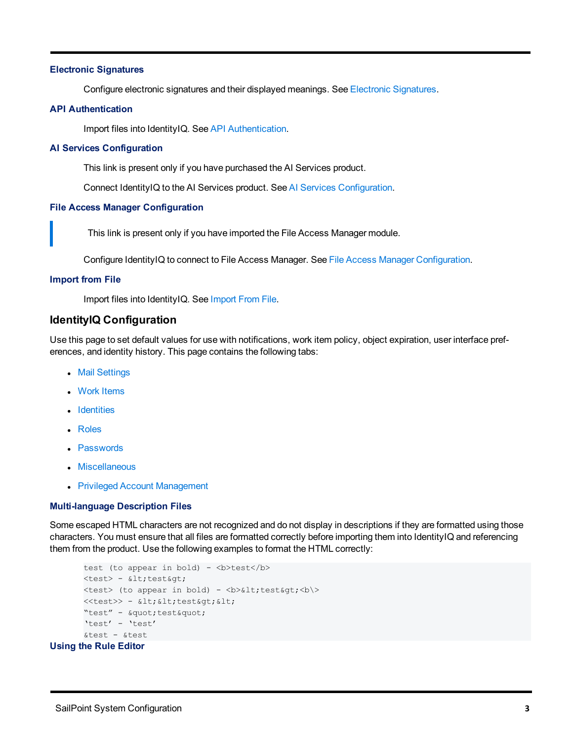### Electronic Signatures

Configure electronic signatures and their displayed meanings. See Electronic Signatures.

### API Authentication

Import files into IdentityIQ. See API Authentication.

### AI Services Configuration

This link is present only if you have purchased the AI Services product.

Connect IdentityIQ to the AI Services product. See AI Services Configuration.

### File Access Manager Configuration

> This link is present only if you have imported the File Access Manager module.

Configure IdentityIQ to connect to File Access Manager. See File Access Manager Configuration.

### Import from File

Import files into IdentityIQ. See Import From File.

## IdentityIQ Configuration

Use this page to set default values for use with notifications, work item policy, object expiration, user interface preferences, and identity history. This page contains the following tabs:

- Mail Settings
- Work Items
- Identities
- Roles
- Passwords
- Miscellaneous
- Privileged Account Management

### Multi-language Description Files

Some escaped HTML characters are not recognized and do not display in descriptions if they are formatted using those characters. You must ensure that all files are formatted correctly before importing them into IdentityIQ and referencing them from the product. Use the following examples to format the HTML correctly:

```
test (to appear in bold) - <b>test</b>
<test> - &lt;test&gt;
<test> (to appear in bold) - <b>&lt;test&gt;<b\>
<<test>> - &lt;&lt;test&gt;&lt;
"test" - &quot;test&quot;
'test' - 'test'
&test - &test
```

### Using the Rule Editor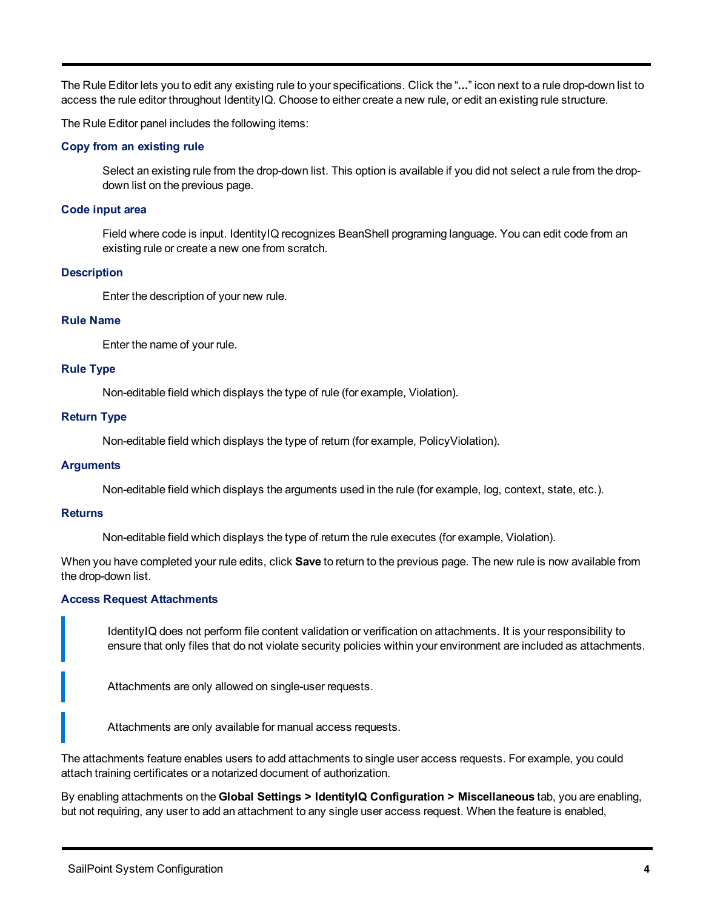The Rule Editor lets you to edit any existing rule to your specifications. Click the "**...**" icon next to a rule drop-down list to access the rule editor throughout IdentityIQ. Choose to either create a new rule, or edit an existing rule structure.

The Rule Editor panel includes the following items:

#### Copy from an existing rule

Select an existing rule from the drop-down list. This option is available if you did not select a rule from the drop-down list on the previous page.

#### Code input area

Field where code is input. IdentityIQ recognizes BeanShell programing language. You can edit code from an existing rule or create a new one from scratch.

#### Description

Enter the description of your new rule.

#### Rule Name

Enter the name of your rule.

#### Rule Type

Non-editable field which displays the type of rule (for example, Violation).

#### Return Type

Non-editable field which displays the type of return (for example, PolicyViolation).

#### Arguments

Non-editable field which displays the arguments used in the rule (for example, log, context, state, etc.).

#### Returns

Non-editable field which displays the type of return the rule executes (for example, Violation).

When you have completed your rule edits, click **Save** to return to the previous page. The new rule is now available from the drop-down list.

#### Access Request Attachments

> IdentityIQ does not perform file content validation or verification on attachments. It is your responsibility to ensure that only files that do not violate security policies within your environment are included as attachments.

> Attachments are only allowed on single-user requests.

> Attachments are only available for manual access requests.

The attachments feature enables users to add attachments to single user access requests. For example, you could attach training certificates or a notarized document of authorization.

By enabling attachments on the **Global Settings > IdentityIQ Configuration > Miscellaneous** tab, you are enabling, but not requiring, any user to add an attachment to any single user access request. When the feature is enabled,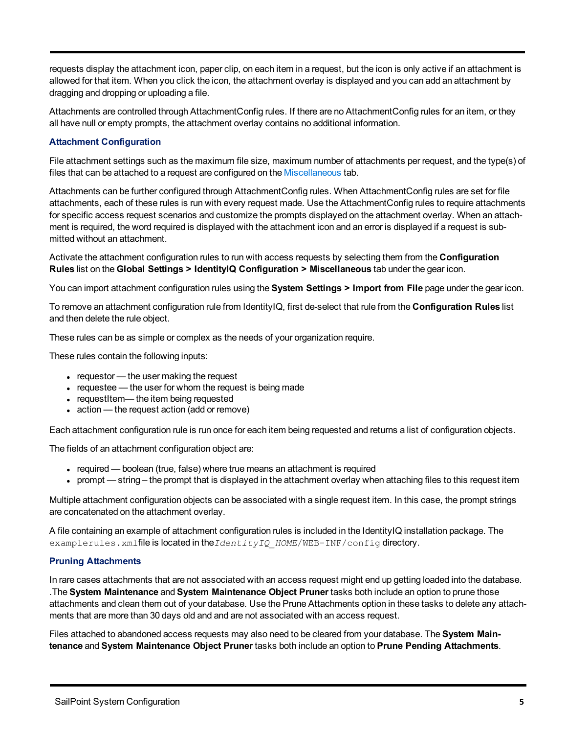requests display the attachment icon, paper clip, on each item in a request, but the icon is only active if an attachment is allowed for that item. When you click the icon, the attachment overlay is displayed and you can add an attachment by dragging and dropping or uploading a file.

Attachments are controlled through AttachmentConfig rules. If there are no AttachmentConfig rules for an item, or they all have null or empty prompts, the attachment overlay contains no additional information.

### Attachment Configuration

File attachment settings such as the maximum file size, maximum number of attachments per request, and the type(s) of files that can be attached to a request are configured on the Miscellaneous tab.

Attachments can be further configured through AttachmentConfig rules. When AttachmentConfig rules are set for file attachments, each of these rules is run with every request made. Use the AttachmentConfig rules to require attachments for specific access request scenarios and customize the prompts displayed on the attachment overlay. When an attachment is required, the word required is displayed with the attachment icon and an error is displayed if a request is submitted without an attachment.

Activate the attachment configuration rules to run with access requests by selecting them from the **Configuration Rules** list on the **Global Settings > IdentityIQ Configuration > Miscellaneous** tab under the gear icon.

You can import attachment configuration rules using the **System Settings > Import from File** page under the gear icon.

To remove an attachment configuration rule from IdentityIQ, first de-select that rule from the **Configuration Rules** list and then delete the rule object.

These rules can be as simple or complex as the needs of your organization require.

These rules contain the following inputs:

- requestor — the user making the request
- requestee — the user for whom the request is being made
- requestItem— the item being requested
- action — the request action (add or remove)

Each attachment configuration rule is run once for each item being requested and returns a list of configuration objects.

The fields of an attachment configuration object are:

- required — boolean (true, false) where true means an attachment is required
- prompt — string – the prompt that is displayed in the attachment overlay when attaching files to this request item

Multiple attachment configuration objects can be associated with a single request item. In this case, the prompt strings are concatenated on the attachment overlay.

A file containing an example of attachment configuration rules is included in the IdentityIQ installation package. The `examplerules.xml`file is located in the *IdentityIQ_HOME*/WEB-INF/config directory.

### Pruning Attachments

In rare cases attachments that are not associated with an access request might end up getting loaded into the database. .The **System Maintenance** and **System Maintenance Object Pruner** tasks both include an option to prune those attachments and clean them out of your database. Use the Prune Attachments option in these tasks to delete any attachments that are more than 30 days old and and are not associated with an access request.

Files attached to abandoned access requests may also need to be cleared from your database. The **System Maintenance** and **System Maintenance Object Pruner** tasks both include an option to **Prune Pending Attachments**.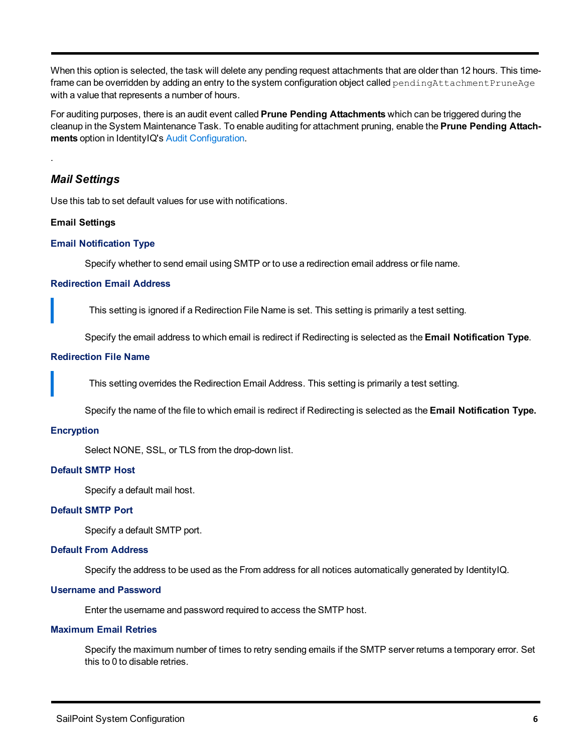When this option is selected, the task will delete any pending request attachments that are older than 12 hours. This time-frame can be overridden by adding an entry to the system configuration object called `pendingAttachmentPruneAge` with a value that represents a number of hours.

For auditing purposes, there is an audit event called **Prune Pending Attachments** which can be triggered during the cleanup in the System Maintenance Task. To enable auditing for attachment pruning, enable the **Prune Pending Attachments** option in IdentityIQ's Audit Configuration.

.

## *Mail Settings*

Use this tab to set default values for use with notifications.

**Email Settings**

#### Email Notification Type

Specify whether to send email using SMTP or to use a redirection email address or file name.

#### Redirection Email Address

> This setting is ignored if a Redirection File Name is set. This setting is primarily a test setting.

Specify the email address to which email is redirect if Redirecting is selected as the **Email Notification Type**.

#### Redirection File Name

> This setting overrides the Redirection Email Address. This setting is primarily a test setting.

Specify the name of the file to which email is redirect if Redirecting is selected as the **Email Notification Type.**

#### Encryption

Select NONE, SSL, or TLS from the drop-down list.

#### Default SMTP Host

Specify a default mail host.

#### Default SMTP Port

Specify a default SMTP port.

#### Default From Address

Specify the address to be used as the From address for all notices automatically generated by IdentityIQ.

#### Username and Password

Enter the username and password required to access the SMTP host.

#### Maximum Email Retries

Specify the maximum number of times to retry sending emails if the SMTP server returns a temporary error. Set this to 0 to disable retries.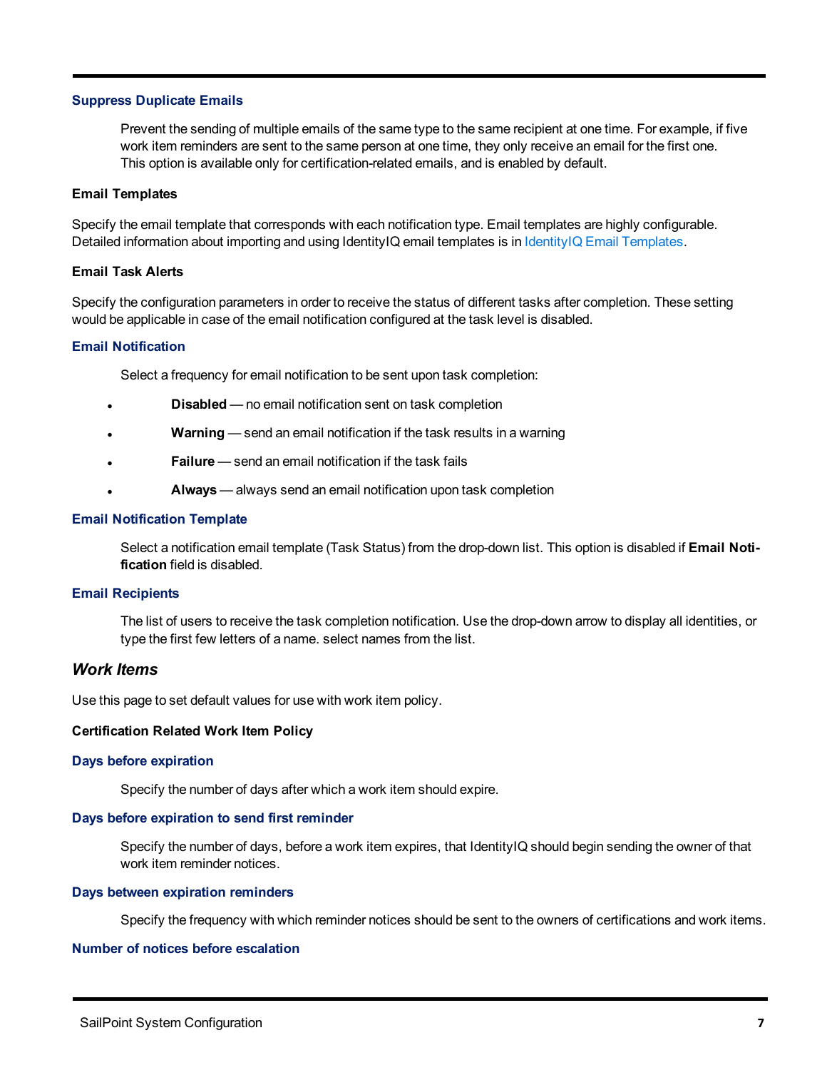#### Suppress Duplicate Emails

Prevent the sending of multiple emails of the same type to the same recipient at one time. For example, if five work item reminders are sent to the same person at one time, they only receive an email for the first one. This option is available only for certification-related emails, and is enabled by default.

**Email Templates**

Specify the email template that corresponds with each notification type. Email templates are highly configurable. Detailed information about importing and using IdentityIQ email templates is in IdentityIQ Email Templates.

**Email Task Alerts**

Specify the configuration parameters in order to receive the status of different tasks after completion. These setting would be applicable in case of the email notification configured at the task level is disabled.

#### Email Notification

Select a frequency for email notification to be sent upon task completion:

- **Disabled** — no email notification sent on task completion
- **Warning** — send an email notification if the task results in a warning
- **Failure** — send an email notification if the task fails
- **Always** — always send an email notification upon task completion

#### Email Notification Template

Select a notification email template (Task Status) from the drop-down list. This option is disabled if **Email Notification** field is disabled.

#### Email Recipients

The list of users to receive the task completion notification. Use the drop-down arrow to display all identities, or type the first few letters of a name. select names from the list.

## *Work Items*

Use this page to set default values for use with work item policy.

**Certification Related Work Item Policy**

#### Days before expiration

Specify the number of days after which a work item should expire.

#### Days before expiration to send first reminder

Specify the number of days, before a work item expires, that IdentityIQ should begin sending the owner of that work item reminder notices.

#### Days between expiration reminders

Specify the frequency with which reminder notices should be sent to the owners of certifications and work items.

#### Number of notices before escalation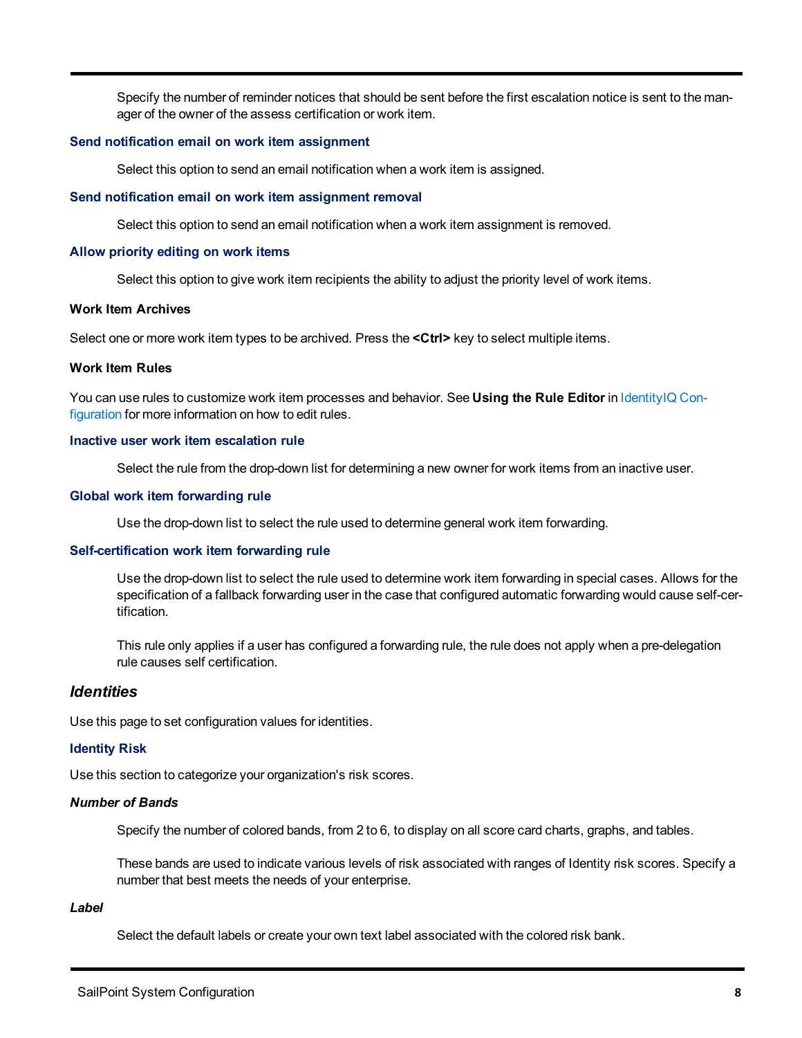Specify the number of reminder notices that should be sent before the first escalation notice is sent to the manager of the owner of the assess certification or work item.

#### Send notification email on work item assignment

Select this option to send an email notification when a work item is assigned.

#### Send notification email on work item assignment removal

Select this option to send an email notification when a work item assignment is removed.

#### Allow priority editing on work items

Select this option to give work item recipients the ability to adjust the priority level of work items.

**Work Item Archives**

Select one or more work item types to be archived. Press the **<Ctrl>** key to select multiple items.

**Work Item Rules**

You can use rules to customize work item processes and behavior. See **Using the Rule Editor** in IdentityIQ Configuration for more information on how to edit rules.

#### Inactive user work item escalation rule

Select the rule from the drop-down list for determining a new owner for work items from an inactive user.

#### Global work item forwarding rule

Use the drop-down list to select the rule used to determine general work item forwarding.

#### Self-certification work item forwarding rule

Use the drop-down list to select the rule used to determine work item forwarding in special cases. Allows for the specification of a fallback forwarding user in the case that configured automatic forwarding would cause self-certification.

This rule only applies if a user has configured a forwarding rule, the rule does not apply when a pre-delegation rule causes self certification.

## *Identities*

Use this page to set configuration values for identities.

### Identity Risk

Use this section to categorize your organization's risk scores.

***Number of Bands***

Specify the number of colored bands, from 2 to 6, to display on all score card charts, graphs, and tables.

These bands are used to indicate various levels of risk associated with ranges of Identity risk scores. Specify a number that best meets the needs of your enterprise.

***Label***

Select the default labels or create your own text label associated with the colored risk bank.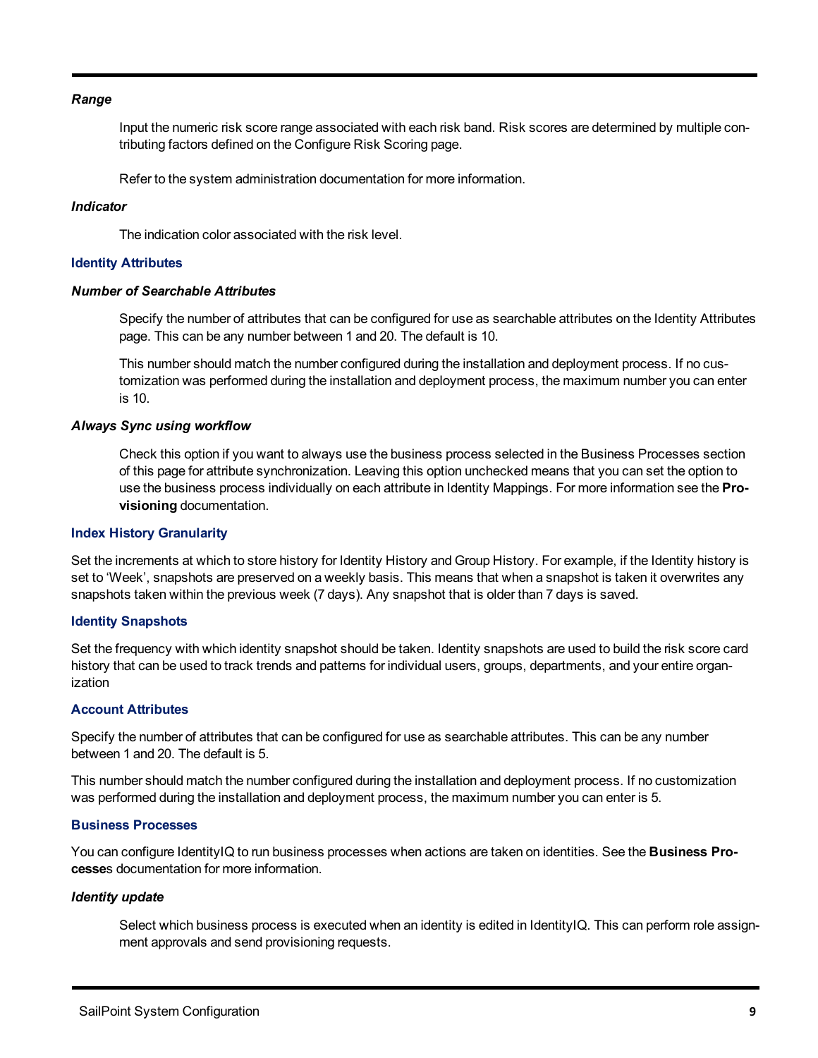#### *Range*

Input the numeric risk score range associated with each risk band. Risk scores are determined by multiple contributing factors defined on the Configure Risk Scoring page.

Refer to the system administration documentation for more information.

#### *Indicator*

The indication color associated with the risk level.

### Identity Attributes

#### *Number of Searchable Attributes*

Specify the number of attributes that can be configured for use as searchable attributes on the Identity Attributes page. This can be any number between 1 and 20. The default is 10.

This number should match the number configured during the installation and deployment process. If no customization was performed during the installation and deployment process, the maximum number you can enter is 10.

#### *Always Sync using workflow*

Check this option if you want to always use the business process selected in the Business Processes section of this page for attribute synchronization. Leaving this option unchecked means that you can set the option to use the business process individually on each attribute in Identity Mappings. For more information see the **Provisioning** documentation.

### Index History Granularity

Set the increments at which to store history for Identity History and Group History. For example, if the Identity history is set to 'Week', snapshots are preserved on a weekly basis. This means that when a snapshot is taken it overwrites any snapshots taken within the previous week (7 days). Any snapshot that is older than 7 days is saved.

### Identity Snapshots

Set the frequency with which identity snapshot should be taken. Identity snapshots are used to build the risk score card history that can be used to track trends and patterns for individual users, groups, departments, and your entire organization

### Account Attributes

Specify the number of attributes that can be configured for use as searchable attributes. This can be any number between 1 and 20. The default is 5.

This number should match the number configured during the installation and deployment process. If no customization was performed during the installation and deployment process, the maximum number you can enter is 5.

### Business Processes

You can configure IdentityIQ to run business processes when actions are taken on identities. See the **Business Processes** documentation for more information.

#### *Identity update*

Select which business process is executed when an identity is edited in IdentityIQ. This can perform role assignment approvals and send provisioning requests.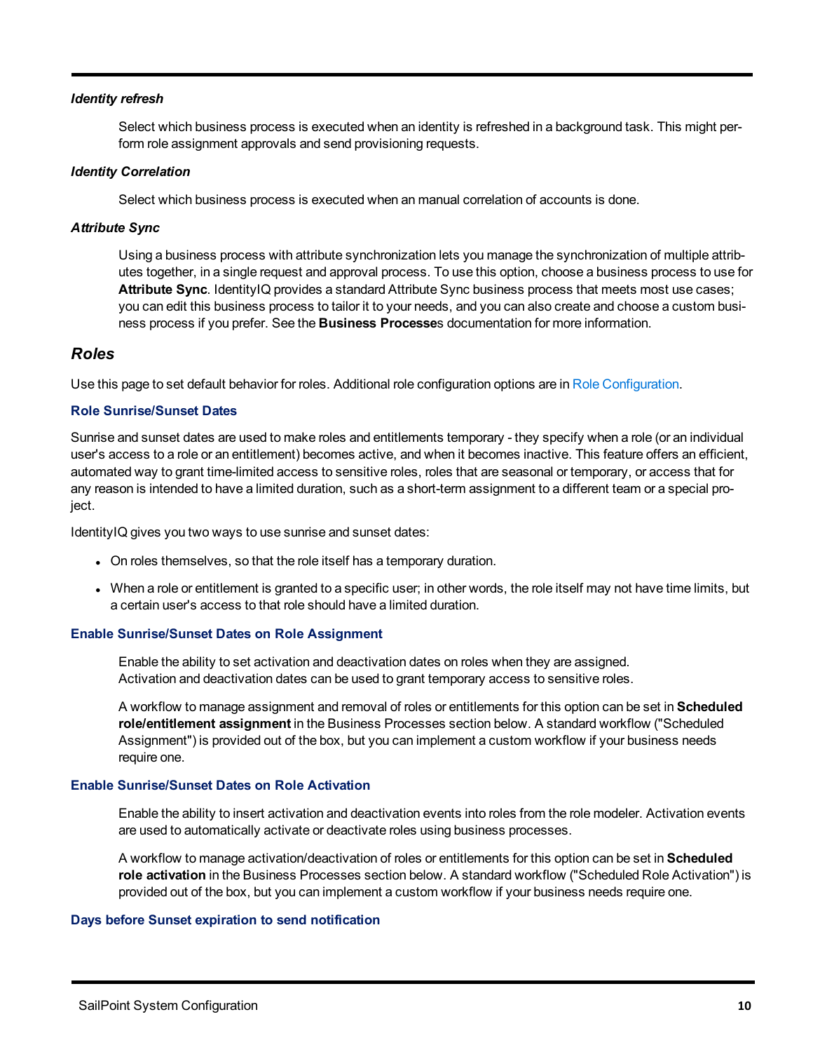*Identity refresh*

Select which business process is executed when an identity is refreshed in a background task. This might perform role assignment approvals and send provisioning requests.

*Identity Correlation*

Select which business process is executed when an manual correlation of accounts is done.

*Attribute Sync*

Using a business process with attribute synchronization lets you manage the synchronization of multiple attributes together, in a single request and approval process. To use this option, choose a business process to use for **Attribute Sync**. IdentityIQ provides a standard Attribute Sync business process that meets most use cases; you can edit this business process to tailor it to your needs, and you can also create and choose a custom business process if you prefer. See the **Business Processe**s documentation for more information.

## Roles

Use this page to set default behavior for roles. Additional role configuration options are in Role Configuration.

### Role Sunrise/Sunset Dates

Sunrise and sunset dates are used to make roles and entitlements temporary - they specify when a role (or an individual user's access to a role or an entitlement) becomes active, and when it becomes inactive. This feature offers an efficient, automated way to grant time-limited access to sensitive roles, roles that are seasonal or temporary, or access that for any reason is intended to have a limited duration, such as a short-term assignment to a different team or a special project.

IdentityIQ gives you two ways to use sunrise and sunset dates:

- On roles themselves, so that the role itself has a temporary duration.
- When a role or entitlement is granted to a specific user; in other words, the role itself may not have time limits, but a certain user's access to that role should have a limited duration.

### Enable Sunrise/Sunset Dates on Role Assignment

Enable the ability to set activation and deactivation dates on roles when they are assigned. Activation and deactivation dates can be used to grant temporary access to sensitive roles.

A workflow to manage assignment and removal of roles or entitlements for this option can be set in **Scheduled role/entitlement assignment** in the Business Processes section below. A standard workflow ("Scheduled Assignment") is provided out of the box, but you can implement a custom workflow if your business needs require one.

### Enable Sunrise/Sunset Dates on Role Activation

Enable the ability to insert activation and deactivation events into roles from the role modeler. Activation events are used to automatically activate or deactivate roles using business processes.

A workflow to manage activation/deactivation of roles or entitlements for this option can be set in **Scheduled role activation** in the Business Processes section below. A standard workflow ("Scheduled Role Activation") is provided out of the box, but you can implement a custom workflow if your business needs require one.

### Days before Sunset expiration to send notification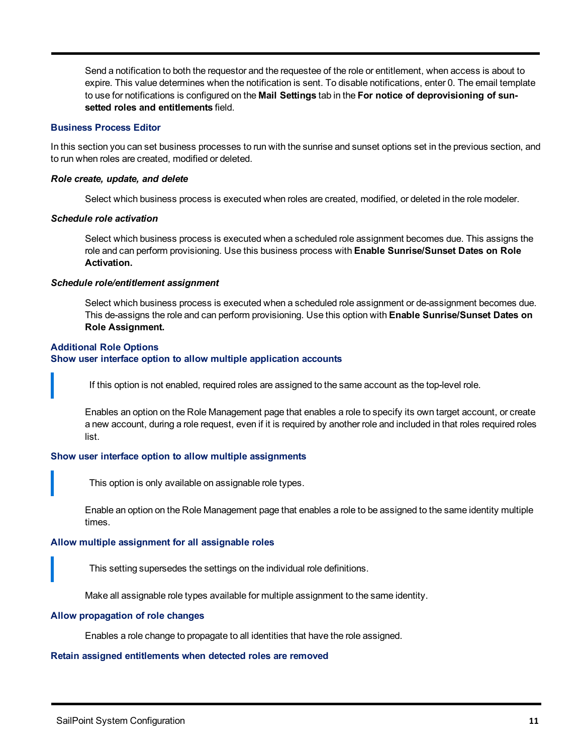Send a notification to both the requestor and the requestee of the role or entitlement, when access is about to expire. This value determines when the notification is sent. To disable notifications, enter 0. The email template to use for notifications is configured on the **Mail Settings** tab in the **For notice of deprovisioning of sun-setted roles and entitlements** field.

### Business Process Editor

In this section you can set business processes to run with the sunrise and sunset options set in the previous section, and to run when roles are created, modified or deleted.

***Role create, update, and delete***

Select which business process is executed when roles are created, modified, or deleted in the role modeler.

***Schedule role activation***

Select which business process is executed when a scheduled role assignment becomes due. This assigns the role and can perform provisioning. Use this business process with **Enable Sunrise/Sunset Dates on Role Activation.**

***Schedule role/entitlement assignment***

Select which business process is executed when a scheduled role assignment or de-assignment becomes due. This de-assigns the role and can perform provisioning. Use this option with **Enable Sunrise/Sunset Dates on Role Assignment.**

### Additional Role Options

#### Show user interface option to allow multiple application accounts

> If this option is not enabled, required roles are assigned to the same account as the top-level role.

Enables an option on the Role Management page that enables a role to specify its own target account, or create a new account, during a role request, even if it is required by another role and included in that roles required roles list.

#### Show user interface option to allow multiple assignments

> This option is only available on assignable role types.

Enable an option on the Role Management page that enables a role to be assigned to the same identity multiple times.

#### Allow multiple assignment for all assignable roles

> This setting supersedes the settings on the individual role definitions.

Make all assignable role types available for multiple assignment to the same identity.

#### Allow propagation of role changes

Enables a role change to propagate to all identities that have the role assigned.

#### Retain assigned entitlements when detected roles are removed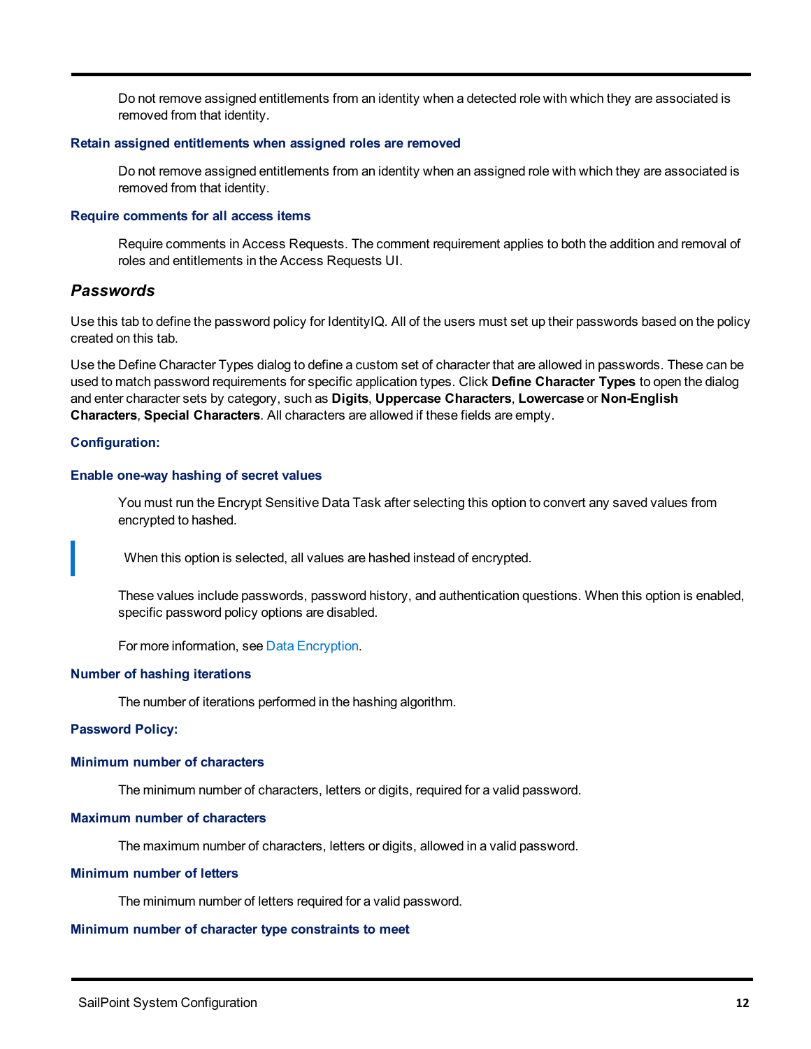Do not remove assigned entitlements from an identity when a detected role with which they are associated is removed from that identity.

#### Retain assigned entitlements when assigned roles are removed

Do not remove assigned entitlements from an identity when an assigned role with which they are associated is removed from that identity.

#### Require comments for all access items

Require comments in Access Requests. The comment requirement applies to both the addition and removal of roles and entitlements in the Access Requests UI.

## *Passwords*

Use this tab to define the password policy for IdentityIQ. All of the users must set up their passwords based on the policy created on this tab.

Use the Define Character Types dialog to define a custom set of character that are allowed in passwords. These can be used to match password requirements for specific application types. Click **Define Character Types** to open the dialog and enter character sets by category, such as **Digits**, **Uppercase Characters**, **Lowercase** or **Non-English Characters**, **Special Characters**. All characters are allowed if these fields are empty.

#### Configuration:

#### Enable one-way hashing of secret values

You must run the Encrypt Sensitive Data Task after selecting this option to convert any saved values from encrypted to hashed.

> When this option is selected, all values are hashed instead of encrypted.

These values include passwords, password history, and authentication questions. When this option is enabled, specific password policy options are disabled.

For more information, see Data Encryption.

#### Number of hashing iterations

The number of iterations performed in the hashing algorithm.

#### Password Policy:

#### Minimum number of characters

The minimum number of characters, letters or digits, required for a valid password.

#### Maximum number of characters

The maximum number of characters, letters or digits, allowed in a valid password.

#### Minimum number of letters

The minimum number of letters required for a valid password.

#### Minimum number of character type constraints to meet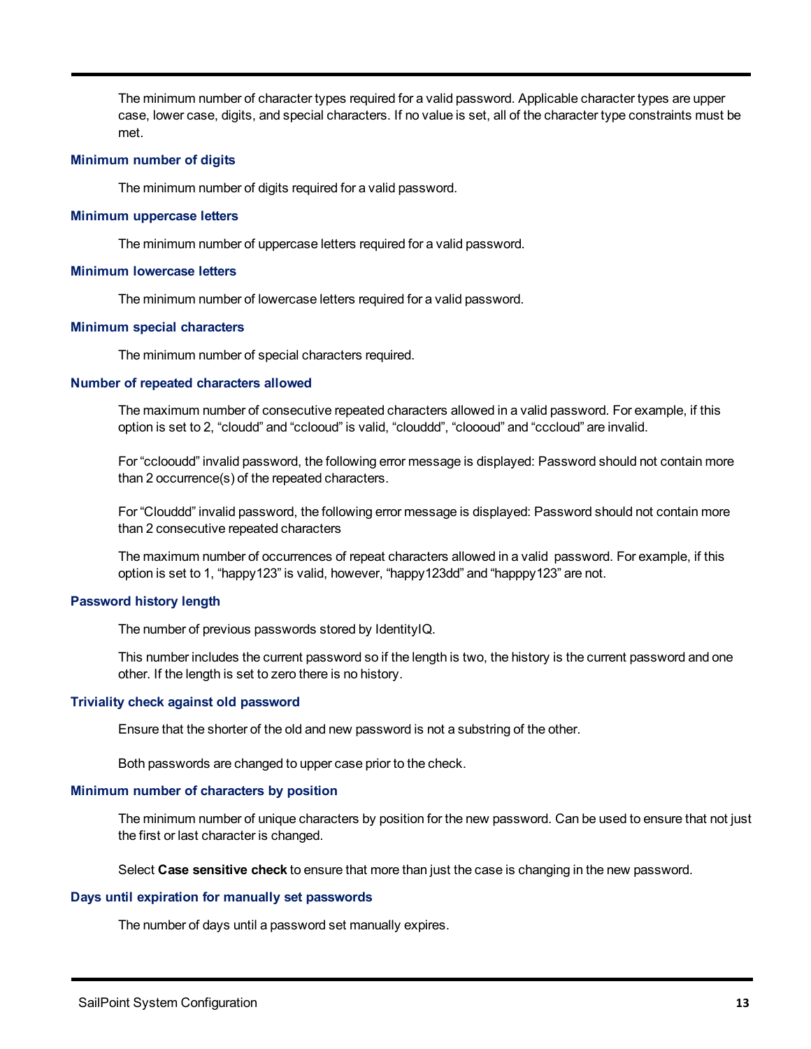The minimum number of character types required for a valid password. Applicable character types are upper case, lower case, digits, and special characters. If no value is set, all of the character type constraints must be met.

### Minimum number of digits

The minimum number of digits required for a valid password.

### Minimum uppercase letters

The minimum number of uppercase letters required for a valid password.

### Minimum lowercase letters

The minimum number of lowercase letters required for a valid password.

### Minimum special characters

The minimum number of special characters required.

### Number of repeated characters allowed

The maximum number of consecutive repeated characters allowed in a valid password. For example, if this option is set to 2, “clouddˮ and “cclooudˮ is valid, “clouddd”, “cloooud” and “cccloud” are invalid.

For “cclooudd” invalid password, the following error message is displayed: Password should not contain more than 2 occurrence(s) of the repeated characters.

For “Clouddd” invalid password, the following error message is displayed: Password should not contain more than 2 consecutive repeated characters

The maximum number of occurrences of repeat characters allowed in a valid password. For example, if this option is set to 1, “happy123” is valid, however, “happy123dd” and “happpy123” are not.

### Password history length

The number of previous passwords stored by IdentityIQ.

This number includes the current password so if the length is two, the history is the current password and one other. If the length is set to zero there is no history.

### Triviality check against old password

Ensure that the shorter of the old and new password is not a substring of the other.

Both passwords are changed to upper case prior to the check.

### Minimum number of characters by position

The minimum number of unique characters by position for the new password. Can be used to ensure that not just the first or last character is changed.

Select **Case sensitive check** to ensure that more than just the case is changing in the new password.

### Days until expiration for manually set passwords

The number of days until a password set manually expires.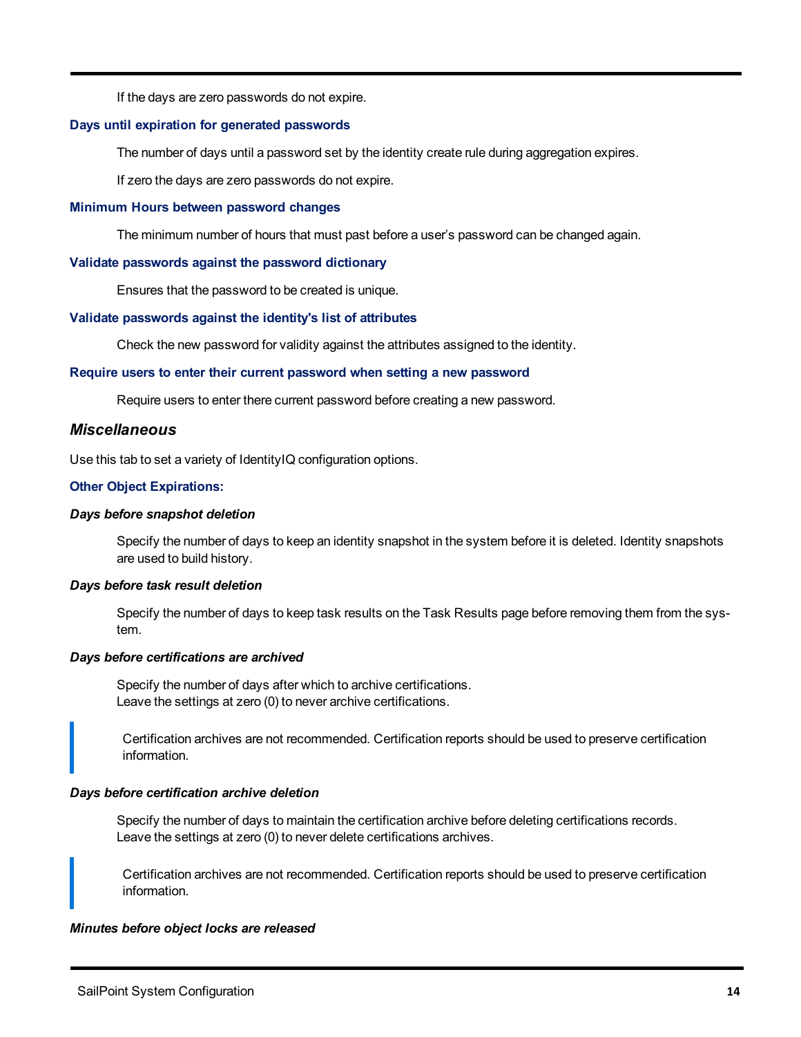If the days are zero passwords do not expire.

#### Days until expiration for generated passwords

The number of days until a password set by the identity create rule during aggregation expires.

If zero the days are zero passwords do not expire.

#### Minimum Hours between password changes

The minimum number of hours that must past before a user's password can be changed again.

#### Validate passwords against the password dictionary

Ensures that the password to be created is unique.

#### Validate passwords against the identity's list of attributes

Check the new password for validity against the attributes assigned to the identity.

#### Require users to enter their current password when setting a new password

Require users to enter there current password before creating a new password.

## *Miscellaneous*

Use this tab to set a variety of IdentityIQ configuration options.

#### Other Object Expirations:

##### *Days before snapshot deletion*

Specify the number of days to keep an identity snapshot in the system before it is deleted. Identity snapshots are used to build history.

##### *Days before task result deletion*

Specify the number of days to keep task results on the Task Results page before removing them from the system.

##### *Days before certifications are archived*

Specify the number of days after which to archive certifications.
Leave the settings at zero (0) to never archive certifications.

> Certification archives are not recommended. Certification reports should be used to preserve certification information.

##### *Days before certification archive deletion*

Specify the number of days to maintain the certification archive before deleting certifications records.
Leave the settings at zero (0) to never delete certifications archives.

> Certification archives are not recommended. Certification reports should be used to preserve certification information.

##### *Minutes before object locks are released*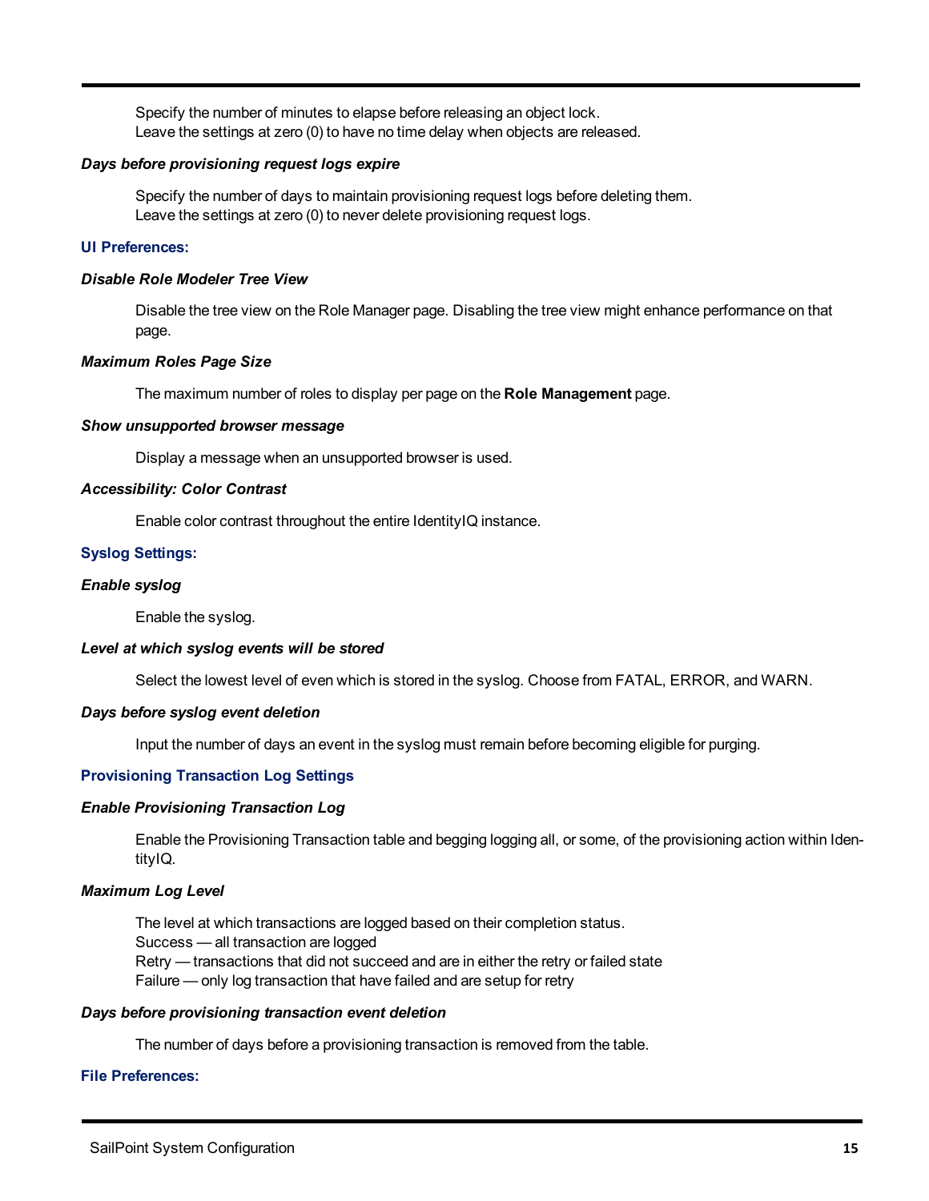Specify the number of minutes to elapse before releasing an object lock.
Leave the settings at zero (0) to have no time delay when objects are released.

#### *Days before provisioning request logs expire*

Specify the number of days to maintain provisioning request logs before deleting them.
Leave the settings at zero (0) to never delete provisioning request logs.

### UI Preferences:

#### *Disable Role Modeler Tree View*

Disable the tree view on the Role Manager page. Disabling the tree view might enhance performance on that page.

#### *Maximum Roles Page Size*

The maximum number of roles to display per page on the **Role Management** page.

#### *Show unsupported browser message*

Display a message when an unsupported browser is used.

#### *Accessibility: Color Contrast*

Enable color contrast throughout the entire IdentityIQ instance.

### Syslog Settings:

#### *Enable syslog*

Enable the syslog.

#### *Level at which syslog events will be stored*

Select the lowest level of even which is stored in the syslog. Choose from FATAL, ERROR, and WARN.

#### *Days before syslog event deletion*

Input the number of days an event in the syslog must remain before becoming eligible for purging.

### Provisioning Transaction Log Settings

#### *Enable Provisioning Transaction Log*

Enable the Provisioning Transaction table and begging logging all, or some, of the provisioning action within IdentityIQ.

#### *Maximum Log Level*

The level at which transactions are logged based on their completion status.
Success — all transaction are logged
Retry — transactions that did not succeed and are in either the retry or failed state
Failure — only log transaction that have failed and are setup for retry

#### *Days before provisioning transaction event deletion*

The number of days before a provisioning transaction is removed from the table.

### File Preferences: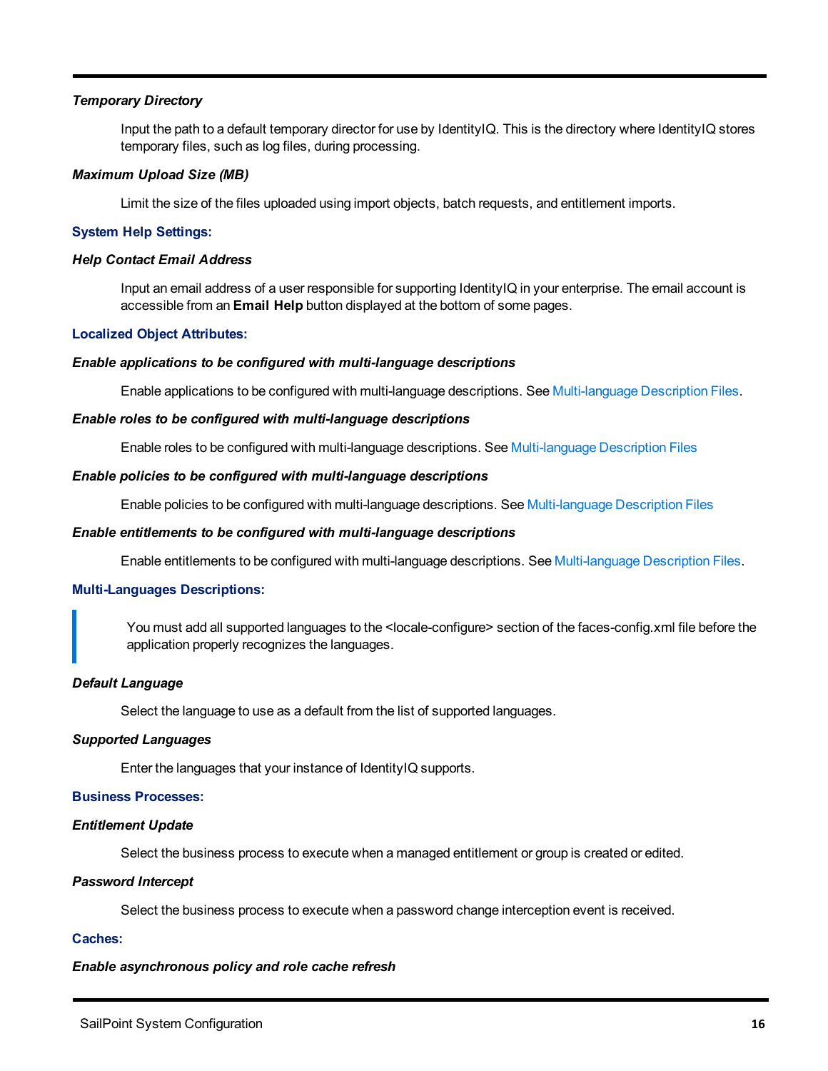***Temporary Directory***

Input the path to a default temporary director for use by IdentityIQ. This is the directory where IdentityIQ stores temporary files, such as log files, during processing.

***Maximum Upload Size (MB)***

Limit the size of the files uploaded using import objects, batch requests, and entitlement imports.

**System Help Settings:**

***Help Contact Email Address***

Input an email address of a user responsible for supporting IdentityIQ in your enterprise. The email account is accessible from an **Email Help** button displayed at the bottom of some pages.

**Localized Object Attributes:**

***Enable applications to be configured with multi-language descriptions***

Enable applications to be configured with multi-language descriptions. See Multi-language Description Files.

***Enable roles to be configured with multi-language descriptions***

Enable roles to be configured with multi-language descriptions. See Multi-language Description Files

***Enable policies to be configured with multi-language descriptions***

Enable policies to be configured with multi-language descriptions. See Multi-language Description Files

***Enable entitlements to be configured with multi-language descriptions***

Enable entitlements to be configured with multi-language descriptions. See Multi-language Description Files.

**Multi-Languages Descriptions:**

> You must add all supported languages to the <locale-configure> section of the faces-config.xml file before the application properly recognizes the languages.

***Default Language***

Select the language to use as a default from the list of supported languages.

***Supported Languages***

Enter the languages that your instance of IdentityIQ supports.

**Business Processes:**

***Entitlement Update***

Select the business process to execute when a managed entitlement or group is created or edited.

***Password Intercept***

Select the business process to execute when a password change interception event is received.

**Caches:**

***Enable asynchronous policy and role cache refresh***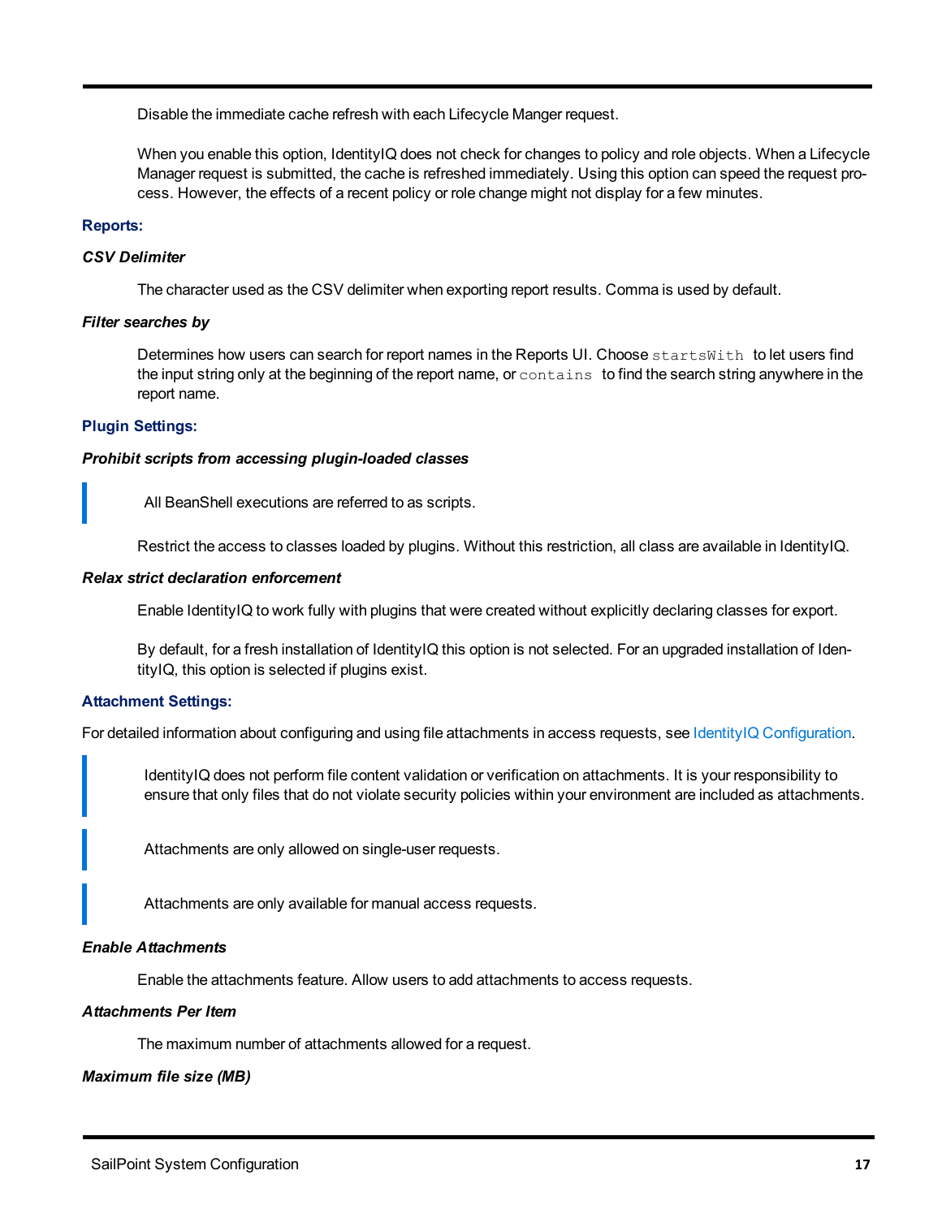Disable the immediate cache refresh with each Lifecycle Manger request.

When you enable this option, IdentityIQ does not check for changes to policy and role objects. When a Lifecycle Manager request is submitted, the cache is refreshed immediately. Using this option can speed the request process. However, the effects of a recent policy or role change might not display for a few minutes.

**Reports:**

***CSV Delimiter***

The character used as the CSV delimiter when exporting report results. Comma is used by default.

***Filter searches by***

Determines how users can search for report names in the Reports UI. Choose `startsWith` to let users find the input string only at the beginning of the report name, or `contains` to find the search string anywhere in the report name.

**Plugin Settings:**

***Prohibit scripts from accessing plugin-loaded classes***

> All BeanShell executions are referred to as scripts.

Restrict the access to classes loaded by plugins. Without this restriction, all class are available in IdentityIQ.

***Relax strict declaration enforcement***

Enable IdentityIQ to work fully with plugins that were created without explicitly declaring classes for export.

By default, for a fresh installation of IdentityIQ this option is not selected. For an upgraded installation of IdentityIQ, this option is selected if plugins exist.

**Attachment Settings:**

For detailed information about configuring and using file attachments in access requests, see IdentityIQ Configuration.

> IdentityIQ does not perform file content validation or verification on attachments. It is your responsibility to ensure that only files that do not violate security policies within your environment are included as attachments.

> Attachments are only allowed on single-user requests.

> Attachments are only available for manual access requests.

***Enable Attachments***

Enable the attachments feature. Allow users to add attachments to access requests.

***Attachments Per Item***

The maximum number of attachments allowed for a request.

***Maximum file size (MB)***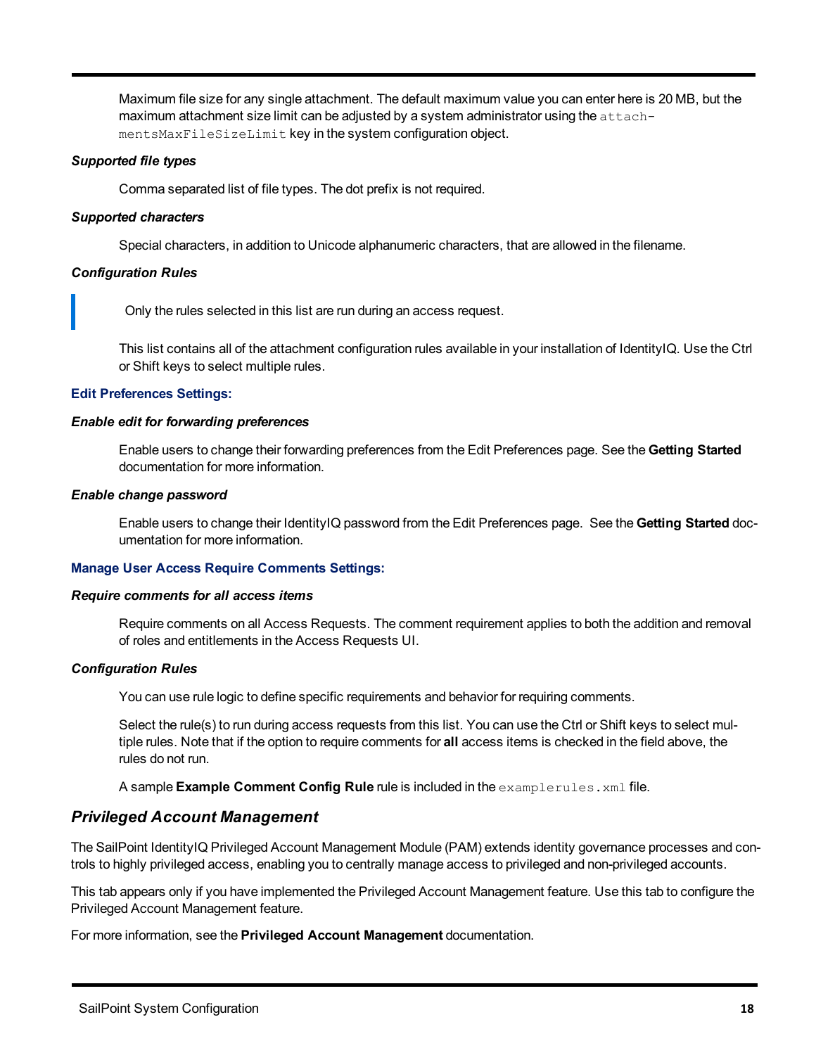Maximum file size for any single attachment. The default maximum value you can enter here is 20 MB, but the maximum attachment size limit can be adjusted by a system administrator using the `attachmentsMaxFileSizeLimit` key in the system configuration object.

***Supported file types***

Comma separated list of file types. The dot prefix is not required.

***Supported characters***

Special characters, in addition to Unicode alphanumeric characters, that are allowed in the filename.

***Configuration Rules***

> Only the rules selected in this list are run during an access request.

This list contains all of the attachment configuration rules available in your installation of IdentityIQ. Use the Ctrl or Shift keys to select multiple rules.

**Edit Preferences Settings:**

***Enable edit for forwarding preferences***

Enable users to change their forwarding preferences from the Edit Preferences page. See the **Getting Started** documentation for more information.

***Enable change password***

Enable users to change their IdentityIQ password from the Edit Preferences page. See the **Getting Started** documentation for more information.

**Manage User Access Require Comments Settings:**

***Require comments for all access items***

Require comments on all Access Requests. The comment requirement applies to both the addition and removal of roles and entitlements in the Access Requests UI.

***Configuration Rules***

You can use rule logic to define specific requirements and behavior for requiring comments.

Select the rule(s) to run during access requests from this list. You can use the Ctrl or Shift keys to select multiple rules. Note that if the option to require comments for **all** access items is checked in the field above, the rules do not run.

A sample **Example Comment Config Rule** rule is included in the `examplerules.xml` file.

## *Privileged Account Management*

The SailPoint IdentityIQ Privileged Account Management Module (PAM) extends identity governance processes and controls to highly privileged access, enabling you to centrally manage access to privileged and non-privileged accounts.

This tab appears only if you have implemented the Privileged Account Management feature. Use this tab to configure the Privileged Account Management feature.

For more information, see the **Privileged Account Management** documentation.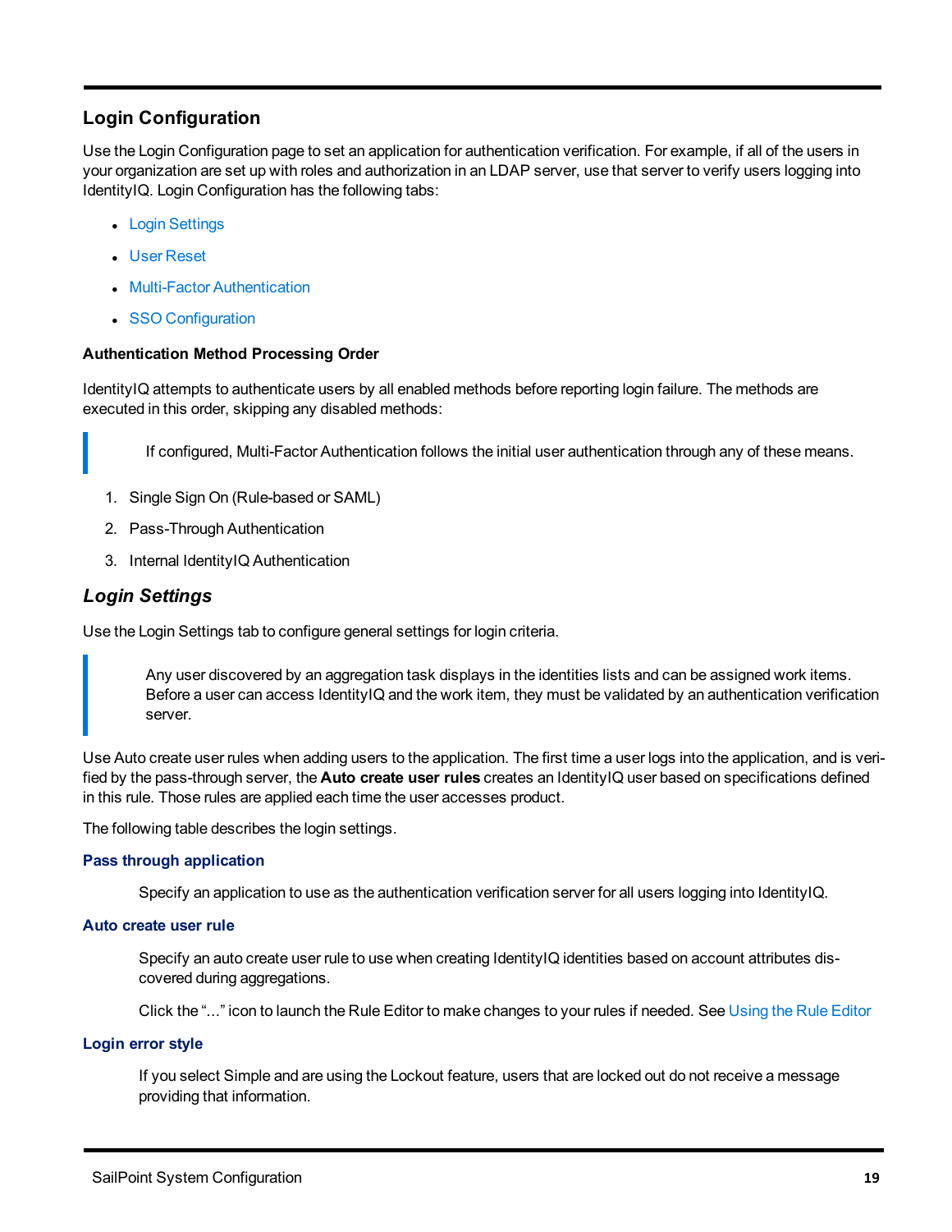## Login Configuration

Use the Login Configuration page to set an application for authentication verification. For example, if all of the users in your organization are set up with roles and authorization in an LDAP server, use that server to verify users logging into IdentityIQ. Login Configuration has the following tabs:

- Login Settings
- User Reset
- Multi-Factor Authentication
- SSO Configuration

#### Authentication Method Processing Order

IdentityIQ attempts to authenticate users by all enabled methods before reporting login failure. The methods are executed in this order, skipping any disabled methods:

> If configured, Multi-Factor Authentication follows the initial user authentication through any of these means.

1. Single Sign On (Rule-based or SAML)
2. Pass-Through Authentication
3. Internal IdentityIQ Authentication

### *Login Settings*

Use the Login Settings tab to configure general settings for login criteria.

> Any user discovered by an aggregation task displays in the identities lists and can be assigned work items. Before a user can access IdentityIQ and the work item, they must be validated by an authentication verification server.

Use Auto create user rules when adding users to the application. The first time a user logs into the application, and is verified by the pass-through server, the **Auto create user rules** creates an IdentityIQ user based on specifications defined in this rule. Those rules are applied each time the user accesses product.

The following table describes the login settings.

#### Pass through application

Specify an application to use as the authentication verification server for all users logging into IdentityIQ.

#### Auto create user rule

Specify an auto create user rule to use when creating IdentityIQ identities based on account attributes discovered during aggregations.

Click the "…" icon to launch the Rule Editor to make changes to your rules if needed. See Using the Rule Editor

#### Login error style

If you select Simple and are using the Lockout feature, users that are locked out do not receive a message providing that information.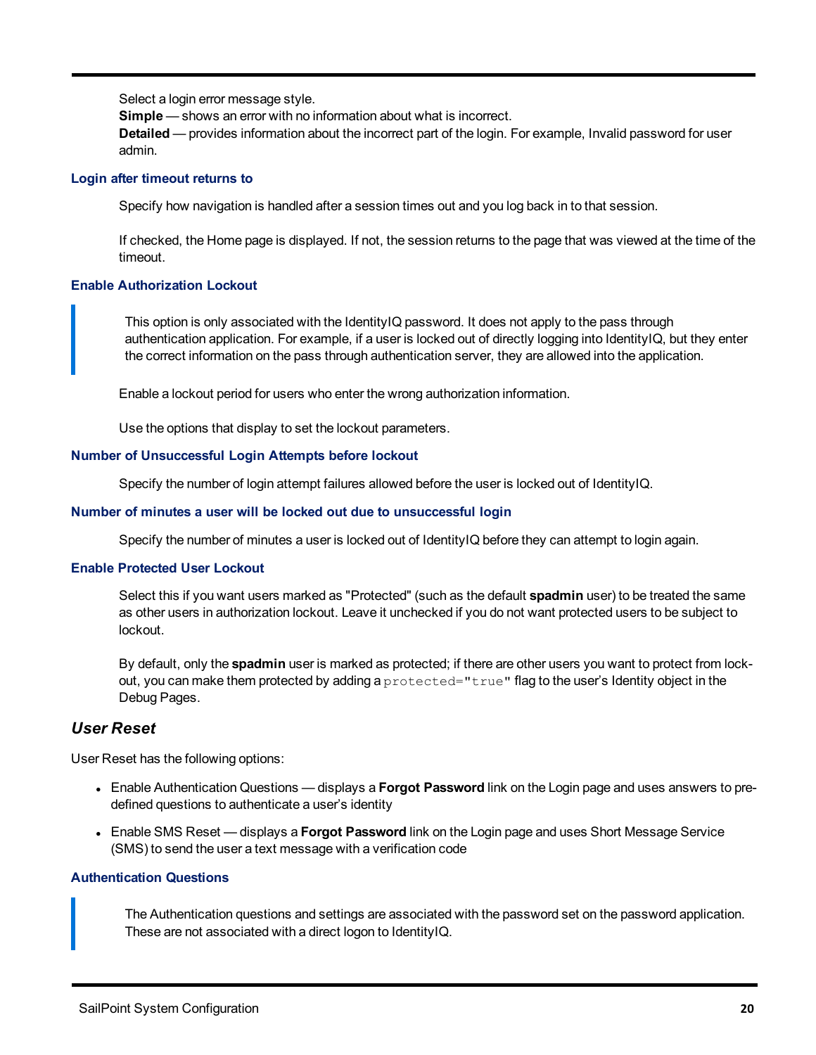Select a login error message style.
**Simple** — shows an error with no information about what is incorrect.
**Detailed** — provides information about the incorrect part of the login. For example, Invalid password for user admin.

#### Login after timeout returns to

Specify how navigation is handled after a session times out and you log back in to that session.

If checked, the Home page is displayed. If not, the session returns to the page that was viewed at the time of the timeout.

#### Enable Authorization Lockout

> This option is only associated with the IdentityIQ password. It does not apply to the pass through authentication application. For example, if a user is locked out of directly logging into IdentityIQ, but they enter the correct information on the pass through authentication server, they are allowed into the application.

Enable a lockout period for users who enter the wrong authorization information.

Use the options that display to set the lockout parameters.

#### Number of Unsuccessful Login Attempts before lockout

Specify the number of login attempt failures allowed before the user is locked out of IdentityIQ.

#### Number of minutes a user will be locked out due to unsuccessful login

Specify the number of minutes a user is locked out of IdentityIQ before they can attempt to login again.

#### Enable Protected User Lockout

Select this if you want users marked as "Protected" (such as the default **spadmin** user) to be treated the same as other users in authorization lockout. Leave it unchecked if you do not want protected users to be subject to lockout.

By default, only the **spadmin** user is marked as protected; if there are other users you want to protect from lockout, you can make them protected by adding a `protected="true"` flag to the user's Identity object in the Debug Pages.

### *User Reset*

User Reset has the following options:

- Enable Authentication Questions — displays a **Forgot Password** link on the Login page and uses answers to predefined questions to authenticate a user's identity
- Enable SMS Reset — displays a **Forgot Password** link on the Login page and uses Short Message Service (SMS) to send the user a text message with a verification code

#### Authentication Questions

> The Authentication questions and settings are associated with the password set on the password application. These are not associated with a direct logon to IdentityIQ.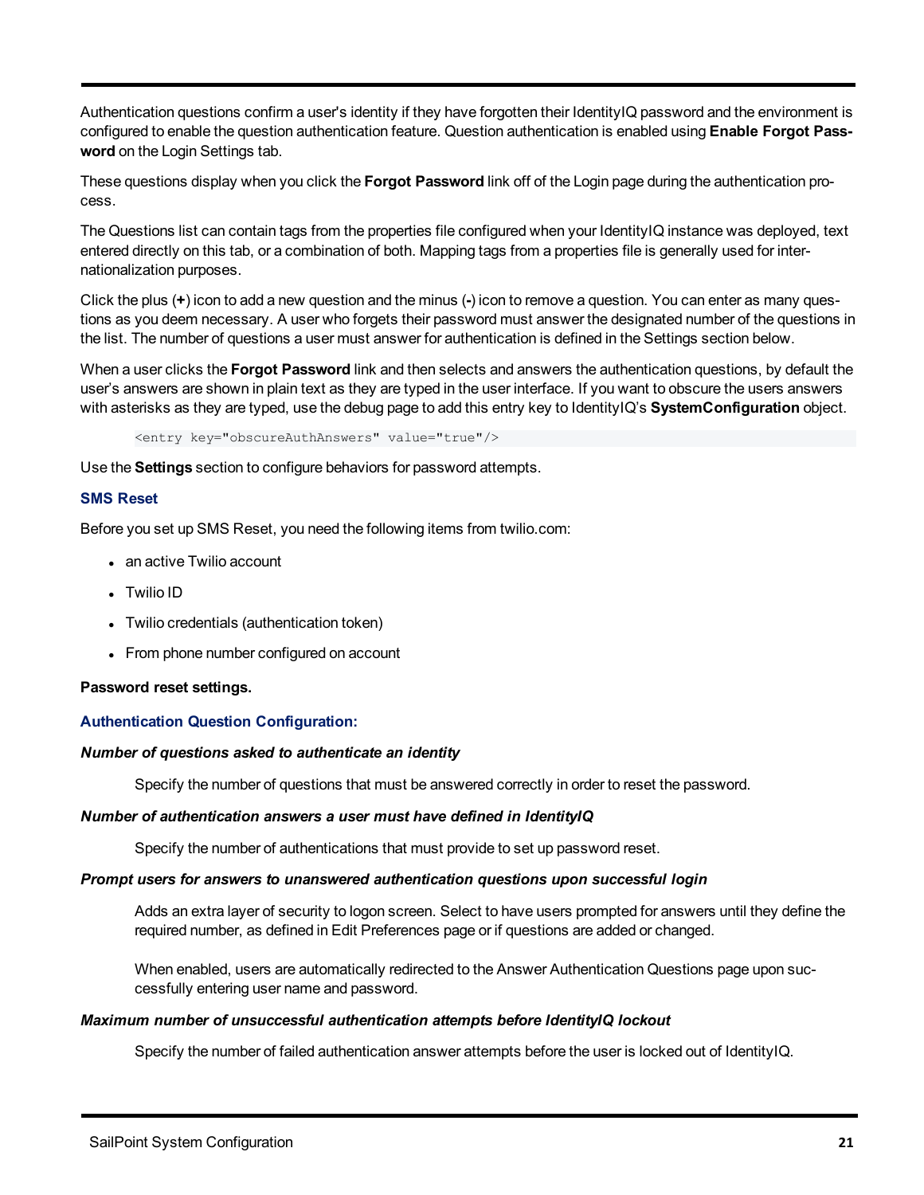Authentication questions confirm a user's identity if they have forgotten their IdentityIQ password and the environment is configured to enable the question authentication feature. Question authentication is enabled using **Enable Forgot Password** on the Login Settings tab.

These questions display when you click the **Forgot Password** link off of the Login page during the authentication process.

The Questions list can contain tags from the properties file configured when your IdentityIQ instance was deployed, text entered directly on this tab, or a combination of both. Mapping tags from a properties file is generally used for internationalization purposes.

Click the plus (**+**) icon to add a new question and the minus (**-**) icon to remove a question. You can enter as many questions as you deem necessary. A user who forgets their password must answer the designated number of the questions in the list. The number of questions a user must answer for authentication is defined in the Settings section below.

When a user clicks the **Forgot Password** link and then selects and answers the authentication questions, by default the user's answers are shown in plain text as they are typed in the user interface. If you want to obscure the users answers with asterisks as they are typed, use the debug page to add this entry key to IdentityIQ's **SystemConfiguration** object.

```
<entry key="obscureAuthAnswers" value="true"/>
```

Use the **Settings** section to configure behaviors for password attempts.

### SMS Reset

Before you set up SMS Reset, you need the following items from twilio.com:

- an active Twilio account
- Twilio ID
- Twilio credentials (authentication token)
- From phone number configured on account

**Password reset settings.**

### Authentication Question Configuration:

***Number of questions asked to authenticate an identity***

Specify the number of questions that must be answered correctly in order to reset the password.

***Number of authentication answers a user must have defined in IdentityIQ***

Specify the number of authentications that must provide to set up password reset.

***Prompt users for answers to unanswered authentication questions upon successful login***

Adds an extra layer of security to logon screen. Select to have users prompted for answers until they define the required number, as defined in Edit Preferences page or if questions are added or changed.

When enabled, users are automatically redirected to the Answer Authentication Questions page upon successfully entering user name and password.

***Maximum number of unsuccessful authentication attempts before IdentityIQ lockout***

Specify the number of failed authentication answer attempts before the user is locked out of IdentityIQ.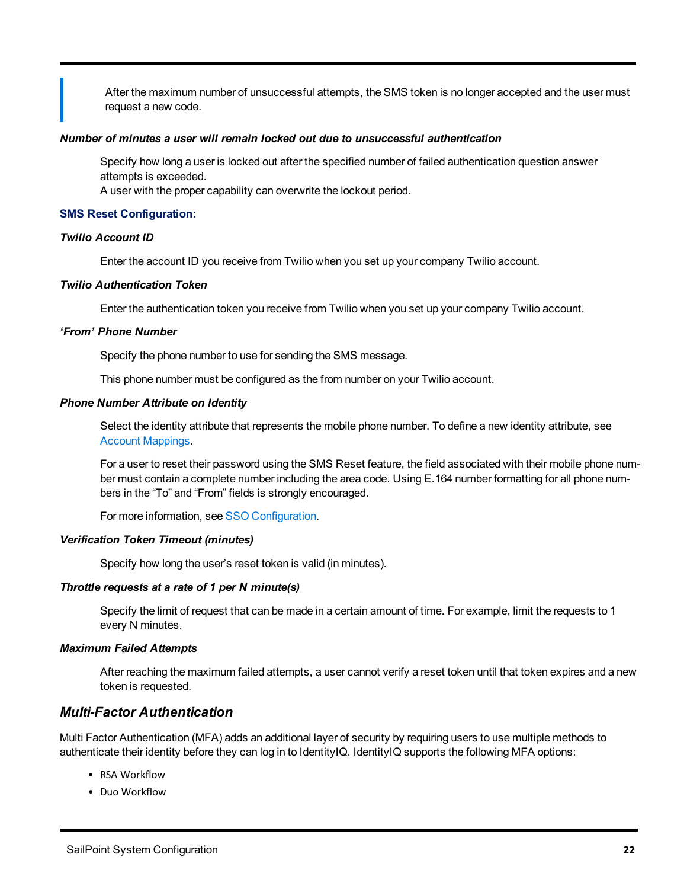> After the maximum number of unsuccessful attempts, the SMS token is no longer accepted and the user must request a new code.

***Number of minutes a user will remain locked out due to unsuccessful authentication***

Specify how long a user is locked out after the specified number of failed authentication question answer attempts is exceeded.
A user with the proper capability can overwrite the lockout period.

**SMS Reset Configuration:**

***Twilio Account ID***

Enter the account ID you receive from Twilio when you set up your company Twilio account.

***Twilio Authentication Token***

Enter the authentication token you receive from Twilio when you set up your company Twilio account.

***'From' Phone Number***

Specify the phone number to use for sending the SMS message.

This phone number must be configured as the from number on your Twilio account.

***Phone Number Attribute on Identity***

Select the identity attribute that represents the mobile phone number. To define a new identity attribute, see Account Mappings.

For a user to reset their password using the SMS Reset feature, the field associated with their mobile phone number must contain a complete number including the area code. Using E.164 number formatting for all phone numbers in the "To" and "From" fields is strongly encouraged.

For more information, see SSO Configuration.

***Verification Token Timeout (minutes)***

Specify how long the user's reset token is valid (in minutes).

***Throttle requests at a rate of 1 per N minute(s)***

Specify the limit of request that can be made in a certain amount of time. For example, limit the requests to 1 every N minutes.

***Maximum Failed Attempts***

After reaching the maximum failed attempts, a user cannot verify a reset token until that token expires and a new token is requested.

## *Multi-Factor Authentication*

Multi Factor Authentication (MFA) adds an additional layer of security by requiring users to use multiple methods to authenticate their identity before they can log in to IdentityIQ. IdentityIQ supports the following MFA options:

- RSA Workflow
- Duo Workflow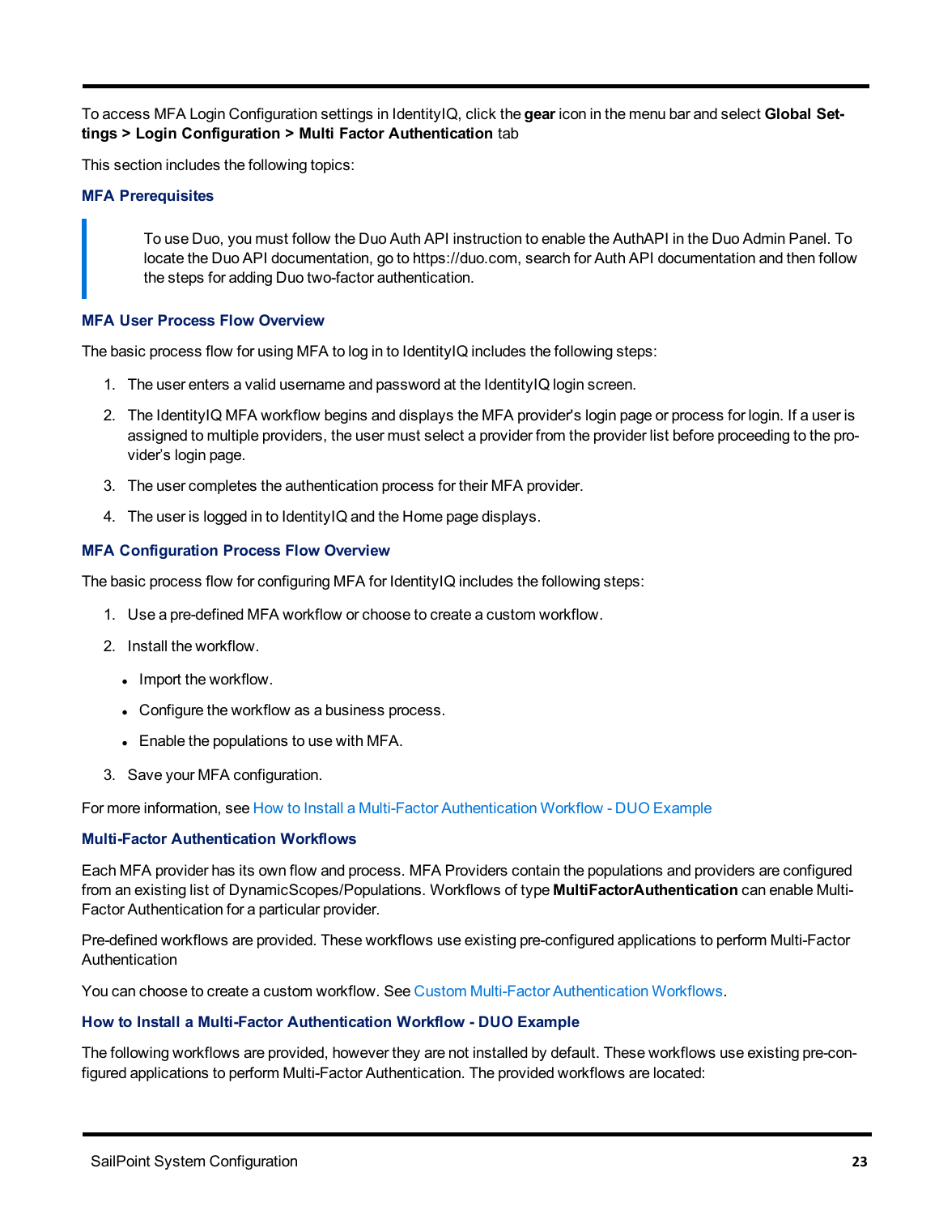To access MFA Login Configuration settings in IdentityIQ, click the **gear** icon in the menu bar and select **Global Settings > Login Configuration > Multi Factor Authentication** tab

This section includes the following topics:

### MFA Prerequisites

> To use Duo, you must follow the Duo Auth API instruction to enable the AuthAPI in the Duo Admin Panel. To locate the Duo API documentation, go to https://duo.com, search for Auth API documentation and then follow the steps for adding Duo two-factor authentication.

### MFA User Process Flow Overview

The basic process flow for using MFA to log in to IdentityIQ includes the following steps:

1. The user enters a valid username and password at the IdentityIQ login screen.
2. The IdentityIQ MFA workflow begins and displays the MFA provider's login page or process for login. If a user is assigned to multiple providers, the user must select a provider from the provider list before proceeding to the provider's login page.
3. The user completes the authentication process for their MFA provider.
4. The user is logged in to IdentityIQ and the Home page displays.

### MFA Configuration Process Flow Overview

The basic process flow for configuring MFA for IdentityIQ includes the following steps:

1. Use a pre-defined MFA workflow or choose to create a custom workflow.
2. Install the workflow.
   - Import the workflow.
   - Configure the workflow as a business process.
   - Enable the populations to use with MFA.
3. Save your MFA configuration.

For more information, see How to Install a Multi-Factor Authentication Workflow - DUO Example

### Multi-Factor Authentication Workflows

Each MFA provider has its own flow and process. MFA Providers contain the populations and providers are configured from an existing list of DynamicScopes/Populations. Workflows of type **MultiFactorAuthentication** can enable Multi-Factor Authentication for a particular provider.

Pre-defined workflows are provided. These workflows use existing pre-configured applications to perform Multi-Factor Authentication

You can choose to create a custom workflow. See Custom Multi-Factor Authentication Workflows.

### How to Install a Multi-Factor Authentication Workflow - DUO Example

The following workflows are provided, however they are not installed by default. These workflows use existing pre-configured applications to perform Multi-Factor Authentication. The provided workflows are located: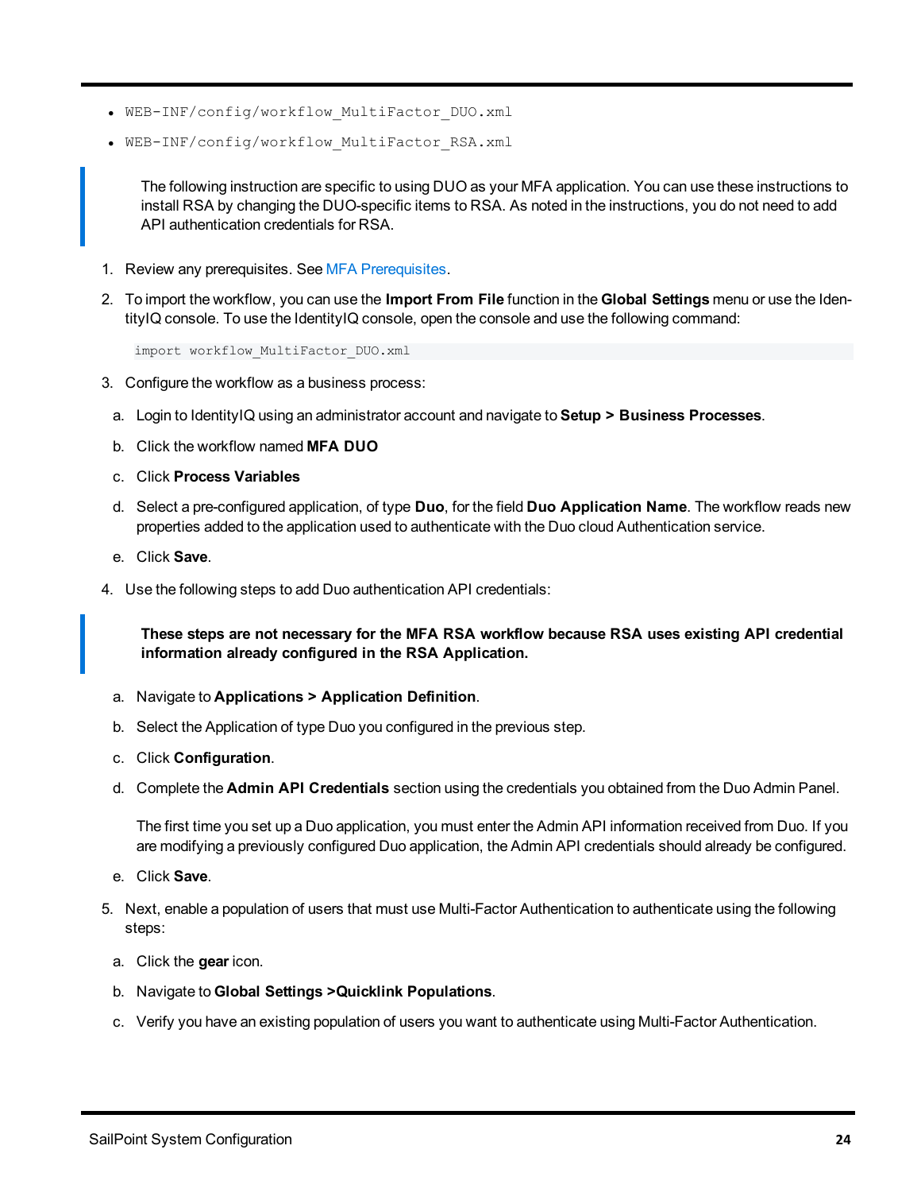- `WEB-INF/config/workflow_MultiFactor_DUO.xml`
- `WEB-INF/config/workflow_MultiFactor_RSA.xml`

> The following instruction are specific to using DUO as your MFA application. You can use these instructions to install RSA by changing the DUO-specific items to RSA. As noted in the instructions, you do not need to add API authentication credentials for RSA.

1. Review any prerequisites. See MFA Prerequisites.
2. To import the workflow, you can use the **Import From File** function in the **Global Settings** menu or use the IdentityIQ console. To use the IdentityIQ console, open the console and use the following command:

   ```
   import workflow_MultiFactor_DUO.xml
   ```

3. Configure the workflow as a business process:
   a. Login to IdentityIQ using an administrator account and navigate to **Setup > Business Processes**.
   b. Click the workflow named **MFA DUO**
   c. Click **Process Variables**
   d. Select a pre-configured application, of type **Duo**, for the field **Duo Application Name**. The workflow reads new properties added to the application used to authenticate with the Duo cloud Authentication service.
   e. Click **Save**.
4. Use the following steps to add Duo authentication API credentials:

   > **These steps are not necessary for the MFA RSA workflow because RSA uses existing API credential information already configured in the RSA Application.**

   a. Navigate to **Applications > Application Definition**.
   b. Select the Application of type Duo you configured in the previous step.
   c. Click **Configuration**.
   d. Complete the **Admin API Credentials** section using the credentials you obtained from the Duo Admin Panel.

      The first time you set up a Duo application, you must enter the Admin API information received from Duo. If you are modifying a previously configured Duo application, the Admin API credentials should already be configured.

   e. Click **Save**.
5. Next, enable a population of users that must use Multi-Factor Authentication to authenticate using the following steps:
   a. Click the **gear** icon.
   b. Navigate to **Global Settings >Quicklink Populations**.
   c. Verify you have an existing population of users you want to authenticate using Multi-Factor Authentication.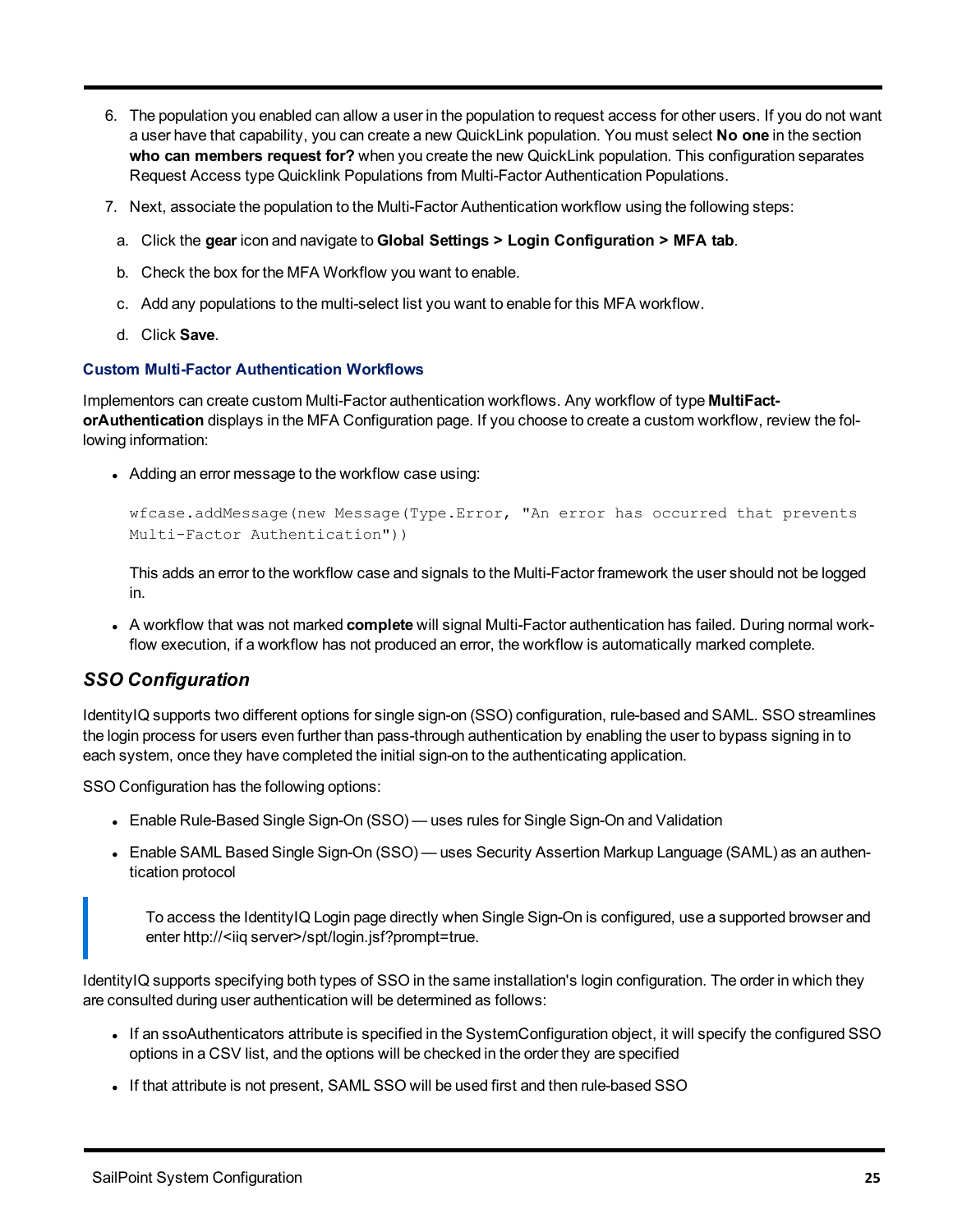6. The population you enabled can allow a user in the population to request access for other users. If you do not want a user have that capability, you can create a new QuickLink population. You must select **No one** in the section **who can members request for?** when you create the new QuickLink population. This configuration separates Request Access type Quicklink Populations from Multi-Factor Authentication Populations.

7. Next, associate the population to the Multi-Factor Authentication workflow using the following steps:

   a. Click the **gear** icon and navigate to **Global Settings > Login Configuration > MFA tab**.

   b. Check the box for the MFA Workflow you want to enable.

   c. Add any populations to the multi-select list you want to enable for this MFA workflow.

   d. Click **Save**.

#### Custom Multi-Factor Authentication Workflows

Implementors can create custom Multi-Factor authentication workflows. Any workflow of type **MultiFactorAuthentication** displays in the MFA Configuration page. If you choose to create a custom workflow, review the following information:

- Adding an error message to the workflow case using:

  ```
  wfcase.addMessage(new Message(Type.Error, "An error has occurred that prevents
  Multi-Factor Authentication"))
  ```

  This adds an error to the workflow case and signals to the Multi-Factor framework the user should not be logged in.

- A workflow that was not marked **complete** will signal Multi-Factor authentication has failed. During normal workflow execution, if a workflow has not produced an error, the workflow is automatically marked complete.

### *SSO Configuration*

IdentityIQ supports two different options for single sign-on (SSO) configuration, rule-based and SAML. SSO streamlines the login process for users even further than pass-through authentication by enabling the user to bypass signing in to each system, once they have completed the initial sign-on to the authenticating application.

SSO Configuration has the following options:

- Enable Rule-Based Single Sign-On (SSO) — uses rules for Single Sign-On and Validation
- Enable SAML Based Single Sign-On (SSO) — uses Security Assertion Markup Language (SAML) as an authentication protocol

> To access the IdentityIQ Login page directly when Single Sign-On is configured, use a supported browser and enter http://<iiq server>/spt/login.jsf?prompt=true.

IdentityIQ supports specifying both types of SSO in the same installation's login configuration. The order in which they are consulted during user authentication will be determined as follows:

- If an ssoAuthenticators attribute is specified in the SystemConfiguration object, it will specify the configured SSO options in a CSV list, and the options will be checked in the order they are specified
- If that attribute is not present, SAML SSO will be used first and then rule-based SSO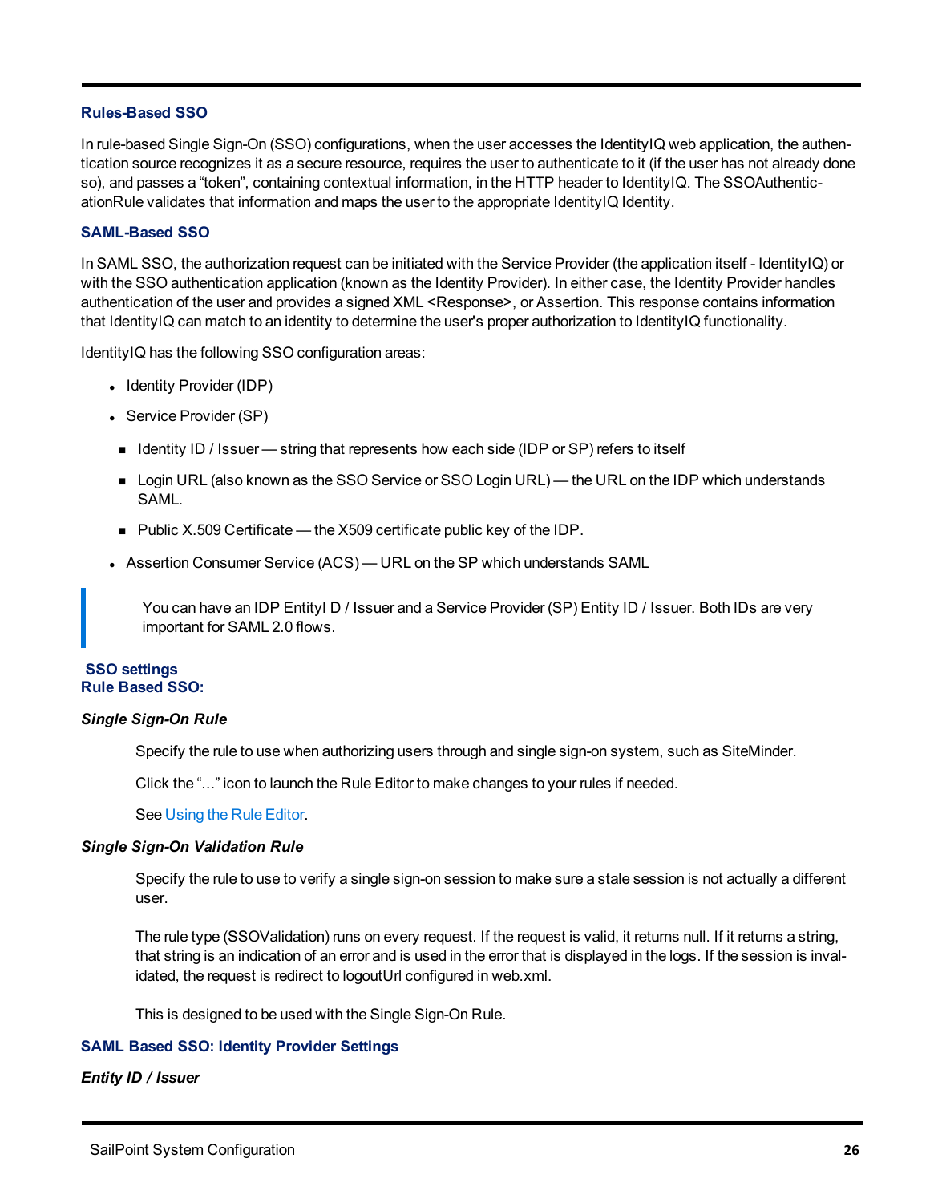### Rules-Based SSO

In rule-based Single Sign-On (SSO) configurations, when the user accesses the IdentityIQ web application, the authentication source recognizes it as a secure resource, requires the user to authenticate to it (if the user has not already done so), and passes a "token", containing contextual information, in the HTTP header to IdentityIQ. The SSOAuthenticationRule validates that information and maps the user to the appropriate IdentityIQ Identity.

### SAML-Based SSO

In SAML SSO, the authorization request can be initiated with the Service Provider (the application itself - IdentityIQ) or with the SSO authentication application (known as the Identity Provider). In either case, the Identity Provider handles authentication of the user and provides a signed XML <Response>, or Assertion. This response contains information that IdentityIQ can match to an identity to determine the user's proper authorization to IdentityIQ functionality.

IdentityIQ has the following SSO configuration areas:

- Identity Provider (IDP)
- Service Provider (SP)
  - Identity ID / Issuer — string that represents how each side (IDP or SP) refers to itself
  - Login URL (also known as the SSO Service or SSO Login URL) — the URL on the IDP which understands SAML.
  - Public X.509 Certificate — the X509 certificate public key of the IDP.
- Assertion Consumer Service (ACS) — URL on the SP which understands SAML

> You can have an IDP EntityI D / Issuer and a Service Provider (SP) Entity ID / Issuer. Both IDs are very important for SAML 2.0 flows.

### SSO settings
### Rule Based SSO:

#### *Single Sign-On Rule*

Specify the rule to use when authorizing users through and single sign-on system, such as SiteMinder.

Click the "..." icon to launch the Rule Editor to make changes to your rules if needed.

See Using the Rule Editor.

#### *Single Sign-On Validation Rule*

Specify the rule to use to verify a single sign-on session to make sure a stale session is not actually a different user.

The rule type (SSOValidation) runs on every request. If the request is valid, it returns null. If it returns a string, that string is an indication of an error and is used in the error that is displayed in the logs. If the session is invalidated, the request is redirect to logoutUrl configured in web.xml.

This is designed to be used with the Single Sign-On Rule.

### SAML Based SSO: Identity Provider Settings

#### *Entity ID / Issuer*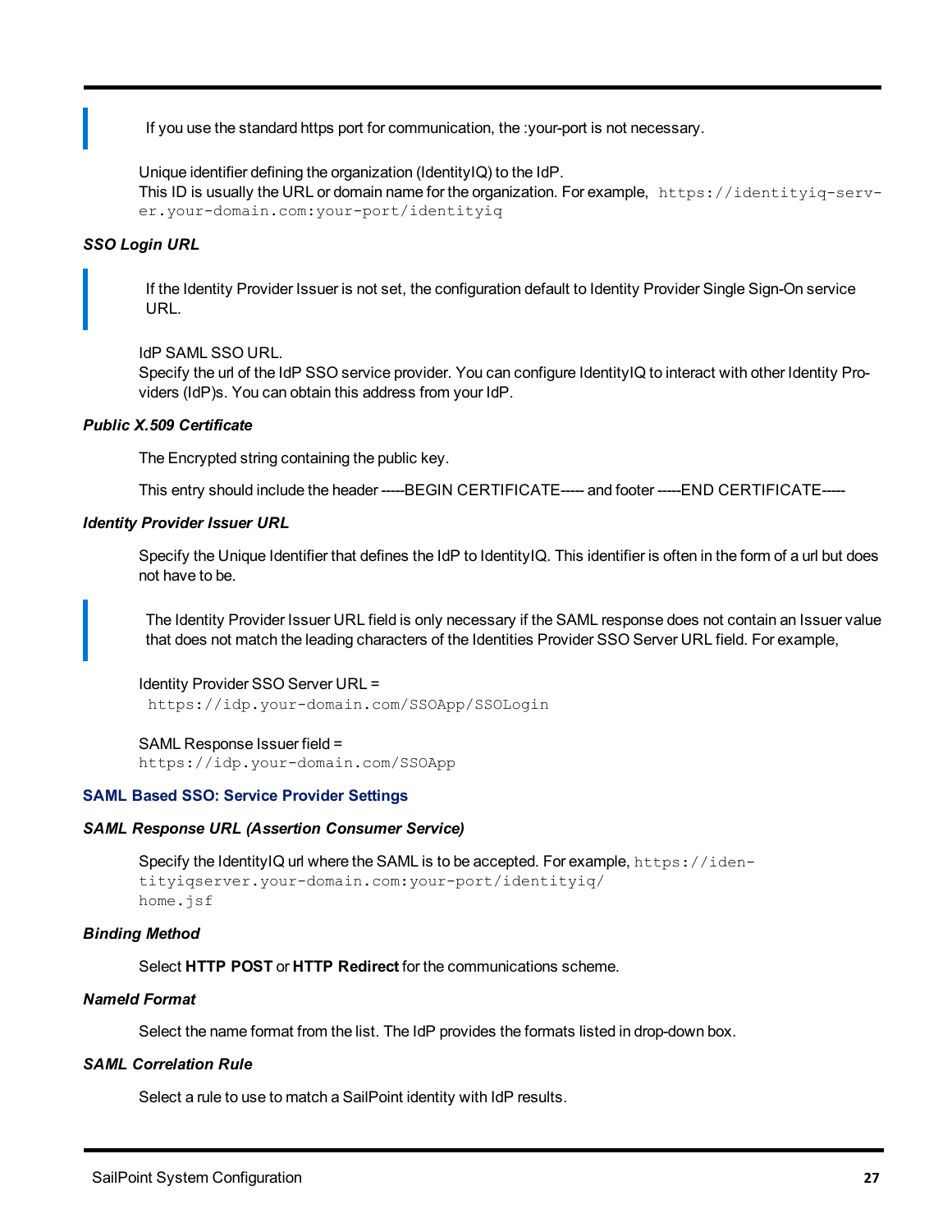> If you use the standard https port for communication, the :your-port is not necessary.

Unique identifier defining the organization (IdentityIQ) to the IdP.
This ID is usually the URL or domain name for the organization. For example, `https://identityiq-server.your-domain.com:your-port/identityiq`

#### *SSO Login URL*

> If the Identity Provider Issuer is not set, the configuration default to Identity Provider Single Sign-On service URL.

IdP SAML SSO URL.
Specify the url of the IdP SSO service provider. You can configure IdentityIQ to interact with other Identity Providers (IdP)s. You can obtain this address from your IdP.

#### *Public X.509 Certificate*

The Encrypted string containing the public key.

This entry should include the header -----BEGIN CERTIFICATE----- and footer -----END CERTIFICATE-----

#### *Identity Provider Issuer URL*

Specify the Unique Identifier that defines the IdP to IdentityIQ. This identifier is often in the form of a url but does not have to be.

> The Identity Provider Issuer URL field is only necessary if the SAML response does not contain an Issuer value that does not match the leading characters of the Identities Provider SSO Server URL field. For example,

Identity Provider SSO Server URL =
`https://idp.your-domain.com/SSOApp/SSOLogin`

SAML Response Issuer field =
`https://idp.your-domain.com/SSOApp`

### SAML Based SSO: Service Provider Settings

#### *SAML Response URL (Assertion Consumer Service)*

Specify the IdentityIQ url where the SAML is to be accepted. For example, `https://identityiqserver.your-domain.com:your-port/identityiq/home.jsf`

#### *Binding Method*

Select **HTTP POST** or **HTTP Redirect** for the communications scheme.

#### *NameId Format*

Select the name format from the list. The IdP provides the formats listed in drop-down box.

#### *SAML Correlation Rule*

Select a rule to use to match a SailPoint identity with IdP results.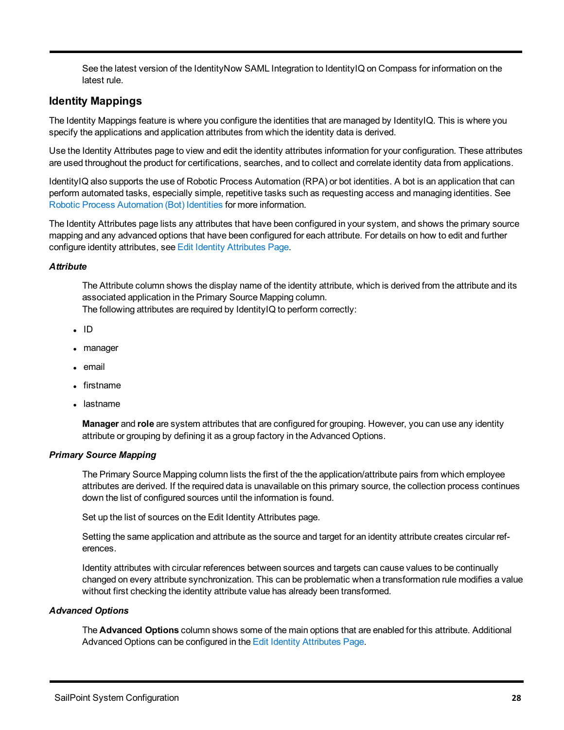See the latest version of the IdentityNow SAML Integration to IdentityIQ on Compass for information on the latest rule.

## Identity Mappings

The Identity Mappings feature is where you configure the identities that are managed by IdentityIQ. This is where you specify the applications and application attributes from which the identity data is derived.

Use the Identity Attributes page to view and edit the identity attributes information for your configuration. These attributes are used throughout the product for certifications, searches, and to collect and correlate identity data from applications.

IdentityIQ also supports the use of Robotic Process Automation (RPA) or bot identities. A bot is an application that can perform automated tasks, especially simple, repetitive tasks such as requesting access and managing identities. See Robotic Process Automation (Bot) Identities for more information.

The Identity Attributes page lists any attributes that have been configured in your system, and shows the primary source mapping and any advanced options that have been configured for each attribute. For details on how to edit and further configure identity attributes, see Edit Identity Attributes Page.

### *Attribute*

The Attribute column shows the display name of the identity attribute, which is derived from the attribute and its associated application in the Primary Source Mapping column.
The following attributes are required by IdentityIQ to perform correctly:

- ID
- manager
- email
- firstname
- lastname

**Manager** and **role** are system attributes that are configured for grouping. However, you can use any identity attribute or grouping by defining it as a group factory in the Advanced Options.

### *Primary Source Mapping*

The Primary Source Mapping column lists the first of the the application/attribute pairs from which employee attributes are derived. If the required data is unavailable on this primary source, the collection process continues down the list of configured sources until the information is found.

Set up the list of sources on the Edit Identity Attributes page.

Setting the same application and attribute as the source and target for an identity attribute creates circular references.

Identity attributes with circular references between sources and targets can cause values to be continually changed on every attribute synchronization. This can be problematic when a transformation rule modifies a value without first checking the identity attribute value has already been transformed.

### *Advanced Options*

The **Advanced Options** column shows some of the main options that are enabled for this attribute. Additional Advanced Options can be configured in the Edit Identity Attributes Page.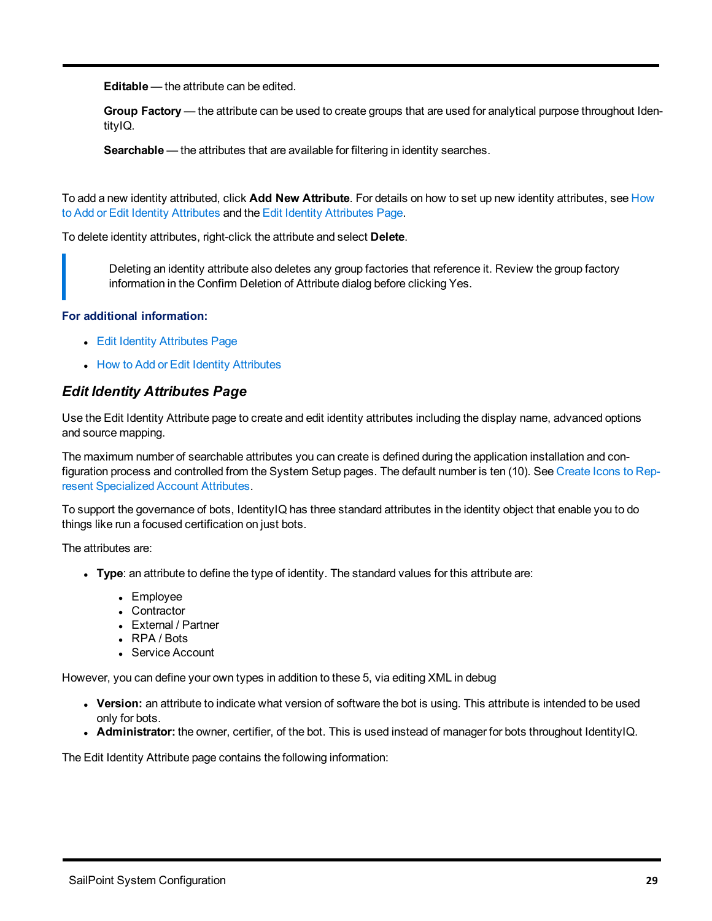**Editable** — the attribute can be edited.

**Group Factory** — the attribute can be used to create groups that are used for analytical purpose throughout IdentityIQ.

**Searchable** — the attributes that are available for filtering in identity searches.

To add a new identity attributed, click **Add New Attribute**. For details on how to set up new identity attributes, see How to Add or Edit Identity Attributes and the Edit Identity Attributes Page.

To delete identity attributes, right-click the attribute and select **Delete**.

> Deleting an identity attribute also deletes any group factories that reference it. Review the group factory information in the Confirm Deletion of Attribute dialog before clicking Yes.

**For additional information:**

- Edit Identity Attributes Page
- How to Add or Edit Identity Attributes

### *Edit Identity Attributes Page*

Use the Edit Identity Attribute page to create and edit identity attributes including the display name, advanced options and source mapping.

The maximum number of searchable attributes you can create is defined during the application installation and configuration process and controlled from the System Setup pages. The default number is ten (10). See Create Icons to Represent Specialized Account Attributes.

To support the governance of bots, IdentityIQ has three standard attributes in the identity object that enable you to do things like run a focused certification on just bots.

The attributes are:

- **Type**: an attribute to define the type of identity. The standard values for this attribute are:
  - Employee
  - Contractor
  - External / Partner
  - RPA / Bots
  - Service Account

However, you can define your own types in addition to these 5, via editing XML in debug

- **Version:** an attribute to indicate what version of software the bot is using. This attribute is intended to be used only for bots.
- **Administrator:** the owner, certifier, of the bot. This is used instead of manager for bots throughout IdentityIQ.

The Edit Identity Attribute page contains the following information: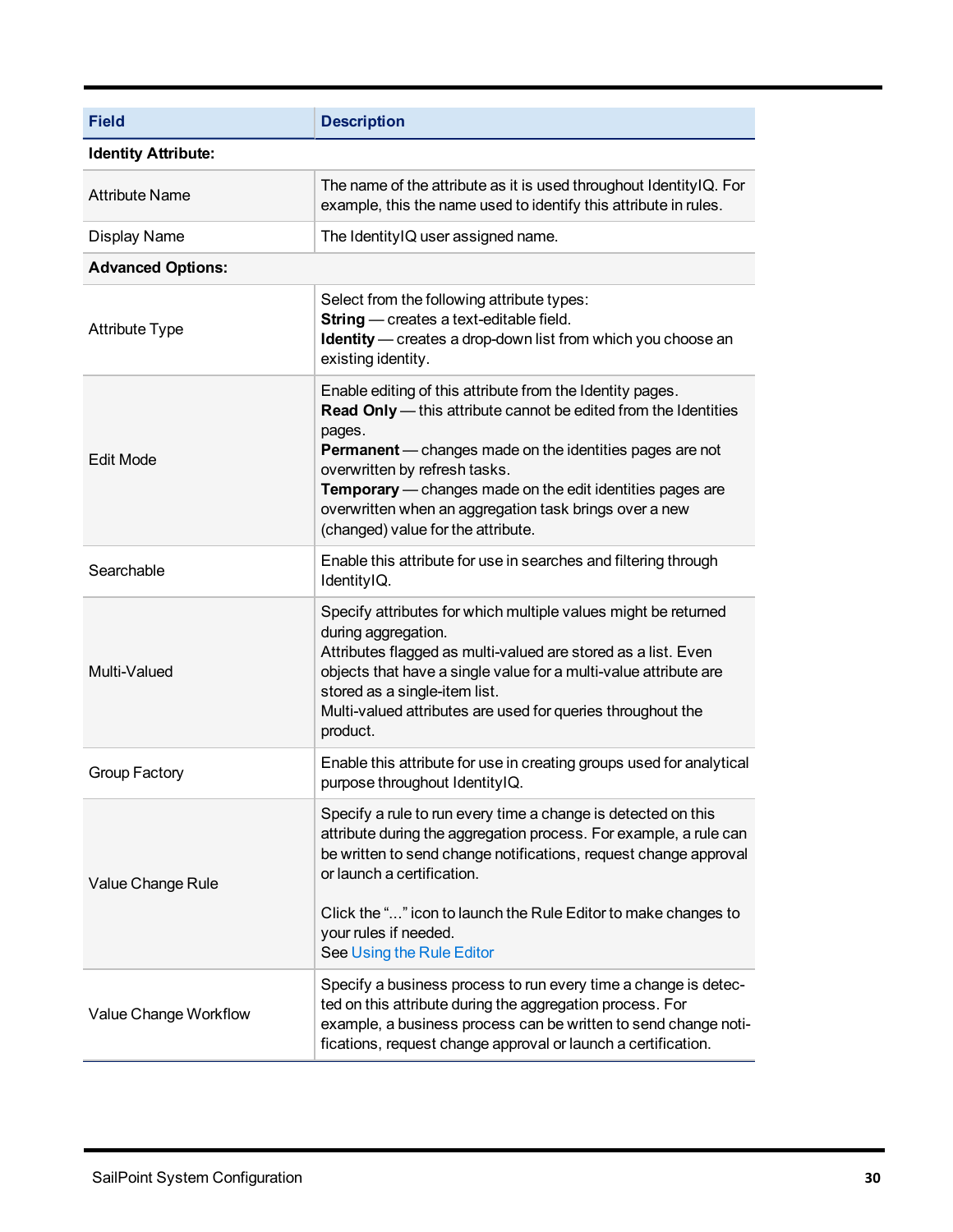| Field | Description |
| --- | --- |
| **Identity Attribute:** | |
| Attribute Name | The name of the attribute as it is used throughout IdentityIQ. For example, this the name used to identify this attribute in rules. |
| Display Name | The IdentityIQ user assigned name. |
| **Advanced Options:** | |
| Attribute Type | Select from the following attribute types:<br>**String** — creates a text-editable field.<br>**Identity** — creates a drop-down list from which you choose an existing identity. |
| Edit Mode | Enable editing of this attribute from the Identity pages.<br>**Read Only** — this attribute cannot be edited from the Identities pages.<br>**Permanent** — changes made on the identities pages are not overwritten by refresh tasks.<br>**Temporary** — changes made on the edit identities pages are overwritten when an aggregation task brings over a new (changed) value for the attribute. |
| Searchable | Enable this attribute for use in searches and filtering through IdentityIQ. |
| Multi-Valued | Specify attributes for which multiple values might be returned during aggregation.<br>Attributes flagged as multi-valued are stored as a list. Even objects that have a single value for a multi-value attribute are stored as a single-item list.<br>Multi-valued attributes are used for queries throughout the product. |
| Group Factory | Enable this attribute for use in creating groups used for analytical purpose throughout IdentityIQ. |
| Value Change Rule | Specify a rule to run every time a change is detected on this attribute during the aggregation process. For example, a rule can be written to send change notifications, request change approval or launch a certification.<br><br>Click the "..." icon to launch the Rule Editor to make changes to your rules if needed.<br>See Using the Rule Editor |
| Value Change Workflow | Specify a business process to run every time a change is detected on this attribute during the aggregation process. For example, a business process can be written to send change notifications, request change approval or launch a certification. |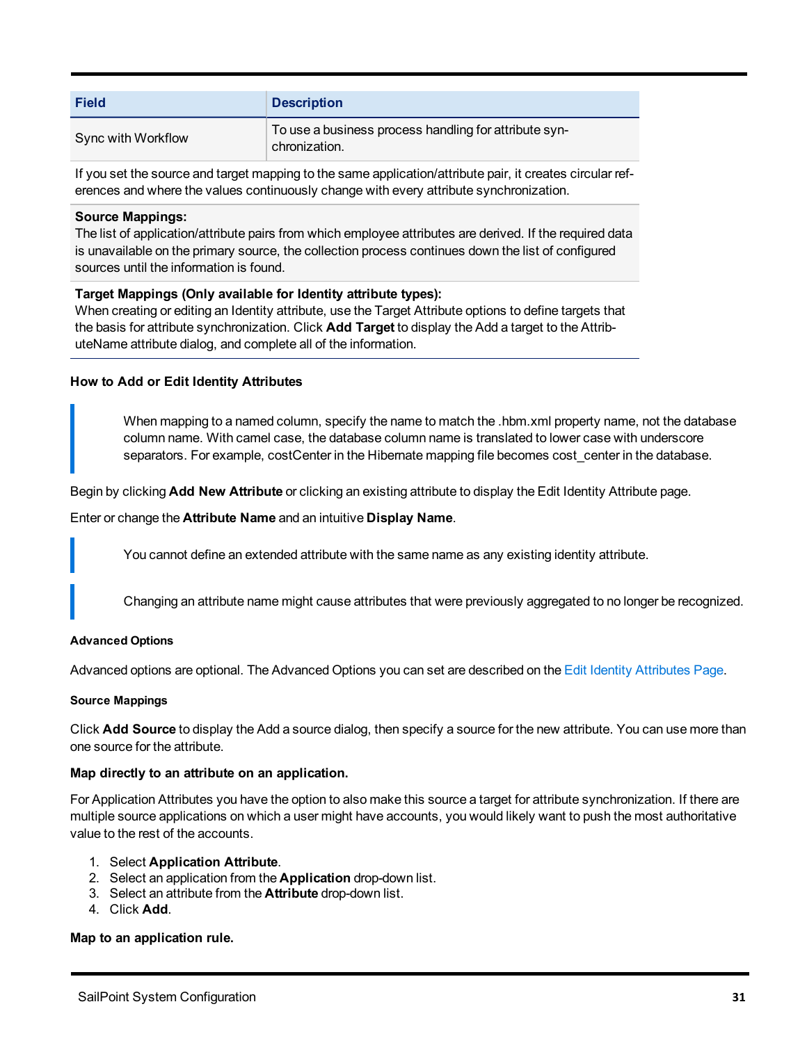| Field | Description |
| --- | --- |
| Sync with Workflow | To use a business process handling for attribute synchronization. |

If you set the source and target mapping to the same application/attribute pair, it creates circular references and where the values continuously change with every attribute synchronization.

**Source Mappings:**
The list of application/attribute pairs from which employee attributes are derived. If the required data is unavailable on the primary source, the collection process continues down the list of configured sources until the information is found.

**Target Mappings (Only available for Identity attribute types):**
When creating or editing an Identity attribute, use the Target Attribute options to define targets that the basis for attribute synchronization. Click **Add Target** to display the Add a target to the AttributeName attribute dialog, and complete all of the information.

### How to Add or Edit Identity Attributes

> When mapping to a named column, specify the name to match the .hbm.xml property name, not the database column name. With camel case, the database column name is translated to lower case with underscore separators. For example, costCenter in the Hibernate mapping file becomes cost_center in the database.

Begin by clicking **Add New Attribute** or clicking an existing attribute to display the Edit Identity Attribute page.

Enter or change the **Attribute Name** and an intuitive **Display Name**.

> You cannot define an extended attribute with the same name as any existing identity attribute.

> Changing an attribute name might cause attributes that were previously aggregated to no longer be recognized.

#### Advanced Options

Advanced options are optional. The Advanced Options you can set are described on the Edit Identity Attributes Page.

#### Source Mappings

Click **Add Source** to display the Add a source dialog, then specify a source for the new attribute. You can use more than one source for the attribute.

**Map directly to an attribute on an application.**

For Application Attributes you have the option to also make this source a target for attribute synchronization. If there are multiple source applications on which a user might have accounts, you would likely want to push the most authoritative value to the rest of the accounts.

1. Select **Application Attribute**.
2. Select an application from the **Application** drop-down list.
3. Select an attribute from the **Attribute** drop-down list.
4. Click **Add**.

**Map to an application rule.**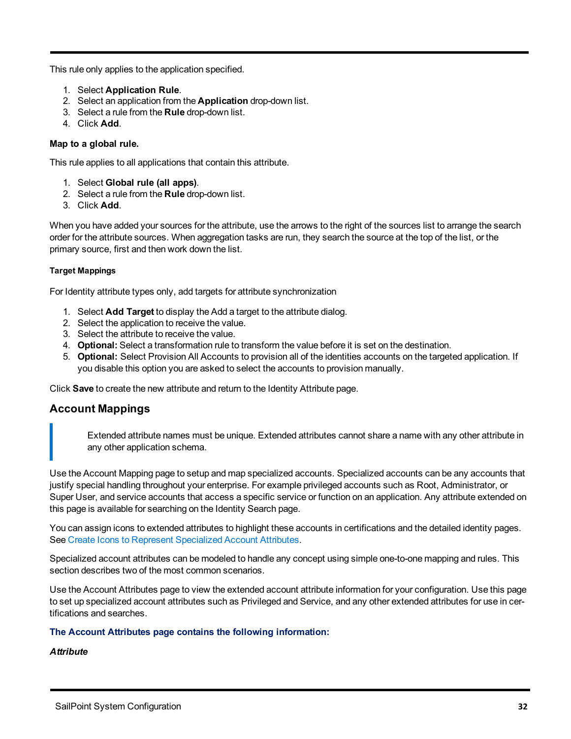This rule only applies to the application specified.

1. Select **Application Rule**.
2. Select an application from the **Application** drop-down list.
3. Select a rule from the **Rule** drop-down list.
4. Click **Add**.

**Map to a global rule.**

This rule applies to all applications that contain this attribute.

1. Select **Global rule (all apps)**.
2. Select a rule from the **Rule** drop-down list.
3. Click **Add**.

When you have added your sources for the attribute, use the arrows to the right of the sources list to arrange the search order for the attribute sources. When aggregation tasks are run, they search the source at the top of the list, or the primary source, first and then work down the list.

#### Target Mappings

For Identity attribute types only, add targets for attribute synchronization

1. Select **Add Target** to display the Add a target to the attribute dialog.
2. Select the application to receive the value.
3. Select the attribute to receive the value.
4. **Optional:** Select a transformation rule to transform the value before it is set on the destination.
5. **Optional:** Select Provision All Accounts to provision all of the identities accounts on the targeted application. If you disable this option you are asked to select the accounts to provision manually.

Click **Save** to create the new attribute and return to the Identity Attribute page.

## Account Mappings

> Extended attribute names must be unique. Extended attributes cannot share a name with any other attribute in any other application schema.

Use the Account Mapping page to setup and map specialized accounts. Specialized accounts can be any accounts that justify special handling throughout your enterprise. For example privileged accounts such as Root, Administrator, or Super User, and service accounts that access a specific service or function on an application. Any attribute extended on this page is available for searching on the Identity Search page.

You can assign icons to extended attributes to highlight these accounts in certifications and the detailed identity pages. See Create Icons to Represent Specialized Account Attributes.

Specialized account attributes can be modeled to handle any concept using simple one-to-one mapping and rules. This section describes two of the most common scenarios.

Use the Account Attributes page to view the extended account attribute information for your configuration. Use this page to set up specialized account attributes such as Privileged and Service, and any other extended attributes for use in certifications and searches.

**The Account Attributes page contains the following information:**

***Attribute***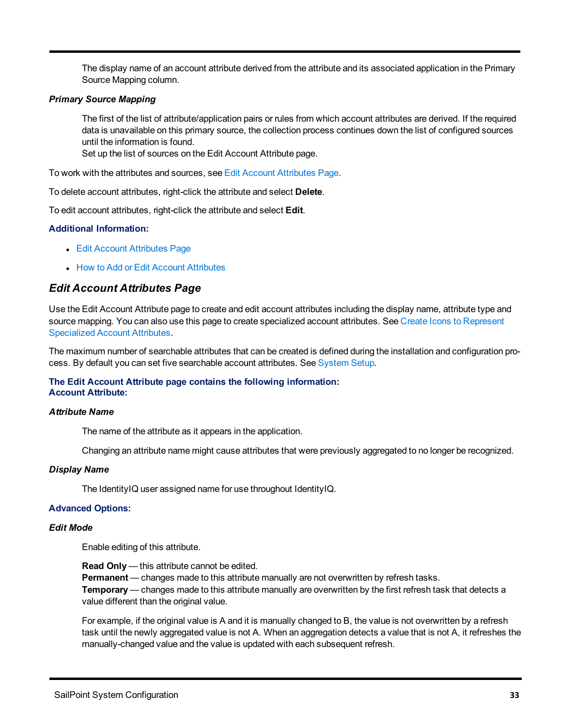The display name of an account attribute derived from the attribute and its associated application in the Primary Source Mapping column.

***Primary Source Mapping***

The first of the list of attribute/application pairs or rules from which account attributes are derived. If the required data is unavailable on this primary source, the collection process continues down the list of configured sources until the information is found.
Set up the list of sources on the Edit Account Attribute page.

To work with the attributes and sources, see Edit Account Attributes Page.

To delete account attributes, right-click the attribute and select **Delete**.

To edit account attributes, right-click the attribute and select **Edit**.

**Additional Information:**

- Edit Account Attributes Page
- How to Add or Edit Account Attributes

## *Edit Account Attributes Page*

Use the Edit Account Attribute page to create and edit account attributes including the display name, attribute type and source mapping. You can also use this page to create specialized account attributes. See Create Icons to Represent Specialized Account Attributes.

The maximum number of searchable attributes that can be created is defined during the installation and configuration process. By default you can set five searchable account attributes. See System Setup.

**The Edit Account Attribute page contains the following information:**
**Account Attribute:**

***Attribute Name***

The name of the attribute as it appears in the application.

Changing an attribute name might cause attributes that were previously aggregated to no longer be recognized.

***Display Name***

The IdentityIQ user assigned name for use throughout IdentityIQ.

**Advanced Options:**

***Edit Mode***

Enable editing of this attribute.

**Read Only** — this attribute cannot be edited.
**Permanent** — changes made to this attribute manually are not overwritten by refresh tasks.
**Temporary** — changes made to this attribute manually are overwritten by the first refresh task that detects a value different than the original value.

For example, if the original value is A and it is manually changed to B, the value is not overwritten by a refresh task until the newly aggregated value is not A. When an aggregation detects a value that is not A, it refreshes the manually-changed value and the value is updated with each subsequent refresh.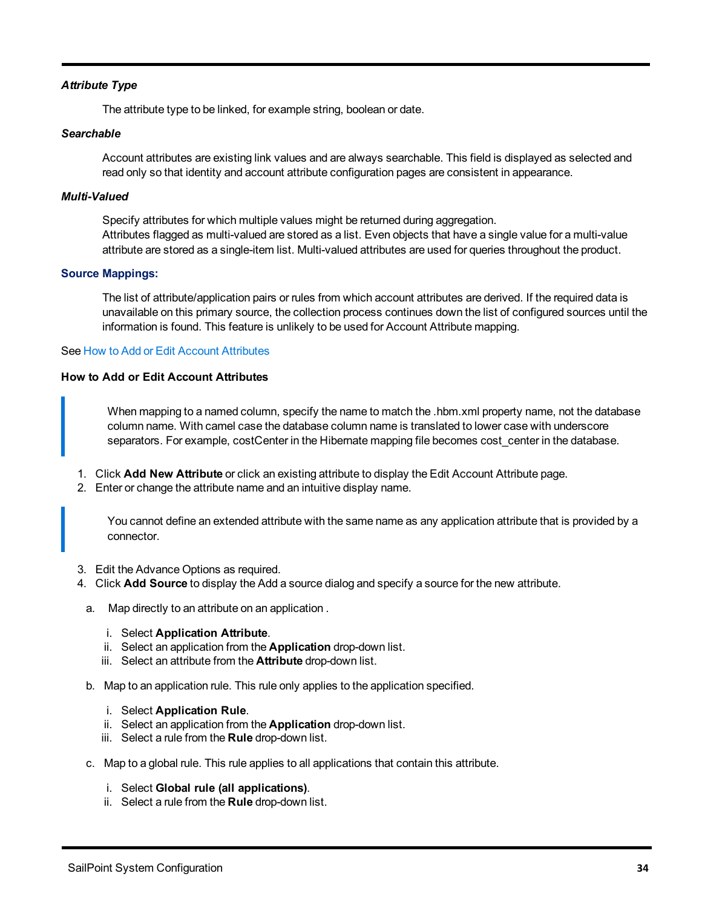***Attribute Type***

The attribute type to be linked, for example string, boolean or date.

***Searchable***

Account attributes are existing link values and are always searchable. This field is displayed as selected and read only so that identity and account attribute configuration pages are consistent in appearance.

***Multi-Valued***

Specify attributes for which multiple values might be returned during aggregation.
Attributes flagged as multi-valued are stored as a list. Even objects that have a single value for a multi-value attribute are stored as a single-item list. Multi-valued attributes are used for queries throughout the product.

**Source Mappings:**

The list of attribute/application pairs or rules from which account attributes are derived. If the required data is unavailable on this primary source, the collection process continues down the list of configured sources until the information is found. This feature is unlikely to be used for Account Attribute mapping.

See How to Add or Edit Account Attributes

**How to Add or Edit Account Attributes**

> When mapping to a named column, specify the name to match the .hbm.xml property name, not the database column name. With camel case the database column name is translated to lower case with underscore separators. For example, costCenter in the Hibernate mapping file becomes cost_center in the database.

1. Click **Add New Attribute** or click an existing attribute to display the Edit Account Attribute page.
2. Enter or change the attribute name and an intuitive display name.

> You cannot define an extended attribute with the same name as any application attribute that is provided by a connector.

3. Edit the Advance Options as required.
4. Click **Add Source** to display the Add a source dialog and specify a source for the new attribute.

   a. Map directly to an attribute on an application .

      i. Select **Application Attribute**.
      ii. Select an application from the **Application** drop-down list.
      iii. Select an attribute from the **Attribute** drop-down list.

   b. Map to an application rule. This rule only applies to the application specified.

      i. Select **Application Rule**.
      ii. Select an application from the **Application** drop-down list.
      iii. Select a rule from the **Rule** drop-down list.

   c. Map to a global rule. This rule applies to all applications that contain this attribute.

      i. Select **Global rule (all applications)**.
      ii. Select a rule from the **Rule** drop-down list.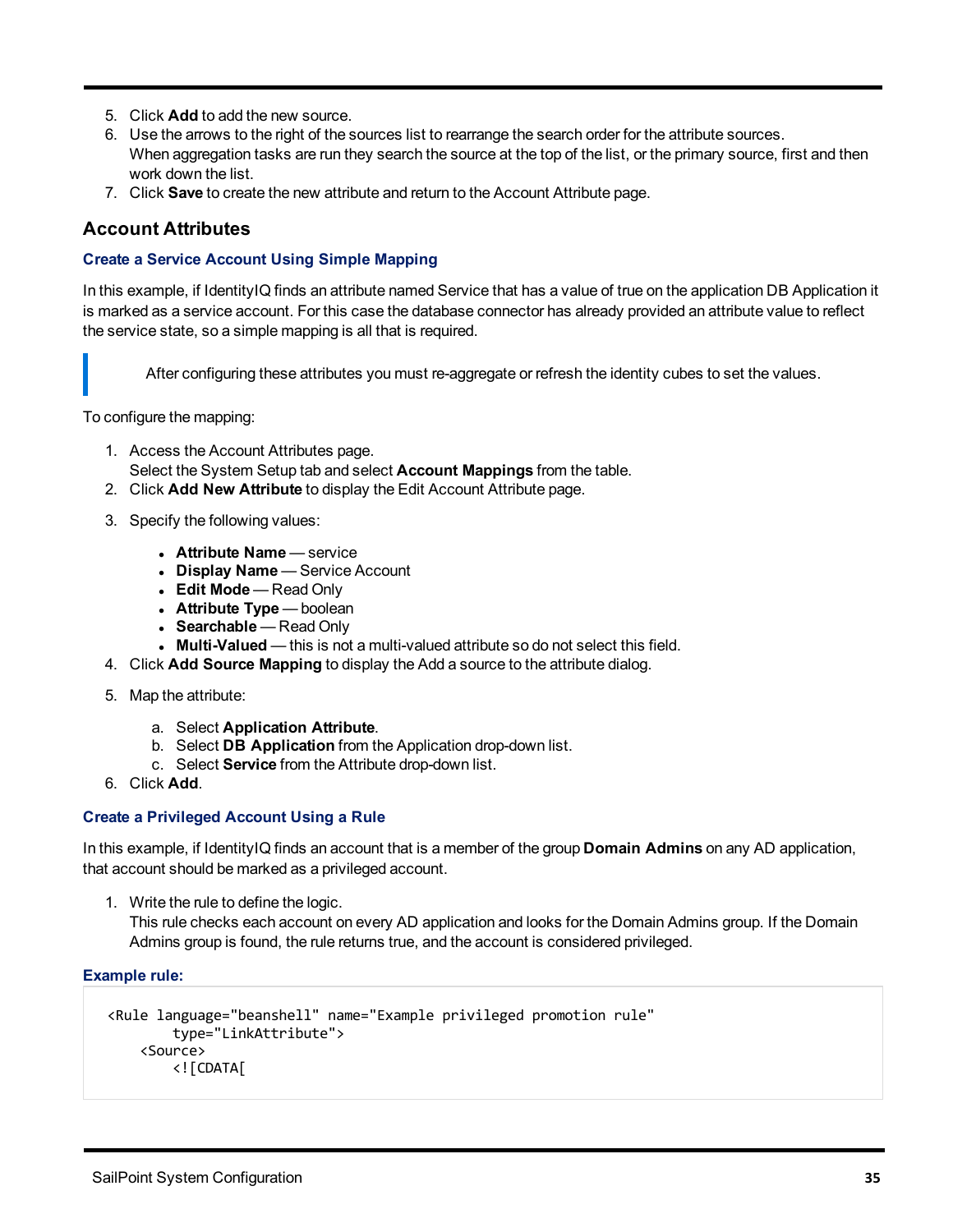5. Click **Add** to add the new source.
6. Use the arrows to the right of the sources list to rearrange the search order for the attribute sources. When aggregation tasks are run they search the source at the top of the list, or the primary source, first and then work down the list.
7. Click **Save** to create the new attribute and return to the Account Attribute page.

## Account Attributes

### Create a Service Account Using Simple Mapping

In this example, if IdentityIQ finds an attribute named Service that has a value of true on the application DB Application it is marked as a service account. For this case the database connector has already provided an attribute value to reflect the service state, so a simple mapping is all that is required.

> After configuring these attributes you must re-aggregate or refresh the identity cubes to set the values.

To configure the mapping:

1. Access the Account Attributes page.
   Select the System Setup tab and select **Account Mappings** from the table.
2. Click **Add New Attribute** to display the Edit Account Attribute page.
3. Specify the following values:
   - **Attribute Name** — service
   - **Display Name** — Service Account
   - **Edit Mode** — Read Only
   - **Attribute Type** — boolean
   - **Searchable** — Read Only
   - **Multi-Valued** — this is not a multi-valued attribute so do not select this field.
4. Click **Add Source Mapping** to display the Add a source to the attribute dialog.
5. Map the attribute:
   a. Select **Application Attribute**.
   b. Select **DB Application** from the Application drop-down list.
   c. Select **Service** from the Attribute drop-down list.
6. Click **Add**.

### Create a Privileged Account Using a Rule

In this example, if IdentityIQ finds an account that is a member of the group **Domain Admins** on any AD application, that account should be marked as a privileged account.

1. Write the rule to define the logic.
   This rule checks each account on every AD application and looks for the Domain Admins group. If the Domain Admins group is found, the rule returns true, and the account is considered privileged.

### Example rule:

```
<Rule language="beanshell" name="Example privileged promotion rule"
        type="LinkAttribute">
    <Source>
        <![CDATA[
```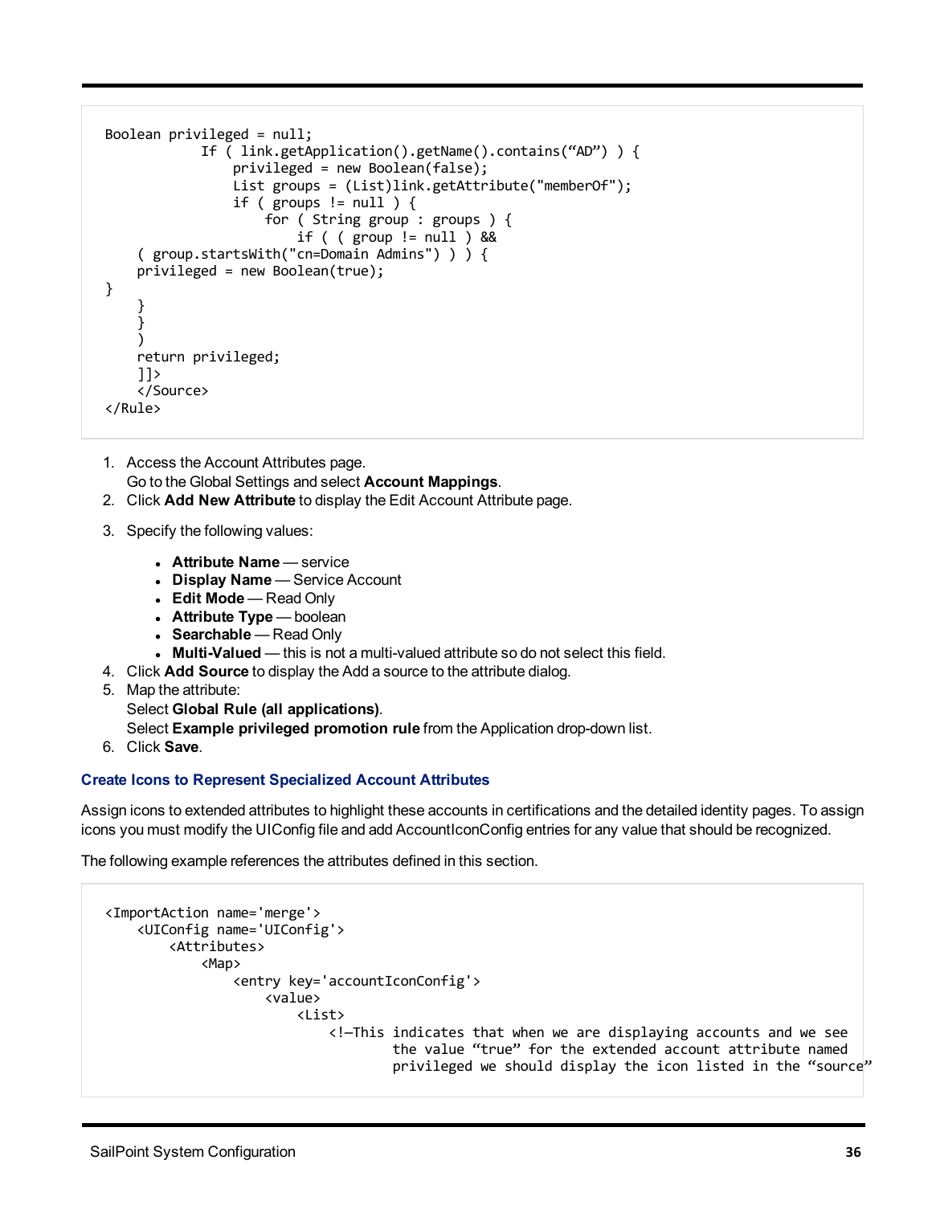```
Boolean privileged = null;
            If ( link.getApplication().getName().contains(“AD”) ) {
                privileged = new Boolean(false);
                List groups = (List)link.getAttribute("memberOf");
                if ( groups != null ) {
                    for ( String group : groups ) {
                        if ( ( group != null ) &&
    ( group.startsWith("cn=Domain Admins") ) ) {
    privileged = new Boolean(true);
}
    }
    }
    )
    return privileged;
    ]]>
    </Source>
</Rule>
```

1. Access the Account Attributes page.
   Go to the Global Settings and select **Account Mappings**.
2. Click **Add New Attribute** to display the Edit Account Attribute page.
3. Specify the following values:
   - **Attribute Name** — service
   - **Display Name** — Service Account
   - **Edit Mode** — Read Only
   - **Attribute Type** — boolean
   - **Searchable** — Read Only
   - **Multi-Valued** — this is not a multi-valued attribute so do not select this field.
4. Click **Add Source** to display the Add a source to the attribute dialog.
5. Map the attribute:
   Select **Global Rule (all applications)**.
   Select **Example privileged promotion rule** from the Application drop-down list.
6. Click **Save**.

### Create Icons to Represent Specialized Account Attributes

Assign icons to extended attributes to highlight these accounts in certifications and the detailed identity pages. To assign icons you must modify the UIConfig file and add AccountIconConfig entries for any value that should be recognized.

The following example references the attributes defined in this section.

```
<ImportAction name='merge'>
    <UIConfig name='UIConfig'>
        <Attributes>
            <Map>
                <entry key='accountIconConfig'>
                    <value>
                        <List>
                            <!—This indicates that when we are displaying accounts and we see
                                    the value “true” for the extended account attribute named
                                    privileged we should display the icon listed in the “source”
```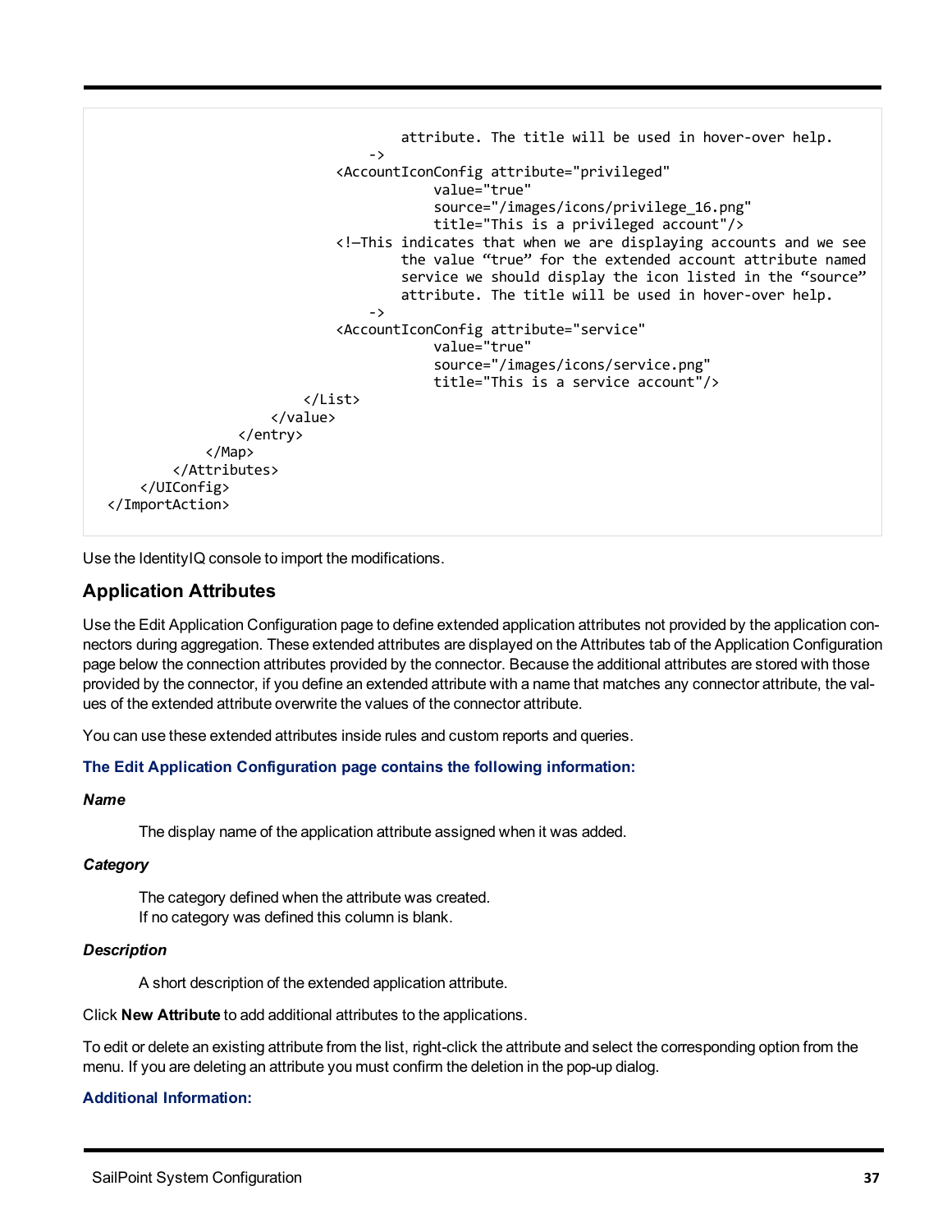```
                                    attribute. The title will be used in hover-over help.
                                -->
                            <AccountIconConfig attribute="privileged"
                                        value="true"
                                        source="/images/icons/privilege_16.png"
                                        title="This is a privileged account"/>
                            <!—This indicates that when we are displaying accounts and we see
                                    the value "true" for the extended account attribute named
                                    service we should display the icon listed in the "source"
                                    attribute. The title will be used in hover-over help.
                                -->
                            <AccountIconConfig attribute="service"
                                        value="true"
                                        source="/images/icons/service.png"
                                        title="This is a service account"/>
                        </List>
                    </value>
                </entry>
            </Map>
        </Attributes>
    </UIConfig>
</ImportAction>
```

Use the IdentityIQ console to import the modifications.

## Application Attributes

Use the Edit Application Configuration page to define extended application attributes not provided by the application connectors during aggregation. These extended attributes are displayed on the Attributes tab of the Application Configuration page below the connection attributes provided by the connector. Because the additional attributes are stored with those provided by the connector, if you define an extended attribute with a name that matches any connector attribute, the values of the extended attribute overwrite the values of the connector attribute.

You can use these extended attributes inside rules and custom reports and queries.

**The Edit Application Configuration page contains the following information:**

***Name***

The display name of the application attribute assigned when it was added.

***Category***

The category defined when the attribute was created.
If no category was defined this column is blank.

***Description***

A short description of the extended application attribute.

Click **New Attribute** to add additional attributes to the applications.

To edit or delete an existing attribute from the list, right-click the attribute and select the corresponding option from the menu. If you are deleting an attribute you must confirm the deletion in the pop-up dialog.

**Additional Information:**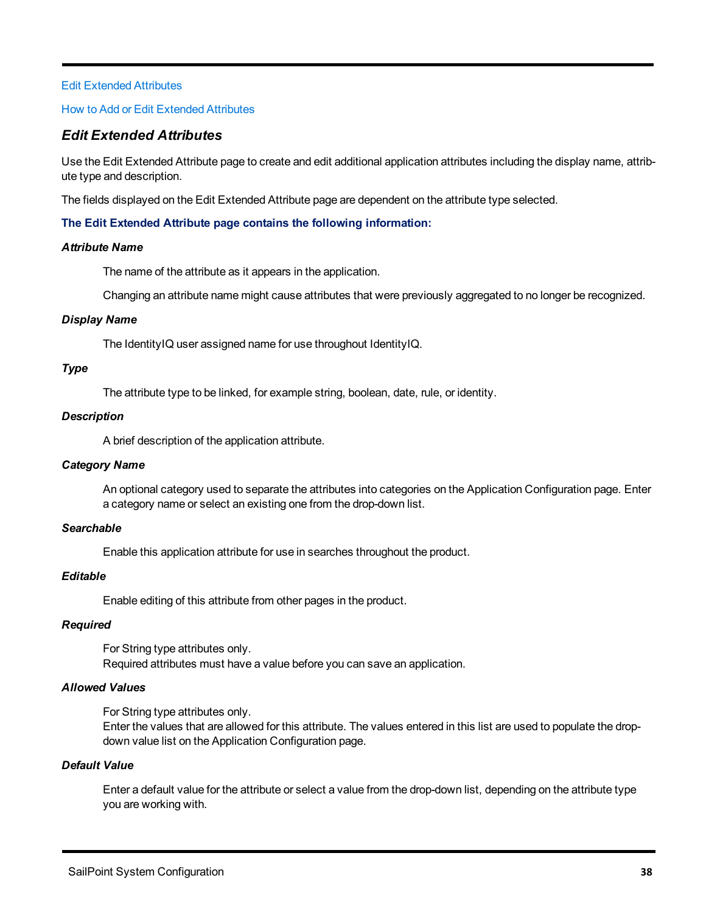[Edit Extended Attributes]

[How to Add or Edit Extended Attributes]

## *Edit Extended Attributes*

Use the Edit Extended Attribute page to create and edit additional application attributes including the display name, attribute type and description.

The fields displayed on the Edit Extended Attribute page are dependent on the attribute type selected.

**The Edit Extended Attribute page contains the following information:**

***Attribute Name***

The name of the attribute as it appears in the application.

Changing an attribute name might cause attributes that were previously aggregated to no longer be recognized.

***Display Name***

The IdentityIQ user assigned name for use throughout IdentityIQ.

***Type***

The attribute type to be linked, for example string, boolean, date, rule, or identity.

***Description***

A brief description of the application attribute.

***Category Name***

An optional category used to separate the attributes into categories on the Application Configuration page. Enter a category name or select an existing one from the drop-down list.

***Searchable***

Enable this application attribute for use in searches throughout the product.

***Editable***

Enable editing of this attribute from other pages in the product.

***Required***

For String type attributes only.
Required attributes must have a value before you can save an application.

***Allowed Values***

For String type attributes only.
Enter the values that are allowed for this attribute. The values entered in this list are used to populate the drop-down value list on the Application Configuration page.

***Default Value***

Enter a default value for the attribute or select a value from the drop-down list, depending on the attribute type you are working with.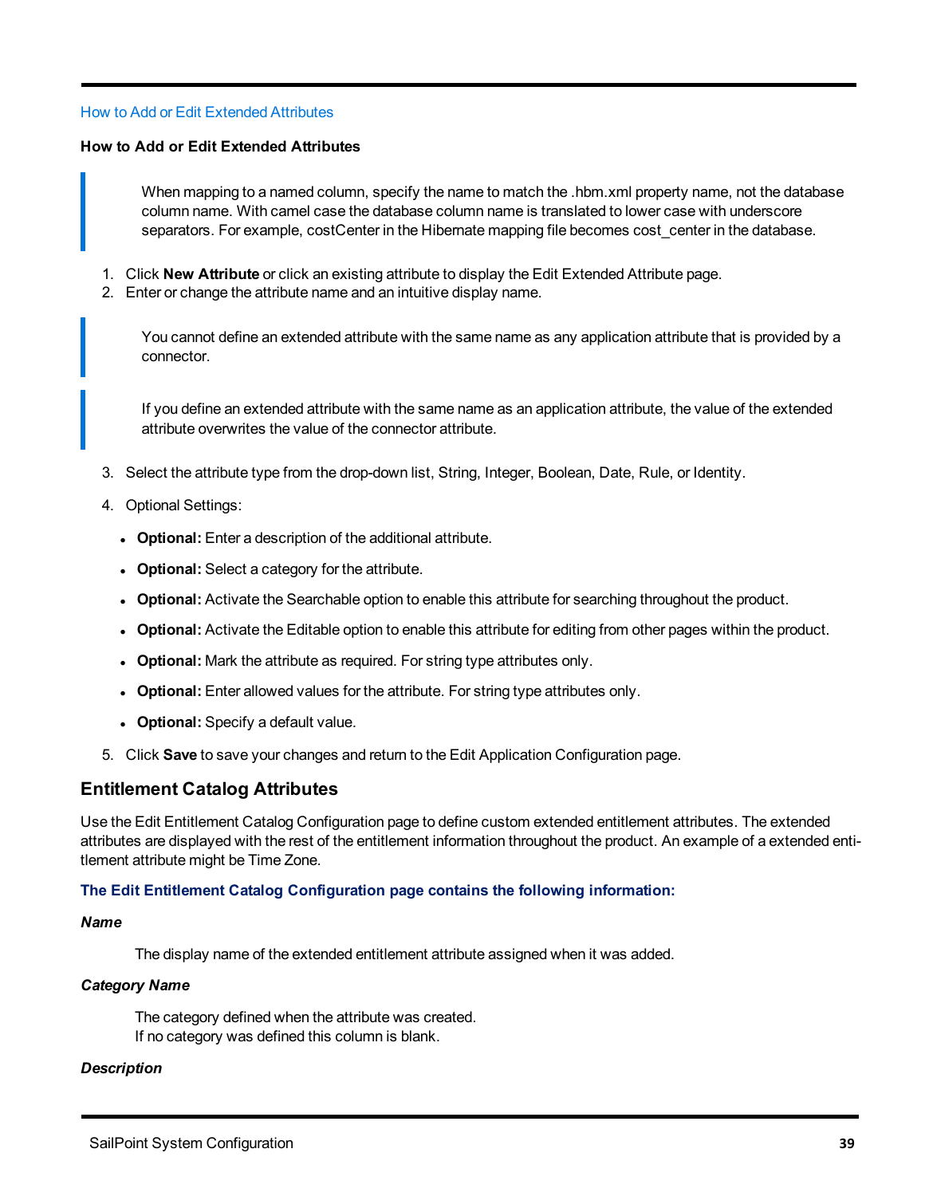How to Add or Edit Extended Attributes

**How to Add or Edit Extended Attributes**

> When mapping to a named column, specify the name to match the .hbm.xml property name, not the database column name. With camel case the database column name is translated to lower case with underscore separators. For example, costCenter in the Hibernate mapping file becomes cost_center in the database.

1. Click **New Attribute** or click an existing attribute to display the Edit Extended Attribute page.
2. Enter or change the attribute name and an intuitive display name.

> You cannot define an extended attribute with the same name as any application attribute that is provided by a connector.

> If you define an extended attribute with the same name as an application attribute, the value of the extended attribute overwrites the value of the connector attribute.

3. Select the attribute type from the drop-down list, String, Integer, Boolean, Date, Rule, or Identity.
4. Optional Settings:
   - **Optional:** Enter a description of the additional attribute.
   - **Optional:** Select a category for the attribute.
   - **Optional:** Activate the Searchable option to enable this attribute for searching throughout the product.
   - **Optional:** Activate the Editable option to enable this attribute for editing from other pages within the product.
   - **Optional:** Mark the attribute as required. For string type attributes only.
   - **Optional:** Enter allowed values for the attribute. For string type attributes only.
   - **Optional:** Specify a default value.
5. Click **Save** to save your changes and return to the Edit Application Configuration page.

## Entitlement Catalog Attributes

Use the Edit Entitlement Catalog Configuration page to define custom extended entitlement attributes. The extended attributes are displayed with the rest of the entitlement information throughout the product. An example of a extended entitlement attribute might be Time Zone.

**The Edit Entitlement Catalog Configuration page contains the following information:**

***Name***

The display name of the extended entitlement attribute assigned when it was added.

***Category Name***

The category defined when the attribute was created.
If no category was defined this column is blank.

***Description***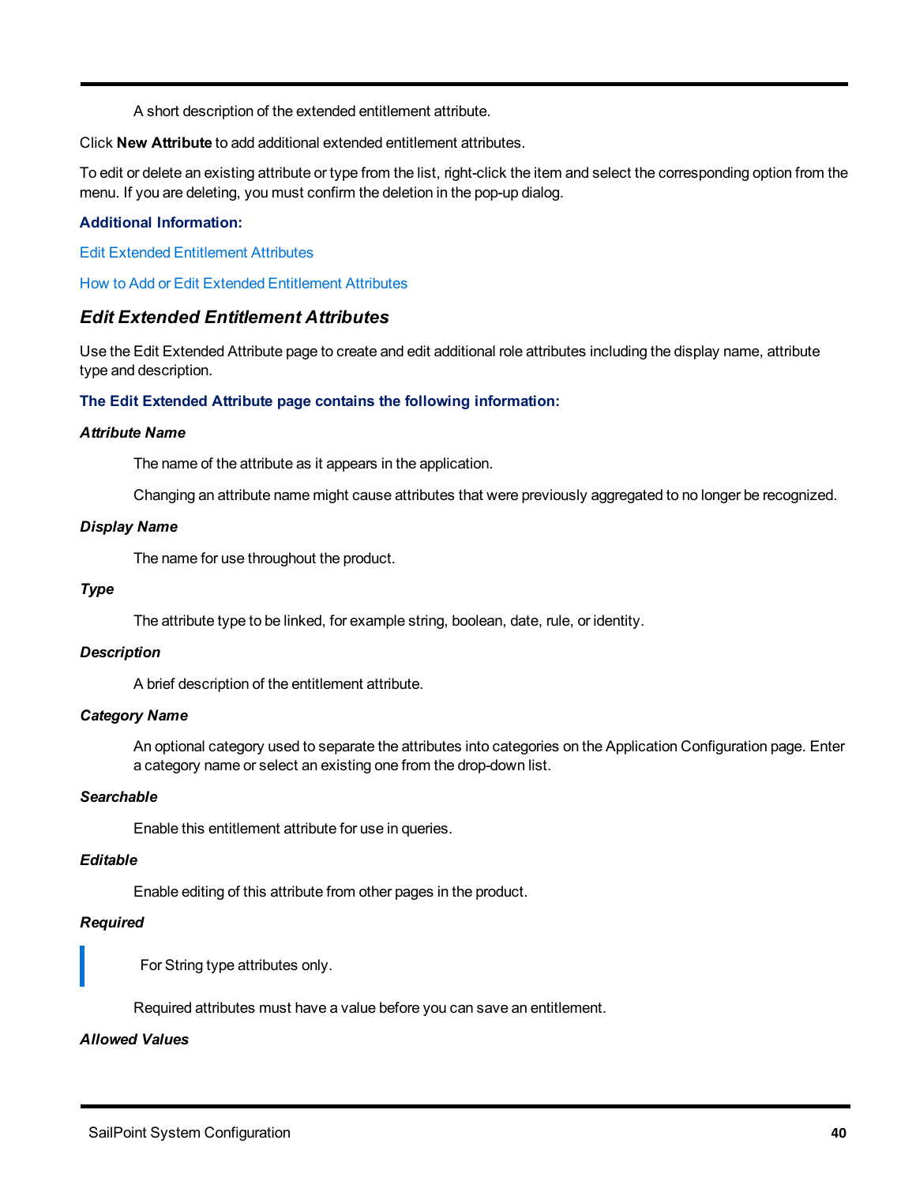A short description of the extended entitlement attribute.

Click **New Attribute** to add additional extended entitlement attributes.

To edit or delete an existing attribute or type from the list, right-click the item and select the corresponding option from the menu. If you are deleting, you must confirm the deletion in the pop-up dialog.

**Additional Information:**

Edit Extended Entitlement Attributes

How to Add or Edit Extended Entitlement Attributes

### *Edit Extended Entitlement Attributes*

Use the Edit Extended Attribute page to create and edit additional role attributes including the display name, attribute type and description.

**The Edit Extended Attribute page contains the following information:**

***Attribute Name***

The name of the attribute as it appears in the application.

Changing an attribute name might cause attributes that were previously aggregated to no longer be recognized.

***Display Name***

The name for use throughout the product.

***Type***

The attribute type to be linked, for example string, boolean, date, rule, or identity.

***Description***

A brief description of the entitlement attribute.

***Category Name***

An optional category used to separate the attributes into categories on the Application Configuration page. Enter a category name or select an existing one from the drop-down list.

***Searchable***

Enable this entitlement attribute for use in queries.

***Editable***

Enable editing of this attribute from other pages in the product.

***Required***

> For String type attributes only.

Required attributes must have a value before you can save an entitlement.

***Allowed Values***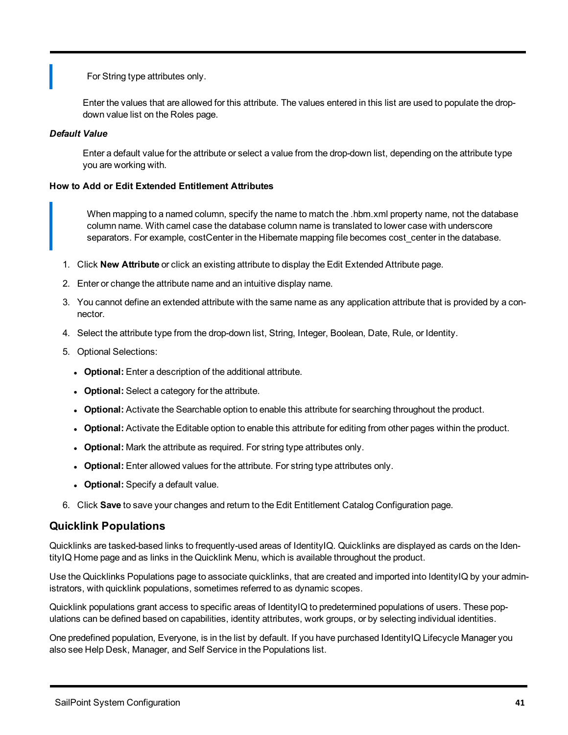> For String type attributes only.

Enter the values that are allowed for this attribute. The values entered in this list are used to populate the drop-down value list on the Roles page.

***Default Value***

Enter a default value for the attribute or select a value from the drop-down list, depending on the attribute type you are working with.

**How to Add or Edit Extended Entitlement Attributes**

> When mapping to a named column, specify the name to match the .hbm.xml property name, not the database column name. With camel case the database column name is translated to lower case with underscore separators. For example, costCenter in the Hibernate mapping file becomes cost_center in the database.

1. Click **New Attribute** or click an existing attribute to display the Edit Extended Attribute page.
2. Enter or change the attribute name and an intuitive display name.
3. You cannot define an extended attribute with the same name as any application attribute that is provided by a connector.
4. Select the attribute type from the drop-down list, String, Integer, Boolean, Date, Rule, or Identity.
5. Optional Selections:
   - **Optional:** Enter a description of the additional attribute.
   - **Optional:** Select a category for the attribute.
   - **Optional:** Activate the Searchable option to enable this attribute for searching throughout the product.
   - **Optional:** Activate the Editable option to enable this attribute for editing from other pages within the product.
   - **Optional:** Mark the attribute as required. For string type attributes only.
   - **Optional:** Enter allowed values for the attribute. For string type attributes only.
   - **Optional:** Specify a default value.
6. Click **Save** to save your changes and return to the Edit Entitlement Catalog Configuration page.

## Quicklink Populations

Quicklinks are tasked-based links to frequently-used areas of IdentityIQ. Quicklinks are displayed as cards on the IdentityIQ Home page and as links in the Quicklink Menu, which is available throughout the product.

Use the Quicklinks Populations page to associate quicklinks, that are created and imported into IdentityIQ by your administrators, with quicklink populations, sometimes referred to as dynamic scopes.

Quicklink populations grant access to specific areas of IdentityIQ to predetermined populations of users. These populations can be defined based on capabilities, identity attributes, work groups, or by selecting individual identities.

One predefined population, Everyone, is in the list by default. If you have purchased IdentityIQ Lifecycle Manager you also see Help Desk, Manager, and Self Service in the Populations list.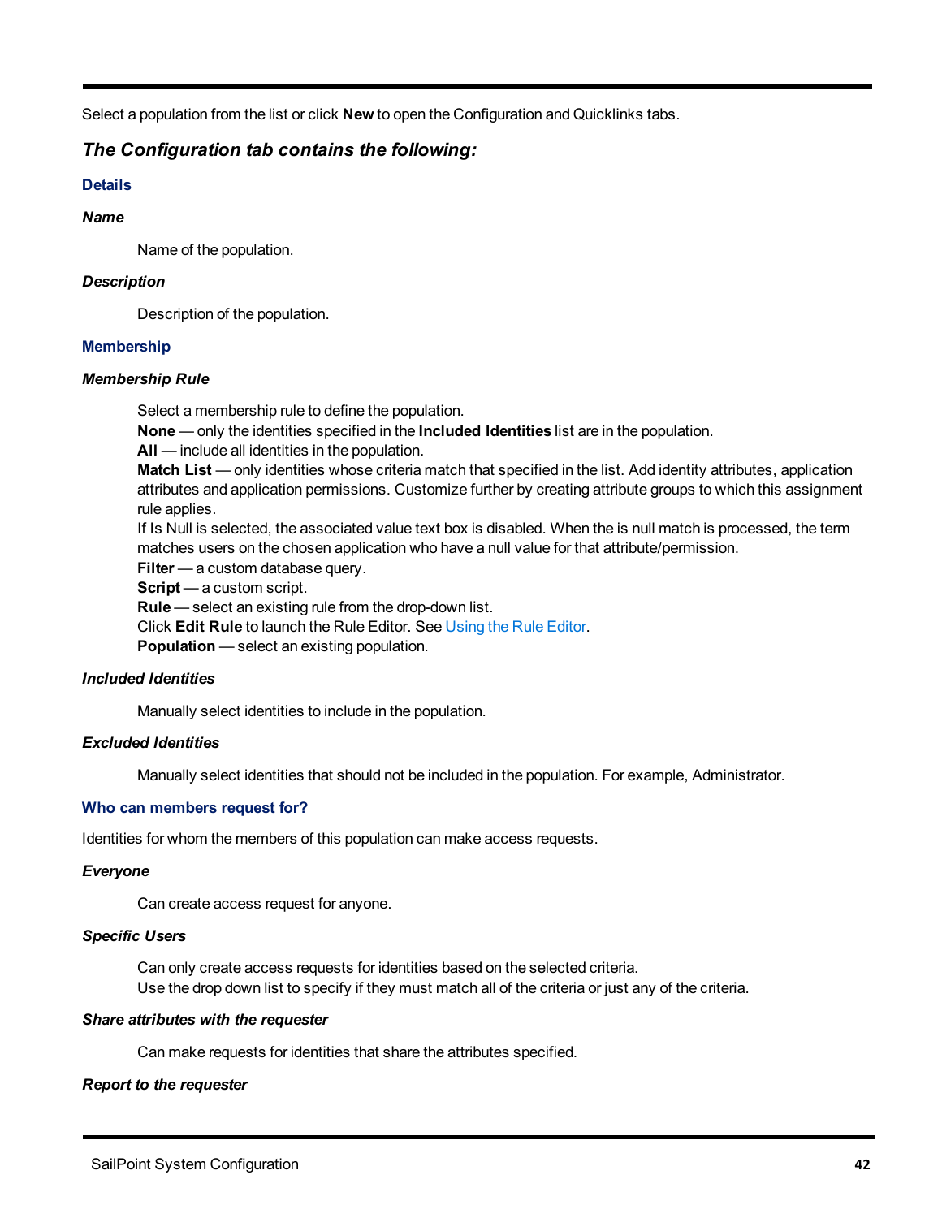Select a population from the list or click **New** to open the Configuration and Quicklinks tabs.

## *The Configuration tab contains the following:*

### Details

#### *Name*

Name of the population.

#### *Description*

Description of the population.

### Membership

#### *Membership Rule*

Select a membership rule to define the population.
**None** — only the identities specified in the **Included Identities** list are in the population.
**All** — include all identities in the population.
**Match List** — only identities whose criteria match that specified in the list. Add identity attributes, application attributes and application permissions. Customize further by creating attribute groups to which this assignment rule applies.
If Is Null is selected, the associated value text box is disabled. When the is null match is processed, the term matches users on the chosen application who have a null value for that attribute/permission.
**Filter** — a custom database query.
**Script** — a custom script.
**Rule** — select an existing rule from the drop-down list.
Click **Edit Rule** to launch the Rule Editor. See Using the Rule Editor.
**Population** — select an existing population.

#### *Included Identities*

Manually select identities to include in the population.

#### *Excluded Identities*

Manually select identities that should not be included in the population. For example, Administrator.

### Who can members request for?

Identities for whom the members of this population can make access requests.

#### *Everyone*

Can create access request for anyone.

#### *Specific Users*

Can only create access requests for identities based on the selected criteria.
Use the drop down list to specify if they must match all of the criteria or just any of the criteria.

#### *Share attributes with the requester*

Can make requests for identities that share the attributes specified.

#### *Report to the requester*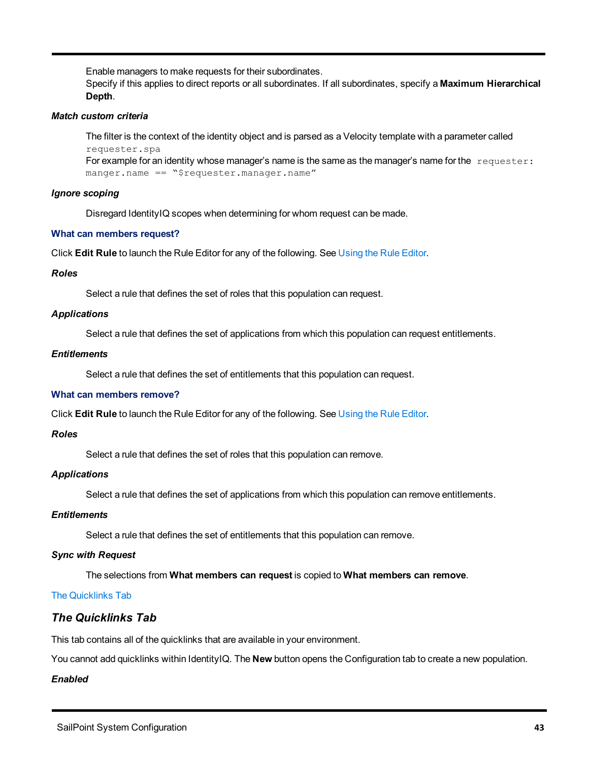Enable managers to make requests for their subordinates.
Specify if this applies to direct reports or all subordinates. If all subordinates, specify a **Maximum Hierarchical Depth**.

***Match custom criteria***

The filter is the context of the identity object and is parsed as a Velocity template with a parameter called `requester.spa`
For example for an identity whose manager's name is the same as the manager's name for the `requester: manger.name == "$requester.manager.name"`

***Ignore scoping***

Disregard IdentityIQ scopes when determining for whom request can be made.

### What can members request?

Click **Edit Rule** to launch the Rule Editor for any of the following. See Using the Rule Editor.

***Roles***

Select a rule that defines the set of roles that this population can request.

***Applications***

Select a rule that defines the set of applications from which this population can request entitlements.

***Entitlements***

Select a rule that defines the set of entitlements that this population can request.

### What can members remove?

Click **Edit Rule** to launch the Rule Editor for any of the following. See Using the Rule Editor.

***Roles***

Select a rule that defines the set of roles that this population can remove.

***Applications***

Select a rule that defines the set of applications from which this population can remove entitlements.

***Entitlements***

Select a rule that defines the set of entitlements that this population can remove.

***Sync with Request***

The selections from **What members can request** is copied to **What members can remove**.

The Quicklinks Tab

## *The Quicklinks Tab*

This tab contains all of the quicklinks that are available in your environment.

You cannot add quicklinks within IdentityIQ. The **New** button opens the Configuration tab to create a new population.

***Enabled***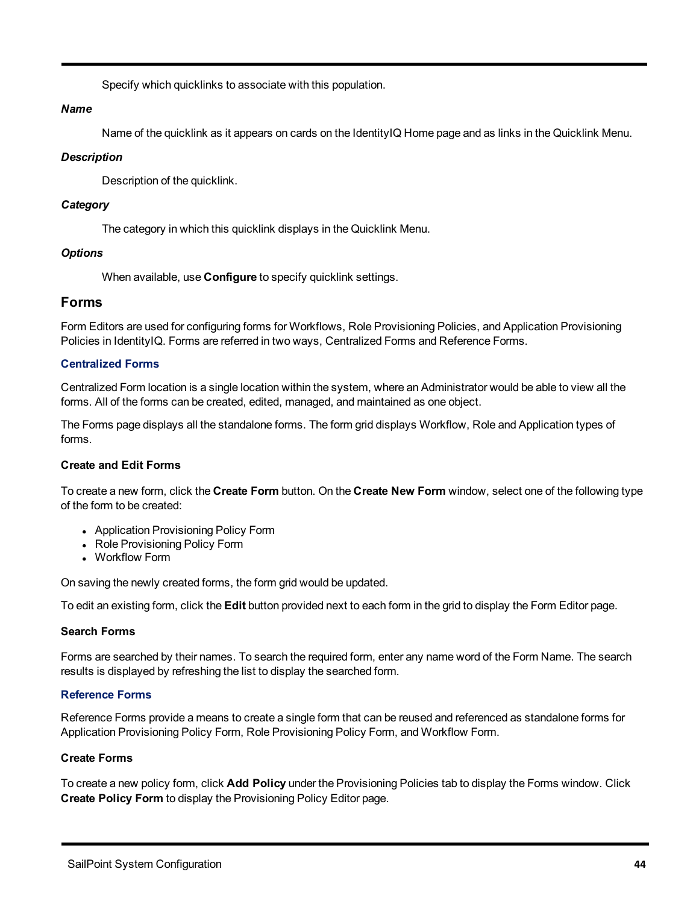Specify which quicklinks to associate with this population.

***Name***

Name of the quicklink as it appears on cards on the IdentityIQ Home page and as links in the Quicklink Menu.

***Description***

Description of the quicklink.

***Category***

The category in which this quicklink displays in the Quicklink Menu.

***Options***

When available, use **Configure** to specify quicklink settings.

## Forms

Form Editors are used for configuring forms for Workflows, Role Provisioning Policies, and Application Provisioning Policies in IdentityIQ. Forms are referred in two ways, Centralized Forms and Reference Forms.

### Centralized Forms

Centralized Form location is a single location within the system, where an Administrator would be able to view all the forms. All of the forms can be created, edited, managed, and maintained as one object.

The Forms page displays all the standalone forms. The form grid displays Workflow, Role and Application types of forms.

#### Create and Edit Forms

To create a new form, click the **Create Form** button. On the **Create New Form** window, select one of the following type of the form to be created:

- Application Provisioning Policy Form
- Role Provisioning Policy Form
- Workflow Form

On saving the newly created forms, the form grid would be updated.

To edit an existing form, click the **Edit** button provided next to each form in the grid to display the Form Editor page.

#### Search Forms

Forms are searched by their names. To search the required form, enter any name word of the Form Name. The search results is displayed by refreshing the list to display the searched form.

### Reference Forms

Reference Forms provide a means to create a single form that can be reused and referenced as standalone forms for Application Provisioning Policy Form, Role Provisioning Policy Form, and Workflow Form.

#### Create Forms

To create a new policy form, click **Add Policy** under the Provisioning Policies tab to display the Forms window. Click **Create Policy Form** to display the Provisioning Policy Editor page.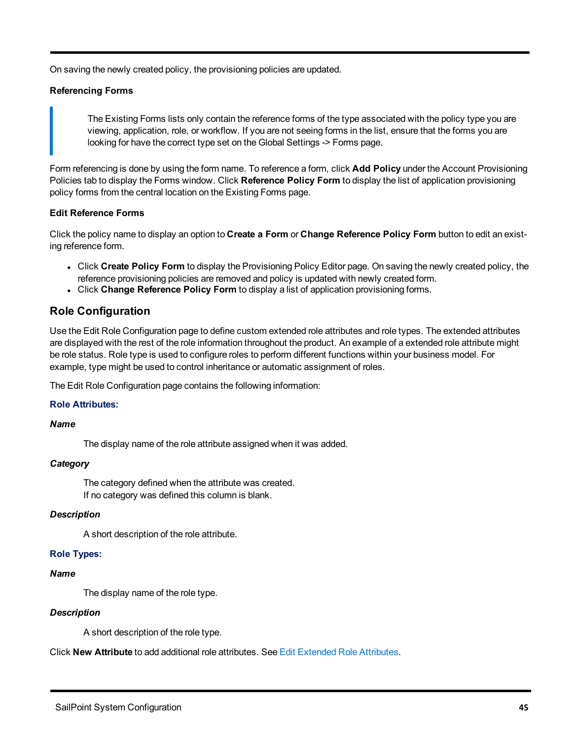On saving the newly created policy, the provisioning policies are updated.

**Referencing Forms**

> The Existing Forms lists only contain the reference forms of the type associated with the policy type you are viewing, application, role, or workflow. If you are not seeing forms in the list, ensure that the forms you are looking for have the correct type set on the Global Settings -> Forms page.

Form referencing is done by using the form name. To reference a form, click **Add Policy** under the Account Provisioning Policies tab to display the Forms window. Click **Reference Policy Form** to display the list of application provisioning policy forms from the central location on the Existing Forms page.

**Edit Reference Forms**

Click the policy name to display an option to **Create a Form** or **Change Reference Policy Form** button to edit an existing reference form.

- Click **Create Policy Form** to display the Provisioning Policy Editor page. On saving the newly created policy, the reference provisioning policies are removed and policy is updated with newly created form.
- Click **Change Reference Policy Form** to display a list of application provisioning forms.

## Role Configuration

Use the Edit Role Configuration page to define custom extended role attributes and role types. The extended attributes are displayed with the rest of the role information throughout the product. An example of a extended role attribute might be role status. Role type is used to configure roles to perform different functions within your business model. For example, type might be used to control inheritance or automatic assignment of roles.

The Edit Role Configuration page contains the following information:

**Role Attributes:**

***Name***

The display name of the role attribute assigned when it was added.

***Category***

The category defined when the attribute was created.
If no category was defined this column is blank.

***Description***

A short description of the role attribute.

**Role Types:**

***Name***

The display name of the role type.

***Description***

A short description of the role type.

Click **New Attribute** to add additional role attributes. See Edit Extended Role Attributes.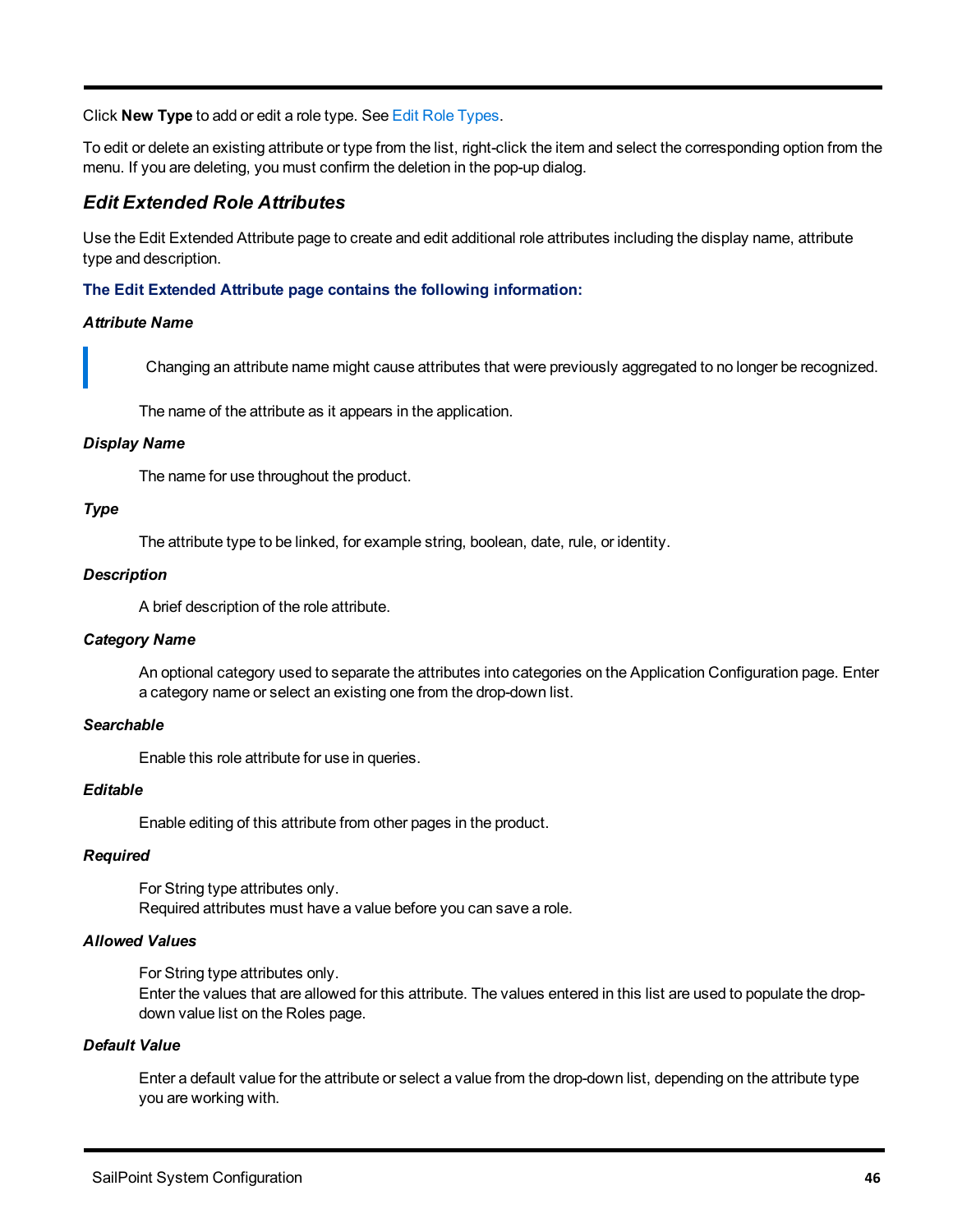Click **New Type** to add or edit a role type. See Edit Role Types.

To edit or delete an existing attribute or type from the list, right-click the item and select the corresponding option from the menu. If you are deleting, you must confirm the deletion in the pop-up dialog.

## *Edit Extended Role Attributes*

Use the Edit Extended Attribute page to create and edit additional role attributes including the display name, attribute type and description.

**The Edit Extended Attribute page contains the following information:**

***Attribute Name***

> Changing an attribute name might cause attributes that were previously aggregated to no longer be recognized.

The name of the attribute as it appears in the application.

***Display Name***

The name for use throughout the product.

***Type***

The attribute type to be linked, for example string, boolean, date, rule, or identity.

***Description***

A brief description of the role attribute.

***Category Name***

An optional category used to separate the attributes into categories on the Application Configuration page. Enter a category name or select an existing one from the drop-down list.

***Searchable***

Enable this role attribute for use in queries.

***Editable***

Enable editing of this attribute from other pages in the product.

***Required***

For String type attributes only.
Required attributes must have a value before you can save a role.

***Allowed Values***

For String type attributes only.
Enter the values that are allowed for this attribute. The values entered in this list are used to populate the drop-down value list on the Roles page.

***Default Value***

Enter a default value for the attribute or select a value from the drop-down list, depending on the attribute type you are working with.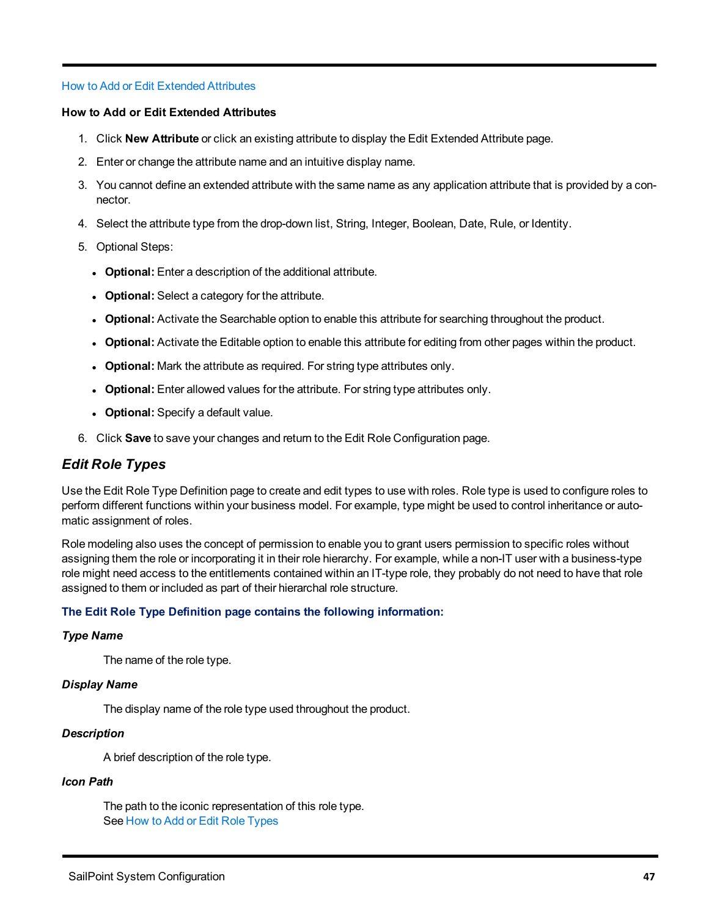How to Add or Edit Extended Attributes

**How to Add or Edit Extended Attributes**

1. Click **New Attribute** or click an existing attribute to display the Edit Extended Attribute page.
2. Enter or change the attribute name and an intuitive display name.
3. You cannot define an extended attribute with the same name as any application attribute that is provided by a connector.
4. Select the attribute type from the drop-down list, String, Integer, Boolean, Date, Rule, or Identity.
5. Optional Steps:
   - **Optional:** Enter a description of the additional attribute.
   - **Optional:** Select a category for the attribute.
   - **Optional:** Activate the Searchable option to enable this attribute for searching throughout the product.
   - **Optional:** Activate the Editable option to enable this attribute for editing from other pages within the product.
   - **Optional:** Mark the attribute as required. For string type attributes only.
   - **Optional:** Enter allowed values for the attribute. For string type attributes only.
   - **Optional:** Specify a default value.
6. Click **Save** to save your changes and return to the Edit Role Configuration page.

## *Edit Role Types*

Use the Edit Role Type Definition page to create and edit types to use with roles. Role type is used to configure roles to perform different functions within your business model. For example, type might be used to control inheritance or automatic assignment of roles.

Role modeling also uses the concept of permission to enable you to grant users permission to specific roles without assigning them the role or incorporating it in their role hierarchy. For example, while a non-IT user with a business-type role might need access to the entitlements contained within an IT-type role, they probably do not need to have that role assigned to them or included as part of their hierarchal role structure.

**The Edit Role Type Definition page contains the following information:**

***Type Name***

The name of the role type.

***Display Name***

The display name of the role type used throughout the product.

***Description***

A brief description of the role type.

***Icon Path***

The path to the iconic representation of this role type.
See How to Add or Edit Role Types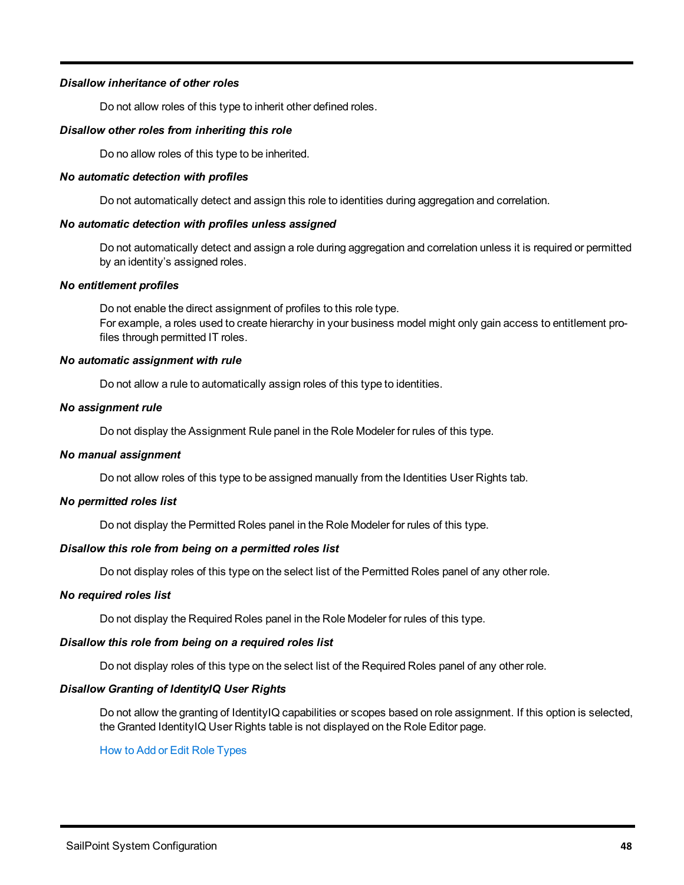***Disallow inheritance of other roles***

Do not allow roles of this type to inherit other defined roles.

***Disallow other roles from inheriting this role***

Do no allow roles of this type to be inherited.

***No automatic detection with profiles***

Do not automatically detect and assign this role to identities during aggregation and correlation.

***No automatic detection with profiles unless assigned***

Do not automatically detect and assign a role during aggregation and correlation unless it is required or permitted by an identity's assigned roles.

***No entitlement profiles***

Do not enable the direct assignment of profiles to this role type.
For example, a roles used to create hierarchy in your business model might only gain access to entitlement profiles through permitted IT roles.

***No automatic assignment with rule***

Do not allow a rule to automatically assign roles of this type to identities.

***No assignment rule***

Do not display the Assignment Rule panel in the Role Modeler for rules of this type.

***No manual assignment***

Do not allow roles of this type to be assigned manually from the Identities User Rights tab.

***No permitted roles list***

Do not display the Permitted Roles panel in the Role Modeler for rules of this type.

***Disallow this role from being on a permitted roles list***

Do not display roles of this type on the select list of the Permitted Roles panel of any other role.

***No required roles list***

Do not display the Required Roles panel in the Role Modeler for rules of this type.

***Disallow this role from being on a required roles list***

Do not display roles of this type on the select list of the Required Roles panel of any other role.

***Disallow Granting of IdentityIQ User Rights***

Do not allow the granting of IdentityIQ capabilities or scopes based on role assignment. If this option is selected, the Granted IdentityIQ User Rights table is not displayed on the Role Editor page.

How to Add or Edit Role Types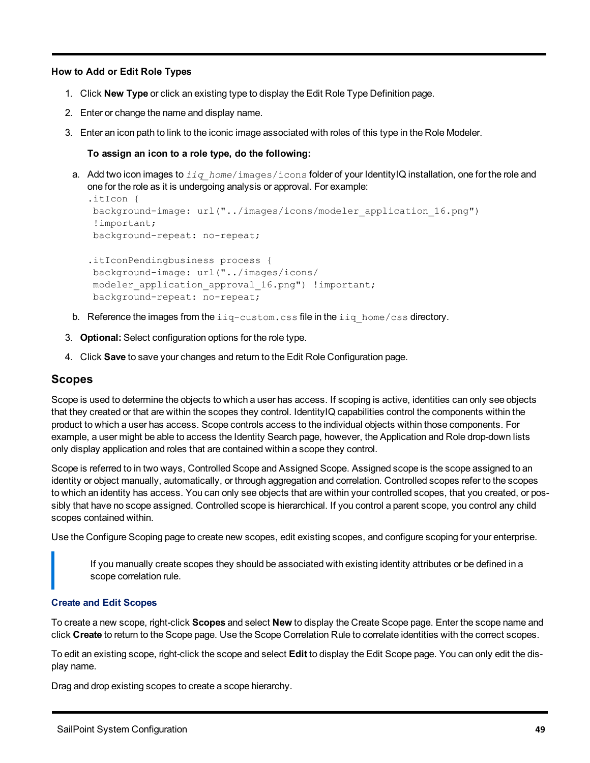**How to Add or Edit Role Types**

1. Click **New Type** or click an existing type to display the Edit Role Type Definition page.
2. Enter or change the name and display name.
3. Enter an icon path to link to the iconic image associated with roles of this type in the Role Modeler.

   **To assign an icon to a role type, do the following:**

   a. Add two icon images to *iiq_home*/images/icons folder of your IdentityIQ installation, one for the role and one for the role as it is undergoing analysis or approval. For example:

   ```
   .itIcon {
    background-image: url("../images/icons/modeler_application_16.png")
    !important;
    background-repeat: no-repeat;

   .itIconPendingbusiness process {
    background-image: url("../images/icons/
    modeler_application_approval_16.png") !important;
    background-repeat: no-repeat;
   ```

   b. Reference the images from the `iiq-custom.css` file in the `iiq_home/css` directory.

3. **Optional:** Select configuration options for the role type.
4. Click **Save** to save your changes and return to the Edit Role Configuration page.

## Scopes

Scope is used to determine the objects to which a user has access. If scoping is active, identities can only see objects that they created or that are within the scopes they control. IdentityIQ capabilities control the components within the product to which a user has access. Scope controls access to the individual objects within those components. For example, a user might be able to access the Identity Search page, however, the Application and Role drop-down lists only display application and roles that are contained within a scope they control.

Scope is referred to in two ways, Controlled Scope and Assigned Scope. Assigned scope is the scope assigned to an identity or object manually, automatically, or through aggregation and correlation. Controlled scopes refer to the scopes to which an identity has access. You can only see objects that are within your controlled scopes, that you created, or possibly that have no scope assigned. Controlled scope is hierarchical. If you control a parent scope, you control any child scopes contained within.

Use the Configure Scoping page to create new scopes, edit existing scopes, and configure scoping for your enterprise.

> If you manually create scopes they should be associated with existing identity attributes or be defined in a scope correlation rule.

### Create and Edit Scopes

To create a new scope, right-click **Scopes** and select **New** to display the Create Scope page. Enter the scope name and click **Create** to return to the Scope page. Use the Scope Correlation Rule to correlate identities with the correct scopes.

To edit an existing scope, right-click the scope and select **Edit** to display the Edit Scope page. You can only edit the display name.

Drag and drop existing scopes to create a scope hierarchy.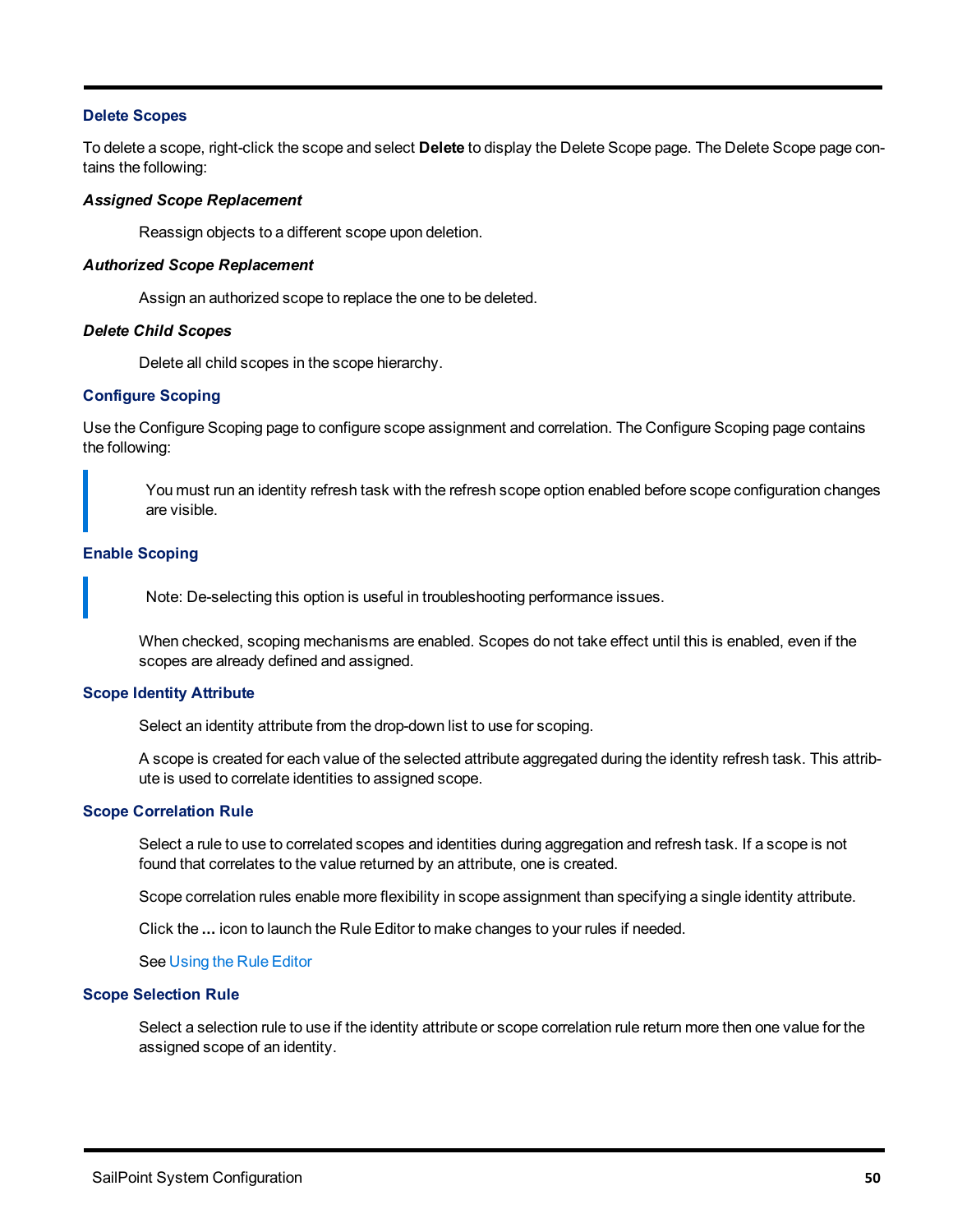### Delete Scopes

To delete a scope, right-click the scope and select **Delete** to display the Delete Scope page. The Delete Scope page contains the following:

***Assigned Scope Replacement***

Reassign objects to a different scope upon deletion.

***Authorized Scope Replacement***

Assign an authorized scope to replace the one to be deleted.

***Delete Child Scopes***

Delete all child scopes in the scope hierarchy.

### Configure Scoping

Use the Configure Scoping page to configure scope assignment and correlation. The Configure Scoping page contains the following:

> You must run an identity refresh task with the refresh scope option enabled before scope configuration changes are visible.

### Enable Scoping

> Note: De-selecting this option is useful in troubleshooting performance issues.

When checked, scoping mechanisms are enabled. Scopes do not take effect until this is enabled, even if the scopes are already defined and assigned.

### Scope Identity Attribute

Select an identity attribute from the drop-down list to use for scoping.

A scope is created for each value of the selected attribute aggregated during the identity refresh task. This attribute is used to correlate identities to assigned scope.

### Scope Correlation Rule

Select a rule to use to correlated scopes and identities during aggregation and refresh task. If a scope is not found that correlates to the value returned by an attribute, one is created.

Scope correlation rules enable more flexibility in scope assignment than specifying a single identity attribute.

Click the **...** icon to launch the Rule Editor to make changes to your rules if needed.

See Using the Rule Editor

### Scope Selection Rule

Select a selection rule to use if the identity attribute or scope correlation rule return more then one value for the assigned scope of an identity.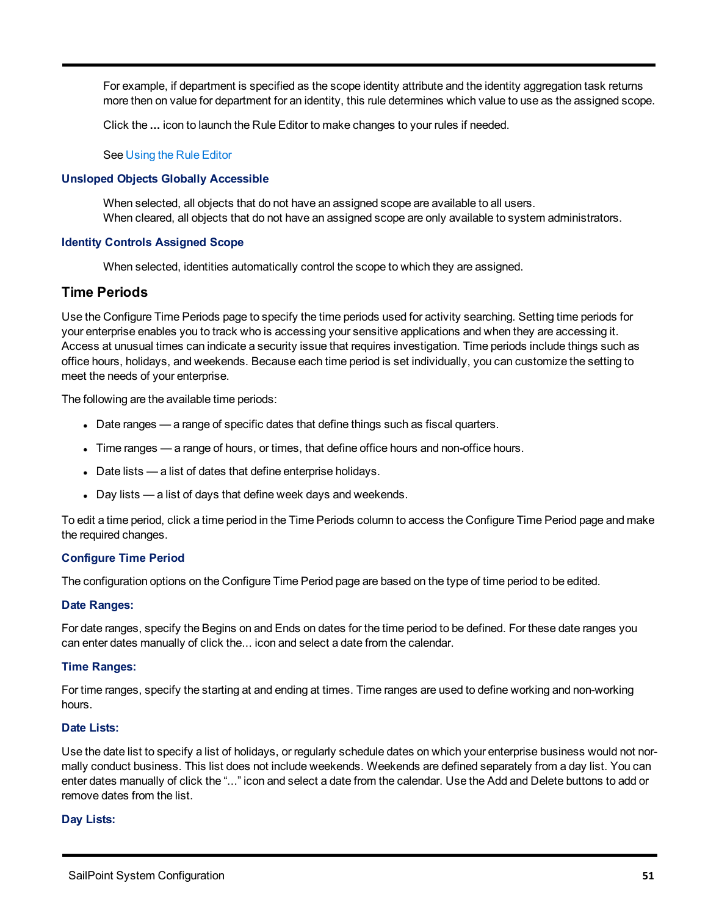For example, if department is specified as the scope identity attribute and the identity aggregation task returns more then on value for department for an identity, this rule determines which value to use as the assigned scope.

Click the **...** icon to launch the Rule Editor to make changes to your rules if needed.

See Using the Rule Editor

### Unsloped Objects Globally Accessible

When selected, all objects that do not have an assigned scope are available to all users.
When cleared, all objects that do not have an assigned scope are only available to system administrators.

### Identity Controls Assigned Scope

When selected, identities automatically control the scope to which they are assigned.

## Time Periods

Use the Configure Time Periods page to specify the time periods used for activity searching. Setting time periods for your enterprise enables you to track who is accessing your sensitive applications and when they are accessing it. Access at unusual times can indicate a security issue that requires investigation. Time periods include things such as office hours, holidays, and weekends. Because each time period is set individually, you can customize the setting to meet the needs of your enterprise.

The following are the available time periods:

- Date ranges — a range of specific dates that define things such as fiscal quarters.
- Time ranges — a range of hours, or times, that define office hours and non-office hours.
- Date lists — a list of dates that define enterprise holidays.
- Day lists — a list of days that define week days and weekends.

To edit a time period, click a time period in the Time Periods column to access the Configure Time Period page and make the required changes.

### Configure Time Period

The configuration options on the Configure Time Period page are based on the type of time period to be edited.

### Date Ranges:

For date ranges, specify the Begins on and Ends on dates for the time period to be defined. For these date ranges you can enter dates manually of click the... icon and select a date from the calendar.

### Time Ranges:

For time ranges, specify the starting at and ending at times. Time ranges are used to define working and non-working hours.

### Date Lists:

Use the date list to specify a list of holidays, or regularly schedule dates on which your enterprise business would not normally conduct business. This list does not include weekends. Weekends are defined separately from a day list. You can enter dates manually of click the "..." icon and select a date from the calendar. Use the Add and Delete buttons to add or remove dates from the list.

### Day Lists: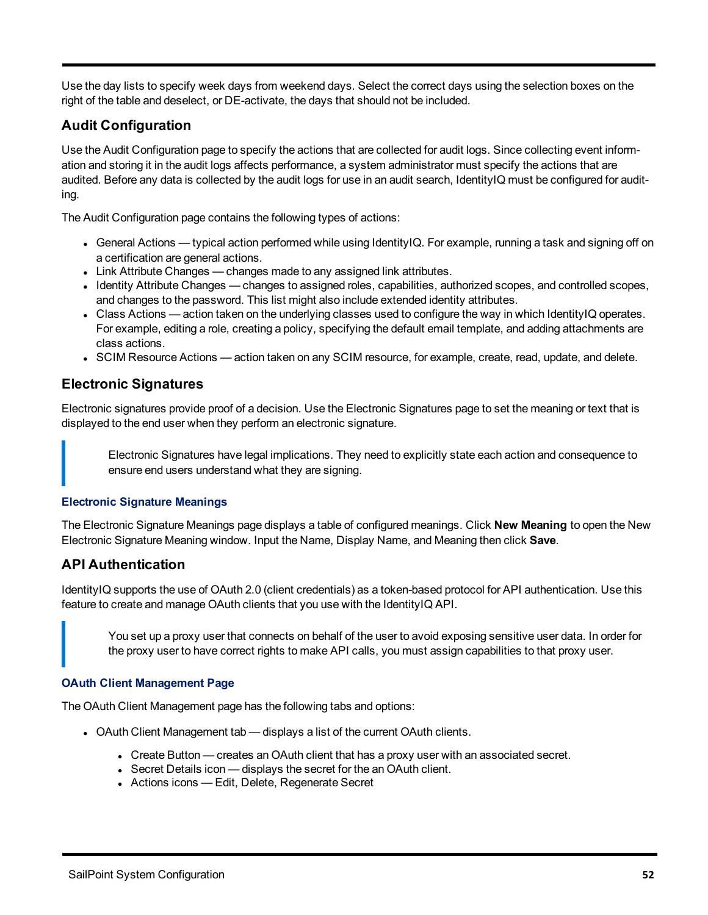Use the day lists to specify week days from weekend days. Select the correct days using the selection boxes on the right of the table and deselect, or DE-activate, the days that should not be included.

## Audit Configuration

Use the Audit Configuration page to specify the actions that are collected for audit logs. Since collecting event information and storing it in the audit logs affects performance, a system administrator must specify the actions that are audited. Before any data is collected by the audit logs for use in an audit search, IdentityIQ must be configured for auditing.

The Audit Configuration page contains the following types of actions:

- General Actions — typical action performed while using IdentityIQ. For example, running a task and signing off on a certification are general actions.
- Link Attribute Changes — changes made to any assigned link attributes.
- Identity Attribute Changes — changes to assigned roles, capabilities, authorized scopes, and controlled scopes, and changes to the password. This list might also include extended identity attributes.
- Class Actions — action taken on the underlying classes used to configure the way in which IdentityIQ operates. For example, editing a role, creating a policy, specifying the default email template, and adding attachments are class actions.
- SCIM Resource Actions — action taken on any SCIM resource, for example, create, read, update, and delete.

## Electronic Signatures

Electronic signatures provide proof of a decision. Use the Electronic Signatures page to set the meaning or text that is displayed to the end user when they perform an electronic signature.

> Electronic Signatures have legal implications. They need to explicitly state each action and consequence to ensure end users understand what they are signing.

### Electronic Signature Meanings

The Electronic Signature Meanings page displays a table of configured meanings. Click **New Meaning** to open the New Electronic Signature Meaning window. Input the Name, Display Name, and Meaning then click **Save**.

## API Authentication

IdentityIQ supports the use of OAuth 2.0 (client credentials) as a token-based protocol for API authentication. Use this feature to create and manage OAuth clients that you use with the IdentityIQ API.

> You set up a proxy user that connects on behalf of the user to avoid exposing sensitive user data. In order for the proxy user to have correct rights to make API calls, you must assign capabilities to that proxy user.

### OAuth Client Management Page

The OAuth Client Management page has the following tabs and options:

- OAuth Client Management tab — displays a list of the current OAuth clients.
  - Create Button — creates an OAuth client that has a proxy user with an associated secret.
  - Secret Details icon — displays the secret for the an OAuth client.
  - Actions icons — Edit, Delete, Regenerate Secret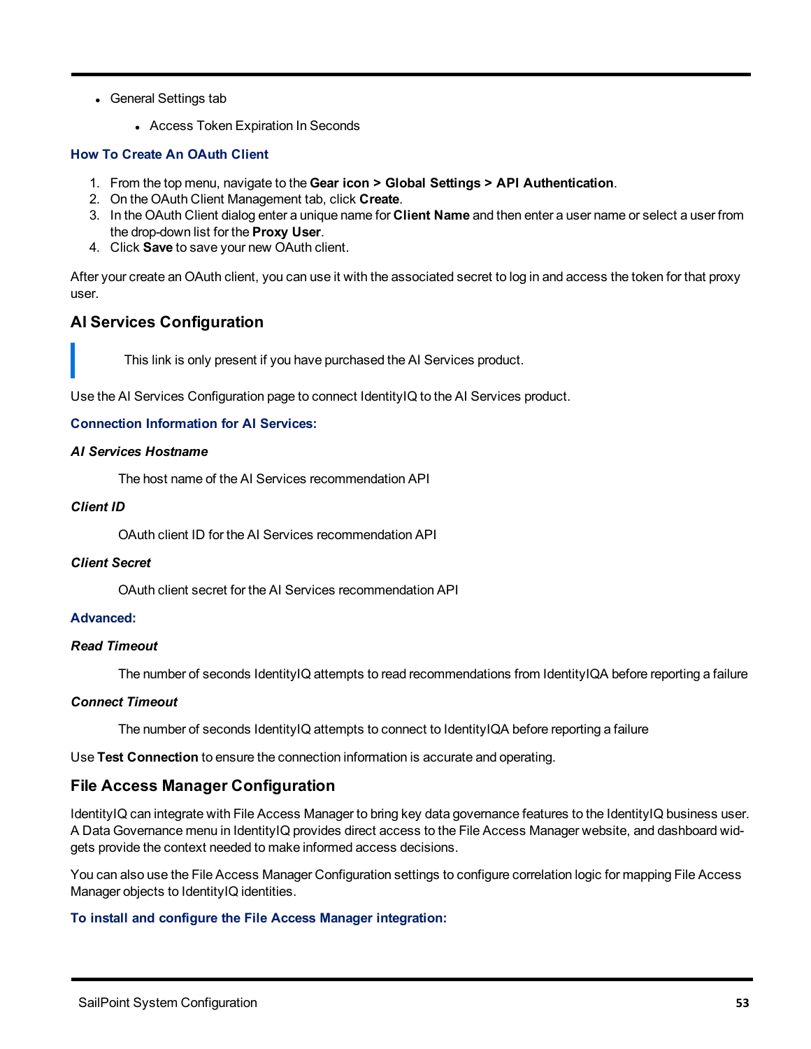- General Settings tab
  - Access Token Expiration In Seconds

#### How To Create An OAuth Client

1. From the top menu, navigate to the **Gear icon > Global Settings > API Authentication**.
2. On the OAuth Client Management tab, click **Create**.
3. In the OAuth Client dialog enter a unique name for **Client Name** and then enter a user name or select a user from the drop-down list for the **Proxy User**.
4. Click **Save** to save your new OAuth client.

After your create an OAuth client, you can use it with the associated secret to log in and access the token for that proxy user.

## AI Services Configuration

> This link is only present if you have purchased the AI Services product.

Use the AI Services Configuration page to connect IdentityIQ to the AI Services product.

#### Connection Information for AI Services:

***AI Services Hostname***

The host name of the AI Services recommendation API

***Client ID***

OAuth client ID for the AI Services recommendation API

***Client Secret***

OAuth client secret for the AI Services recommendation API

#### Advanced:

***Read Timeout***

The number of seconds IdentityIQ attempts to read recommendations from IdentityIQA before reporting a failure

***Connect Timeout***

The number of seconds IdentityIQ attempts to connect to IdentityIQA before reporting a failure

Use **Test Connection** to ensure the connection information is accurate and operating.

## File Access Manager Configuration

IdentityIQ can integrate with File Access Manager to bring key data governance features to the IdentityIQ business user. A Data Governance menu in IdentityIQ provides direct access to the File Access Manager website, and dashboard widgets provide the context needed to make informed access decisions.

You can also use the File Access Manager Configuration settings to configure correlation logic for mapping File Access Manager objects to IdentityIQ identities.

#### To install and configure the File Access Manager integration: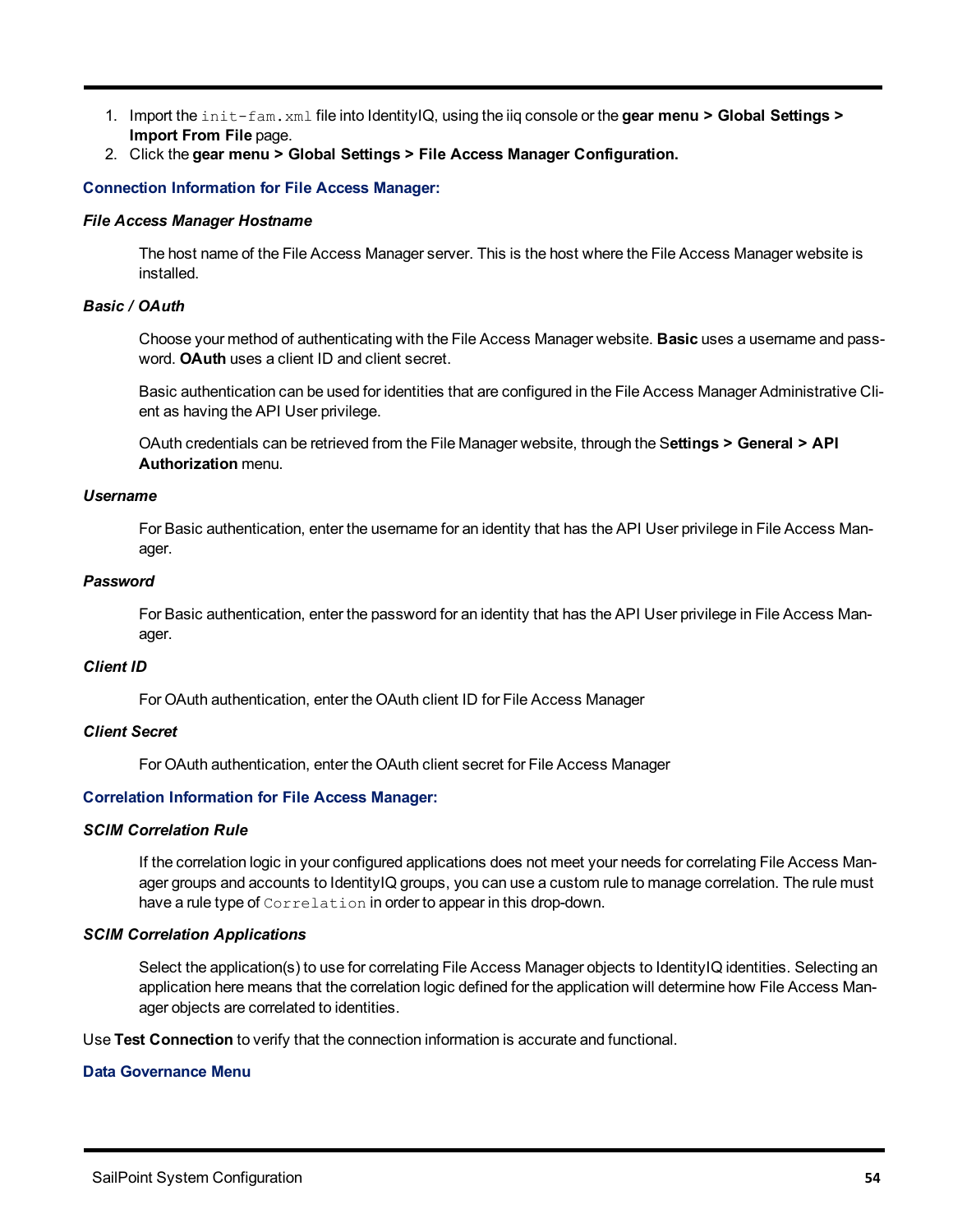1. Import the `init-fam.xml` file into IdentityIQ, using the iiq console or the **gear menu > Global Settings > Import From File** page.
2. Click the **gear menu > Global Settings > File Access Manager Configuration.**

### Connection Information for File Access Manager:

***File Access Manager Hostname***

The host name of the File Access Manager server. This is the host where the File Access Manager website is installed.

***Basic / OAuth***

Choose your method of authenticating with the File Access Manager website. **Basic** uses a username and password. **OAuth** uses a client ID and client secret.

Basic authentication can be used for identities that are configured in the File Access Manager Administrative Client as having the API User privilege.

OAuth credentials can be retrieved from the File Manager website, through the S**ettings > General > API Authorization** menu.

***Username***

For Basic authentication, enter the username for an identity that has the API User privilege in File Access Manager.

***Password***

For Basic authentication, enter the password for an identity that has the API User privilege in File Access Manager.

***Client ID***

For OAuth authentication, enter the OAuth client ID for File Access Manager

***Client Secret***

For OAuth authentication, enter the OAuth client secret for File Access Manager

### Correlation Information for File Access Manager:

***SCIM Correlation Rule***

If the correlation logic in your configured applications does not meet your needs for correlating File Access Manager groups and accounts to IdentityIQ groups, you can use a custom rule to manage correlation. The rule must have a rule type of `Correlation` in order to appear in this drop-down.

***SCIM Correlation Applications***

Select the application(s) to use for correlating File Access Manager objects to IdentityIQ identities. Selecting an application here means that the correlation logic defined for the application will determine how File Access Manager objects are correlated to identities.

Use **Test Connection** to verify that the connection information is accurate and functional.

### Data Governance Menu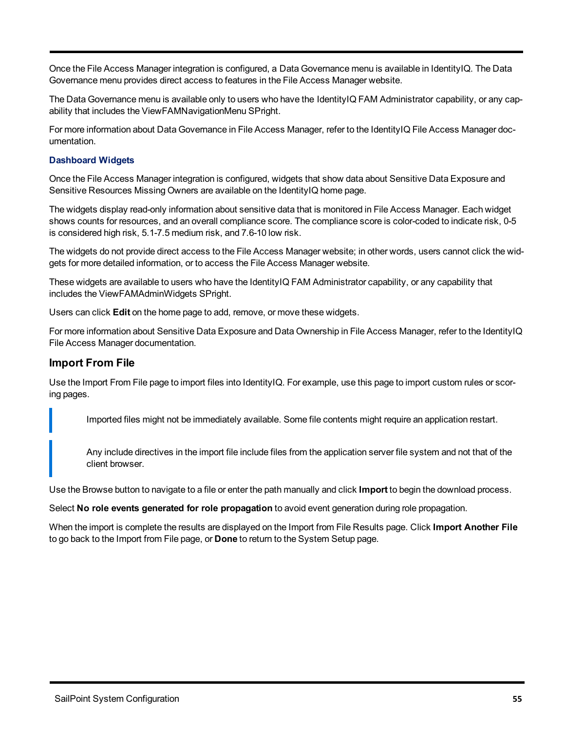Once the File Access Manager integration is configured, a Data Governance menu is available in IdentityIQ. The Data Governance menu provides direct access to features in the File Access Manager website.

The Data Governance menu is available only to users who have the IdentityIQ FAM Administrator capability, or any capability that includes the ViewFAMNavigationMenu SPright.

For more information about Data Governance in File Access Manager, refer to the IdentityIQ File Access Manager documentation.

### Dashboard Widgets

Once the File Access Manager integration is configured, widgets that show data about Sensitive Data Exposure and Sensitive Resources Missing Owners are available on the IdentityIQ home page.

The widgets display read-only information about sensitive data that is monitored in File Access Manager. Each widget shows counts for resources, and an overall compliance score. The compliance score is color-coded to indicate risk, 0-5 is considered high risk, 5.1-7.5 medium risk, and 7.6-10 low risk.

The widgets do not provide direct access to the File Access Manager website; in other words, users cannot click the widgets for more detailed information, or to access the File Access Manager website.

These widgets are available to users who have the IdentityIQ FAM Administrator capability, or any capability that includes the ViewFAMAdminWidgets SPright.

Users can click **Edit** on the home page to add, remove, or move these widgets.

For more information about Sensitive Data Exposure and Data Ownership in File Access Manager, refer to the IdentityIQ File Access Manager documentation.

## Import From File

Use the Import From File page to import files into IdentityIQ. For example, use this page to import custom rules or scoring pages.

> Imported files might not be immediately available. Some file contents might require an application restart.

> Any include directives in the import file include files from the application server file system and not that of the client browser.

Use the Browse button to navigate to a file or enter the path manually and click **Import** to begin the download process.

Select **No role events generated for role propagation** to avoid event generation during role propagation.

When the import is complete the results are displayed on the Import from File Results page. Click **Import Another File** to go back to the Import from File page, or **Done** to return to the System Setup page.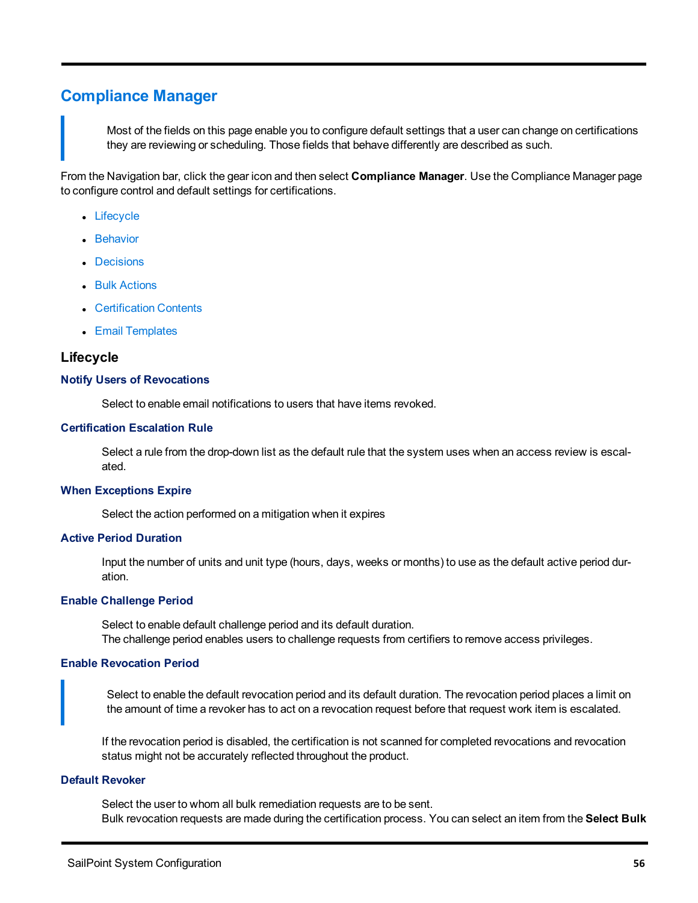## Compliance Manager

> Most of the fields on this page enable you to configure default settings that a user can change on certifications they are reviewing or scheduling. Those fields that behave differently are described as such.

From the Navigation bar, click the gear icon and then select **Compliance Manager**. Use the Compliance Manager page to configure control and default settings for certifications.

- Lifecycle
- Behavior
- Decisions
- Bulk Actions
- Certification Contents
- Email Templates

### Lifecycle

#### Notify Users of Revocations

Select to enable email notifications to users that have items revoked.

#### Certification Escalation Rule

Select a rule from the drop-down list as the default rule that the system uses when an access review is escalated.

#### When Exceptions Expire

Select the action performed on a mitigation when it expires

#### Active Period Duration

Input the number of units and unit type (hours, days, weeks or months) to use as the default active period duration.

#### Enable Challenge Period

Select to enable default challenge period and its default duration.
The challenge period enables users to challenge requests from certifiers to remove access privileges.

#### Enable Revocation Period

> Select to enable the default revocation period and its default duration. The revocation period places a limit on the amount of time a revoker has to act on a revocation request before that request work item is escalated.

If the revocation period is disabled, the certification is not scanned for completed revocations and revocation status might not be accurately reflected throughout the product.

#### Default Revoker

Select the user to whom all bulk remediation requests are to be sent.
Bulk revocation requests are made during the certification process. You can select an item from the **Select Bulk**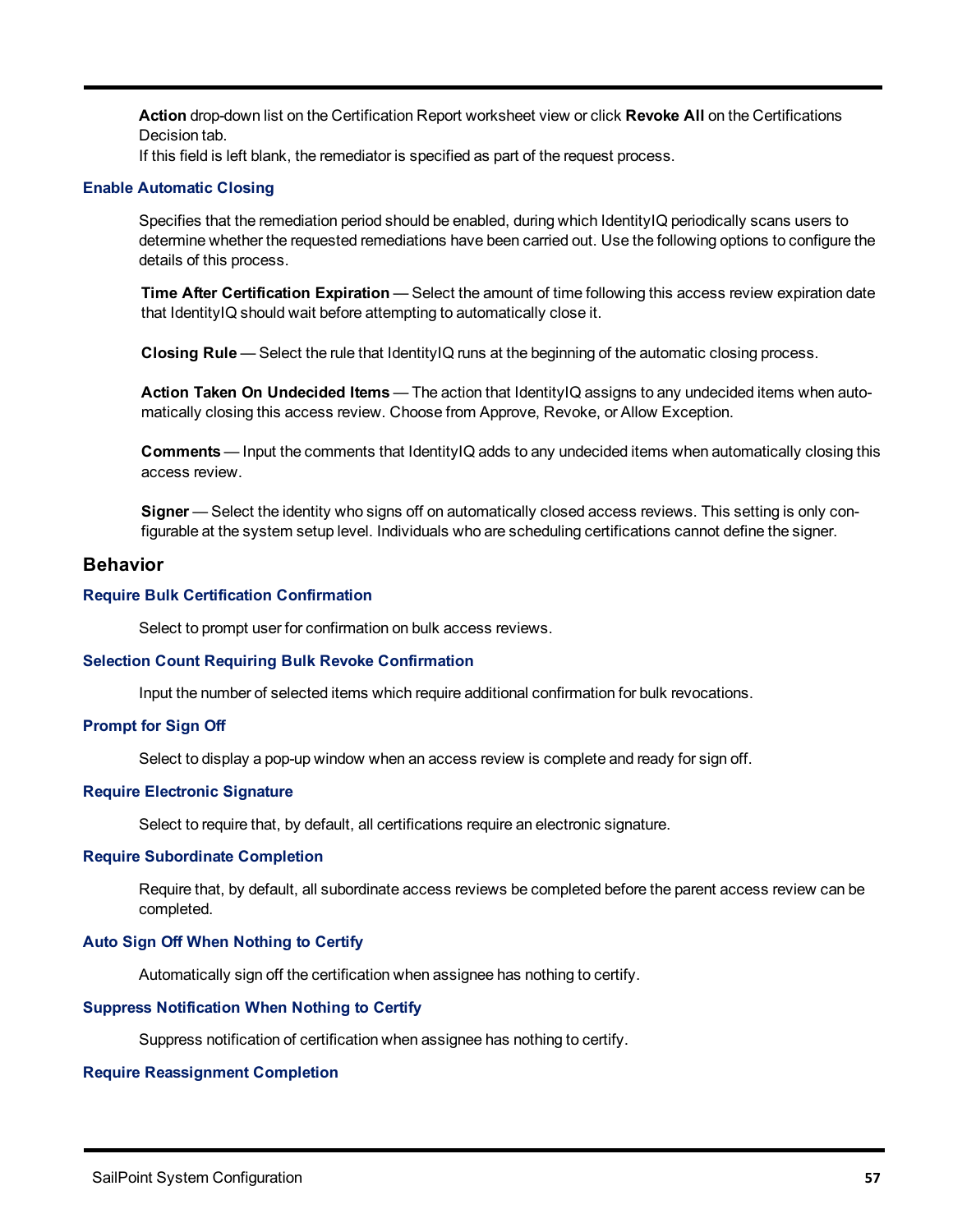**Action** drop-down list on the Certification Report worksheet view or click **Revoke All** on the Certifications Decision tab.

If this field is left blank, the remediator is specified as part of the request process.

#### Enable Automatic Closing

Specifies that the remediation period should be enabled, during which IdentityIQ periodically scans users to determine whether the requested remediations have been carried out. Use the following options to configure the details of this process.

**Time After Certification Expiration** — Select the amount of time following this access review expiration date that IdentityIQ should wait before attempting to automatically close it.

**Closing Rule** — Select the rule that IdentityIQ runs at the beginning of the automatic closing process.

**Action Taken On Undecided Items** — The action that IdentityIQ assigns to any undecided items when automatically closing this access review. Choose from Approve, Revoke, or Allow Exception.

**Comments** — Input the comments that IdentityIQ adds to any undecided items when automatically closing this access review.

**Signer** — Select the identity who signs off on automatically closed access reviews. This setting is only configurable at the system setup level. Individuals who are scheduling certifications cannot define the signer.

### Behavior

#### Require Bulk Certification Confirmation

Select to prompt user for confirmation on bulk access reviews.

#### Selection Count Requiring Bulk Revoke Confirmation

Input the number of selected items which require additional confirmation for bulk revocations.

#### Prompt for Sign Off

Select to display a pop-up window when an access review is complete and ready for sign off.

#### Require Electronic Signature

Select to require that, by default, all certifications require an electronic signature.

#### Require Subordinate Completion

Require that, by default, all subordinate access reviews be completed before the parent access review can be completed.

#### Auto Sign Off When Nothing to Certify

Automatically sign off the certification when assignee has nothing to certify.

#### Suppress Notification When Nothing to Certify

Suppress notification of certification when assignee has nothing to certify.

#### Require Reassignment Completion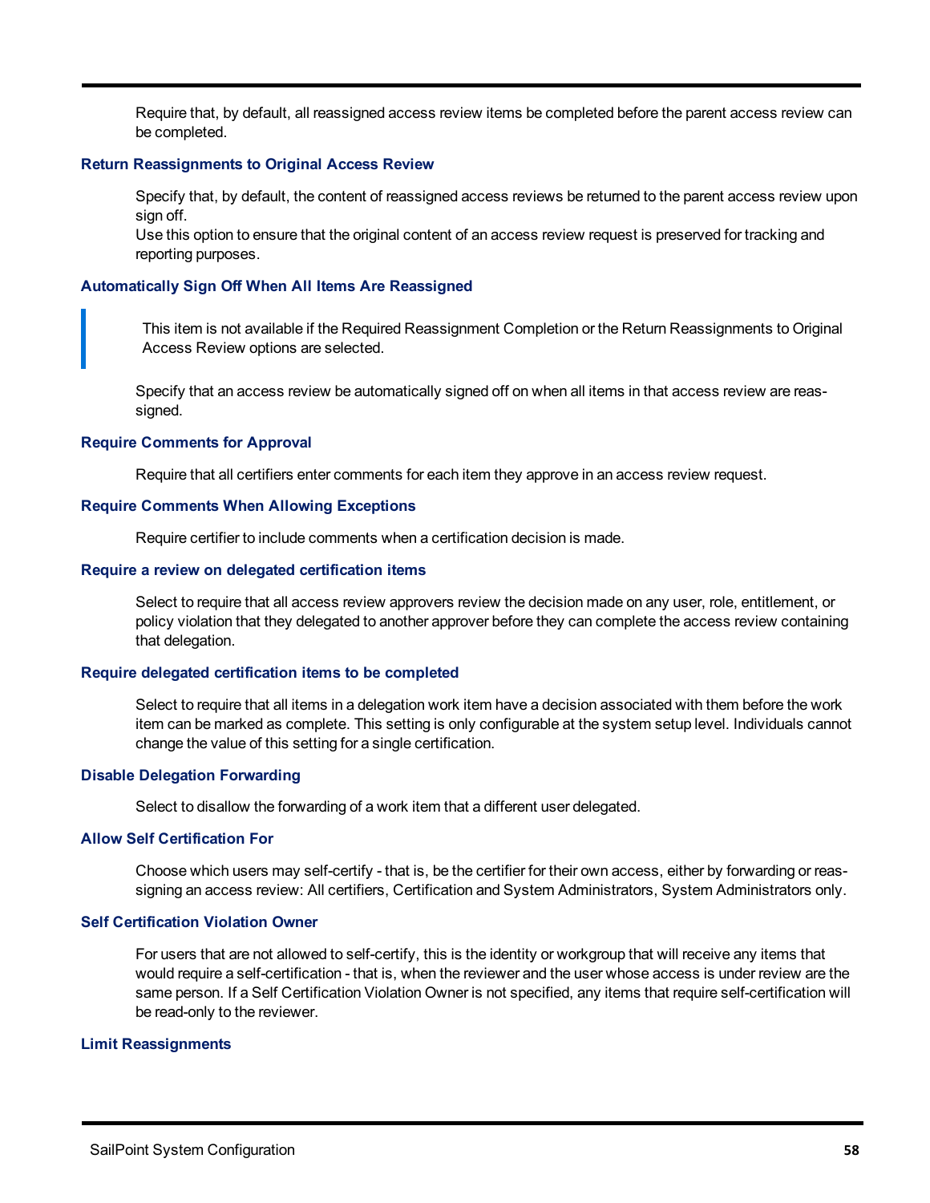Require that, by default, all reassigned access review items be completed before the parent access review can be completed.

### Return Reassignments to Original Access Review

Specify that, by default, the content of reassigned access reviews be returned to the parent access review upon sign off.
Use this option to ensure that the original content of an access review request is preserved for tracking and reporting purposes.

### Automatically Sign Off When All Items Are Reassigned

> This item is not available if the Required Reassignment Completion or the Return Reassignments to Original Access Review options are selected.

Specify that an access review be automatically signed off on when all items in that access review are reassigned.

### Require Comments for Approval

Require that all certifiers enter comments for each item they approve in an access review request.

### Require Comments When Allowing Exceptions

Require certifier to include comments when a certification decision is made.

### Require a review on delegated certification items

Select to require that all access review approvers review the decision made on any user, role, entitlement, or policy violation that they delegated to another approver before they can complete the access review containing that delegation.

### Require delegated certification items to be completed

Select to require that all items in a delegation work item have a decision associated with them before the work item can be marked as complete. This setting is only configurable at the system setup level. Individuals cannot change the value of this setting for a single certification.

### Disable Delegation Forwarding

Select to disallow the forwarding of a work item that a different user delegated.

### Allow Self Certification For

Choose which users may self-certify - that is, be the certifier for their own access, either by forwarding or reassigning an access review: All certifiers, Certification and System Administrators, System Administrators only.

### Self Certification Violation Owner

For users that are not allowed to self-certify, this is the identity or workgroup that will receive any items that would require a self-certification - that is, when the reviewer and the user whose access is under review are the same person. If a Self Certification Violation Owner is not specified, any items that require self-certification will be read-only to the reviewer.

### Limit Reassignments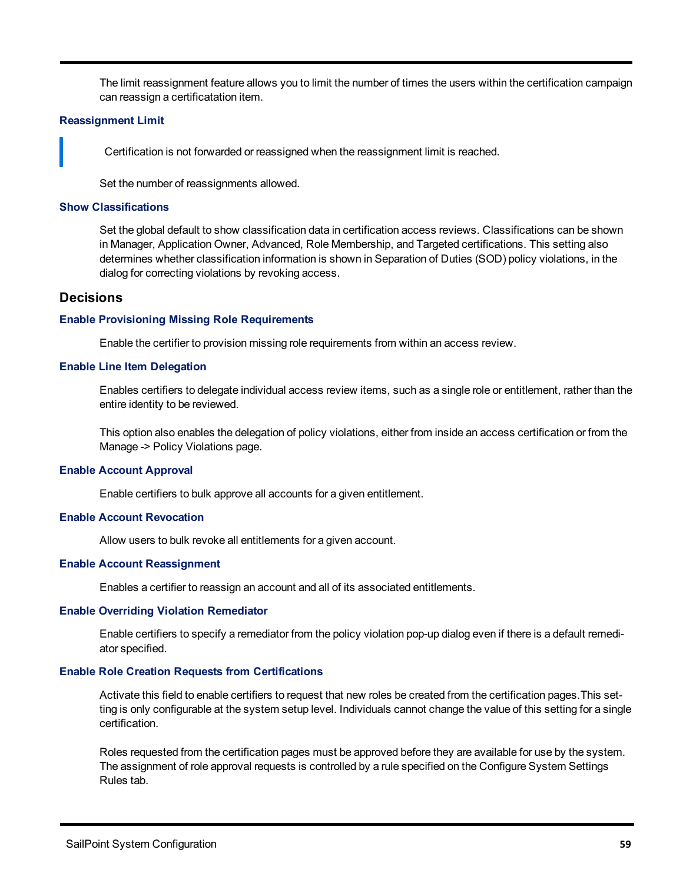The limit reassignment feature allows you to limit the number of times the users within the certification campaign can reassign a certificatation item.

#### Reassignment Limit

> Certification is not forwarded or reassigned when the reassignment limit is reached.

Set the number of reassignments allowed.

#### Show Classifications

Set the global default to show classification data in certification access reviews. Classifications can be shown in Manager, Application Owner, Advanced, Role Membership, and Targeted certifications. This setting also determines whether classification information is shown in Separation of Duties (SOD) policy violations, in the dialog for correcting violations by revoking access.

### Decisions

#### Enable Provisioning Missing Role Requirements

Enable the certifier to provision missing role requirements from within an access review.

#### Enable Line Item Delegation

Enables certifiers to delegate individual access review items, such as a single role or entitlement, rather than the entire identity to be reviewed.

This option also enables the delegation of policy violations, either from inside an access certification or from the Manage -> Policy Violations page.

#### Enable Account Approval

Enable certifiers to bulk approve all accounts for a given entitlement.

#### Enable Account Revocation

Allow users to bulk revoke all entitlements for a given account.

#### Enable Account Reassignment

Enables a certifier to reassign an account and all of its associated entitlements.

#### Enable Overriding Violation Remediator

Enable certifiers to specify a remediator from the policy violation pop-up dialog even if there is a default remediator specified.

#### Enable Role Creation Requests from Certifications

Activate this field to enable certifiers to request that new roles be created from the certification pages.This setting is only configurable at the system setup level. Individuals cannot change the value of this setting for a single certification.

Roles requested from the certification pages must be approved before they are available for use by the system. The assignment of role approval requests is controlled by a rule specified on the Configure System Settings Rules tab.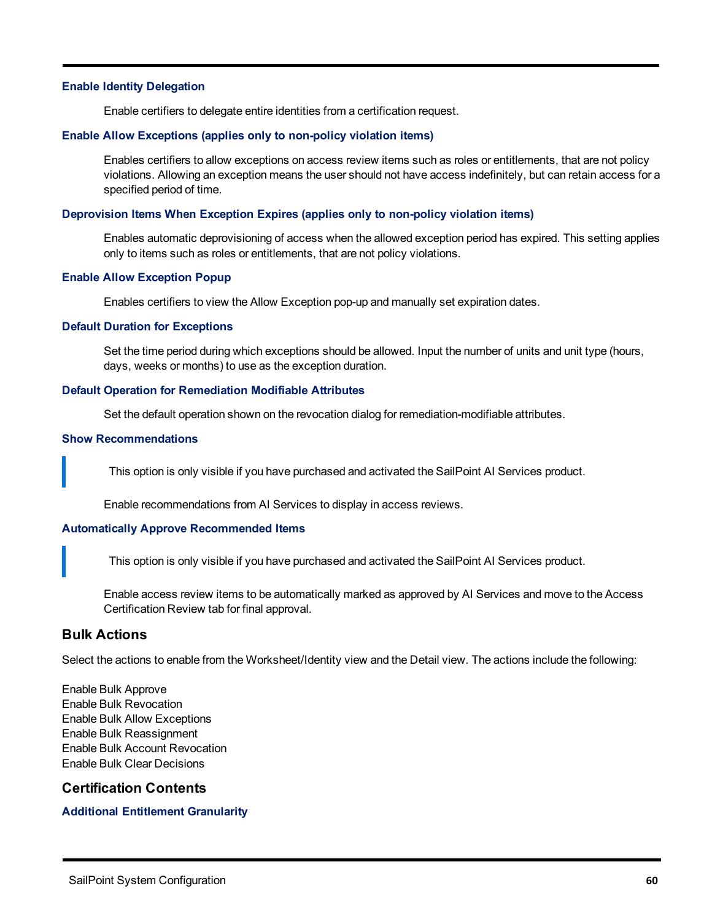#### Enable Identity Delegation

Enable certifiers to delegate entire identities from a certification request.

#### Enable Allow Exceptions (applies only to non-policy violation items)

Enables certifiers to allow exceptions on access review items such as roles or entitlements, that are not policy violations. Allowing an exception means the user should not have access indefinitely, but can retain access for a specified period of time.

#### Deprovision Items When Exception Expires (applies only to non-policy violation items)

Enables automatic deprovisioning of access when the allowed exception period has expired. This setting applies only to items such as roles or entitlements, that are not policy violations.

#### Enable Allow Exception Popup

Enables certifiers to view the Allow Exception pop-up and manually set expiration dates.

#### Default Duration for Exceptions

Set the time period during which exceptions should be allowed. Input the number of units and unit type (hours, days, weeks or months) to use as the exception duration.

#### Default Operation for Remediation Modifiable Attributes

Set the default operation shown on the revocation dialog for remediation-modifiable attributes.

#### Show Recommendations

> This option is only visible if you have purchased and activated the SailPoint AI Services product.

Enable recommendations from AI Services to display in access reviews.

#### Automatically Approve Recommended Items

> This option is only visible if you have purchased and activated the SailPoint AI Services product.

Enable access review items to be automatically marked as approved by AI Services and move to the Access Certification Review tab for final approval.

## Bulk Actions

Select the actions to enable from the Worksheet/Identity view and the Detail view. The actions include the following:

Enable Bulk Approve
Enable Bulk Revocation
Enable Bulk Allow Exceptions
Enable Bulk Reassignment
Enable Bulk Account Revocation
Enable Bulk Clear Decisions

## Certification Contents

#### Additional Entitlement Granularity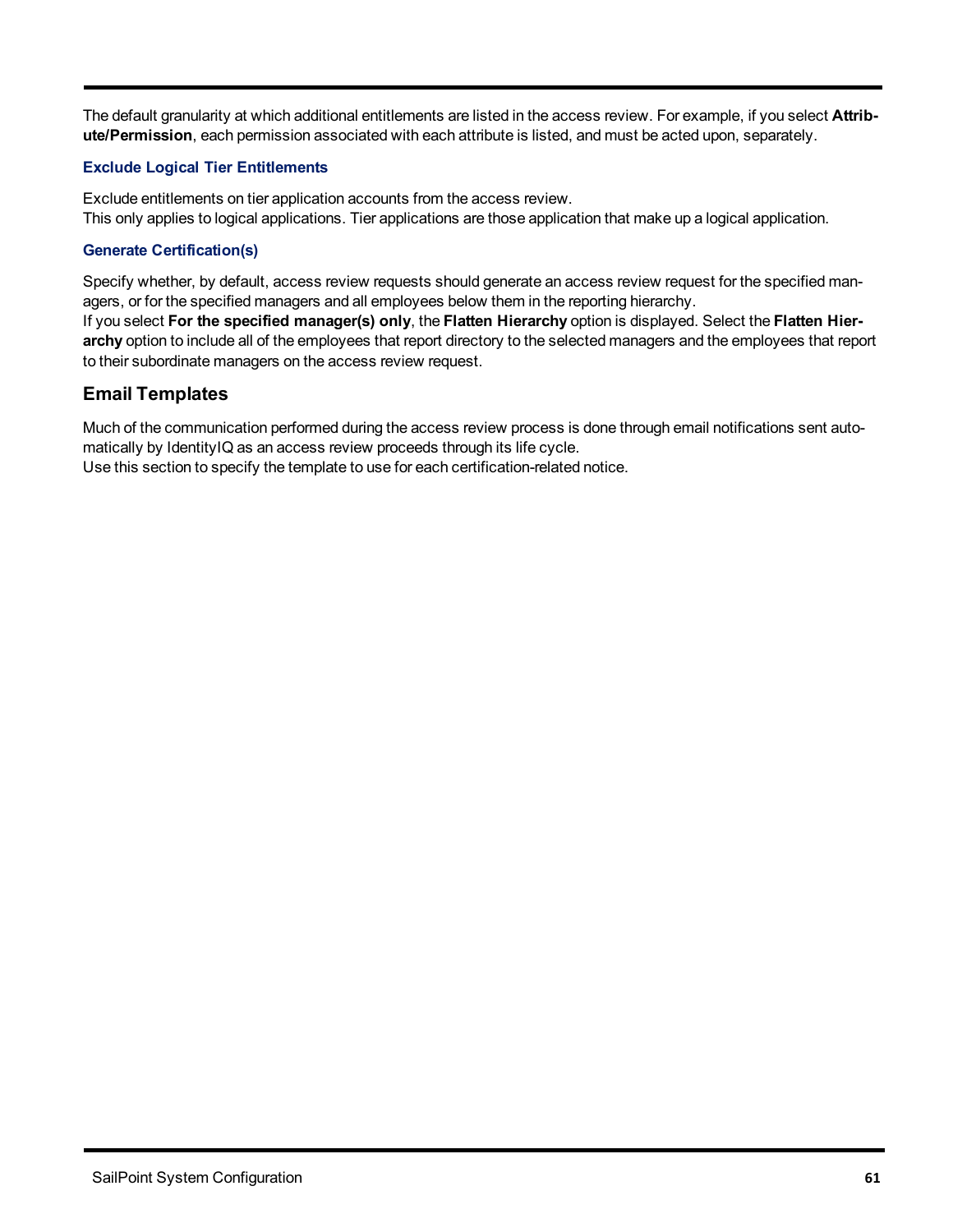The default granularity at which additional entitlements are listed in the access review. For example, if you select **Attribute/Permission**, each permission associated with each attribute is listed, and must be acted upon, separately.

### Exclude Logical Tier Entitlements

Exclude entitlements on tier application accounts from the access review.
This only applies to logical applications. Tier applications are those application that make up a logical application.

### Generate Certification(s)

Specify whether, by default, access review requests should generate an access review request for the specified managers, or for the specified managers and all employees below them in the reporting hierarchy.
If you select **For the specified manager(s) only**, the **Flatten Hierarchy** option is displayed. Select the **Flatten Hierarchy** option to include all of the employees that report directory to the selected managers and the employees that report to their subordinate managers on the access review request.

## Email Templates

Much of the communication performed during the access review process is done through email notifications sent automatically by IdentityIQ as an access review proceeds through its life cycle.
Use this section to specify the template to use for each certification-related notice.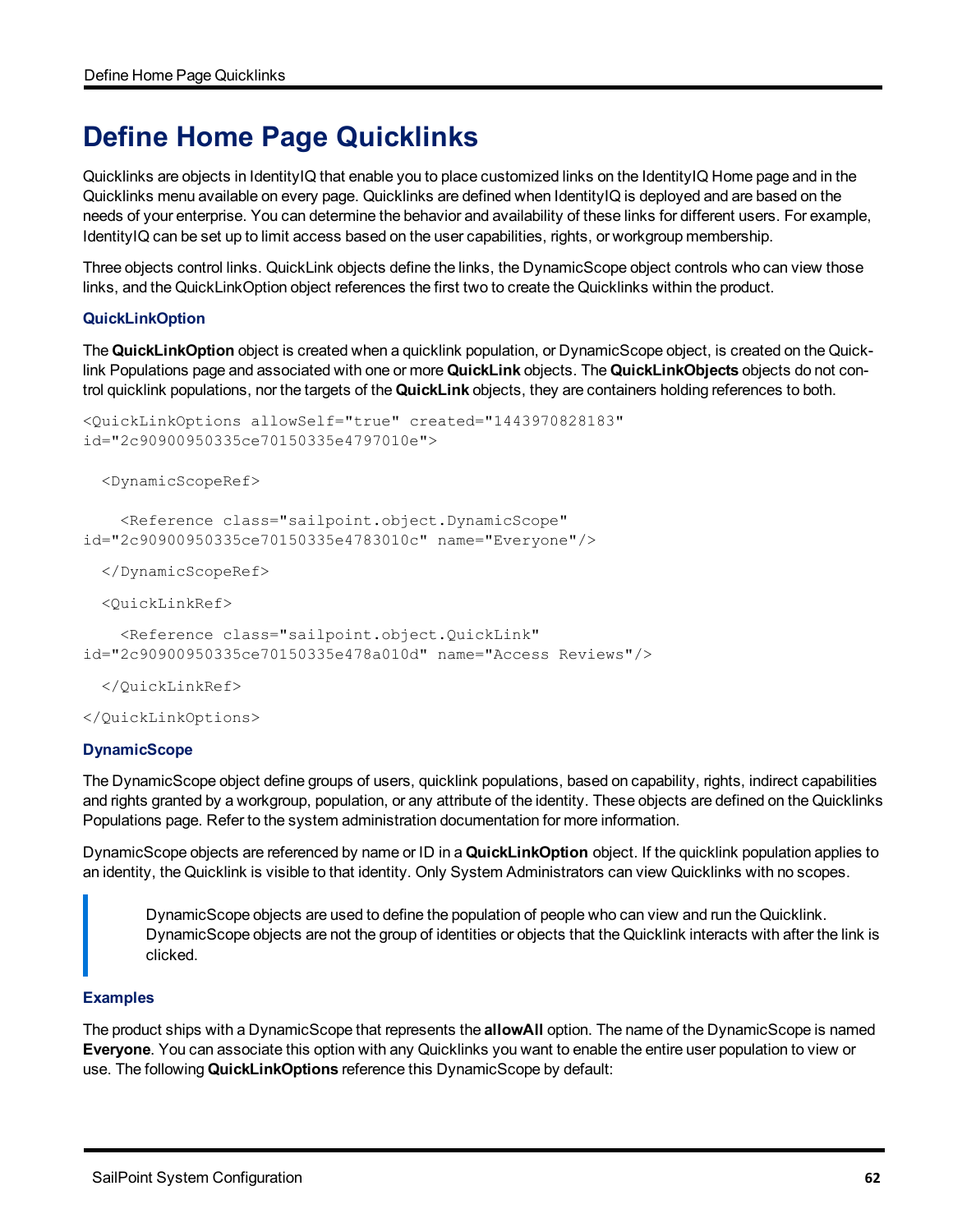# Define Home Page Quicklinks

Quicklinks are objects in IdentityIQ that enable you to place customized links on the IdentityIQ Home page and in the Quicklinks menu available on every page. Quicklinks are defined when IdentityIQ is deployed and are based on the needs of your enterprise. You can determine the behavior and availability of these links for different users. For example, IdentityIQ can be set up to limit access based on the user capabilities, rights, or workgroup membership.

Three objects control links. QuickLink objects define the links, the DynamicScope object controls who can view those links, and the QuickLinkOption object references the first two to create the Quicklinks within the product.

### QuickLinkOption

The **QuickLinkOption** object is created when a quicklink population, or DynamicScope object, is created on the Quick-link Populations page and associated with one or more **QuickLink** objects. The **QuickLinkObjects** objects do not control quicklink populations, nor the targets of the **QuickLink** objects, they are containers holding references to both.

```
<QuickLinkOptions allowSelf="true" created="1443970828183"
id="2c90900950335ce70150335e4797010e">

  <DynamicScopeRef>

    <Reference class="sailpoint.object.DynamicScope"
id="2c90900950335ce70150335e4783010c" name="Everyone"/>

  </DynamicScopeRef>

  <QuickLinkRef>

    <Reference class="sailpoint.object.QuickLink"
id="2c90900950335ce70150335e478a010d" name="Access Reviews"/>

  </QuickLinkRef>

</QuickLinkOptions>
```

### DynamicScope

The DynamicScope object define groups of users, quicklink populations, based on capability, rights, indirect capabilities and rights granted by a workgroup, population, or any attribute of the identity. These objects are defined on the Quicklinks Populations page. Refer to the system administration documentation for more information.

DynamicScope objects are referenced by name or ID in a **QuickLinkOption** object. If the quicklink population applies to an identity, the Quicklink is visible to that identity. Only System Administrators can view Quicklinks with no scopes.

> DynamicScope objects are used to define the population of people who can view and run the Quicklink. DynamicScope objects are not the group of identities or objects that the Quicklink interacts with after the link is clicked.

### Examples

The product ships with a DynamicScope that represents the **allowAll** option. The name of the DynamicScope is named **Everyone**. You can associate this option with any Quicklinks you want to enable the entire user population to view or use. The following **QuickLinkOptions** reference this DynamicScope by default: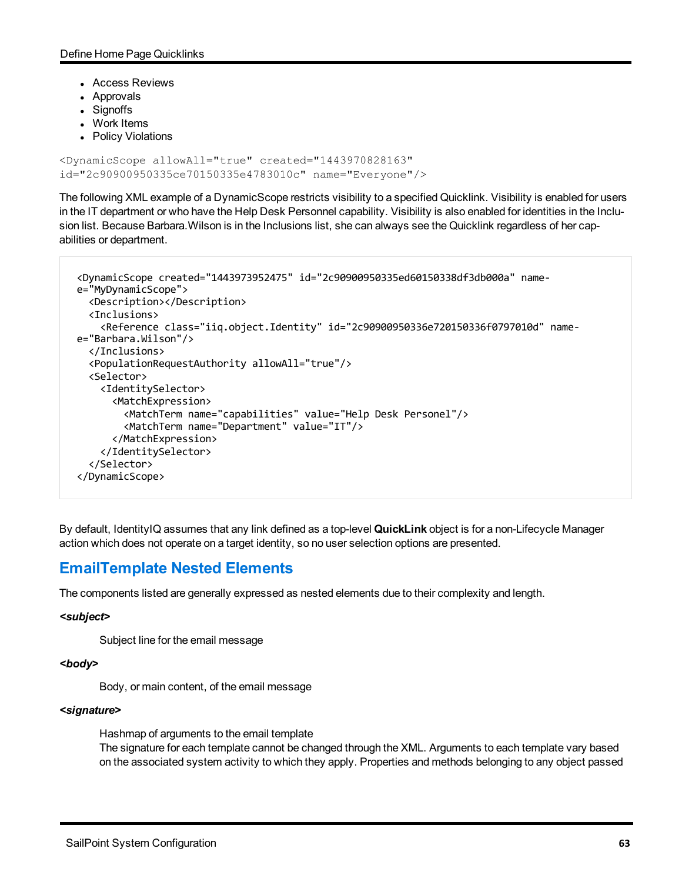- Access Reviews
- Approvals
- Signoffs
- Work Items
- Policy Violations

```
<DynamicScope allowAll="true" created="1443970828163"
id="2c90900950335ce70150335e4783010c" name="Everyone"/>
```

The following XML example of a DynamicScope restricts visibility to a specified Quicklink. Visibility is enabled for users in the IT department or who have the Help Desk Personnel capability. Visibility is also enabled for identities in the Inclusion list. Because Barbara.Wilson is in the Inclusions list, she can always see the Quicklink regardless of her capabilities or department.

```
<DynamicScope created="1443973952475" id="2c90900950335ed60150338df3db000a" name-
e="MyDynamicScope">
  <Description></Description>
  <Inclusions>
    <Reference class="iiq.object.Identity" id="2c90900950336e720150336f0797010d" name-
e="Barbara.Wilson"/>
  </Inclusions>
  <PopulationRequestAuthority allowAll="true"/>
  <Selector>
    <IdentitySelector>
      <MatchExpression>
        <MatchTerm name="capabilities" value="Help Desk Personel"/>
        <MatchTerm name="Department" value="IT"/>
      </MatchExpression>
    </IdentitySelector>
  </Selector>
</DynamicScope>
```

By default, IdentityIQ assumes that any link defined as a top-level **QuickLink** object is for a non-Lifecycle Manager action which does not operate on a target identity, so no user selection options are presented.

## EmailTemplate Nested Elements

The components listed are generally expressed as nested elements due to their complexity and length.

***<subject>***

Subject line for the email message

***<body>***

Body, or main content, of the email message

***<signature>***

Hashmap of arguments to the email template
The signature for each template cannot be changed through the XML. Arguments to each template vary based on the associated system activity to which they apply. Properties and methods belonging to any object passed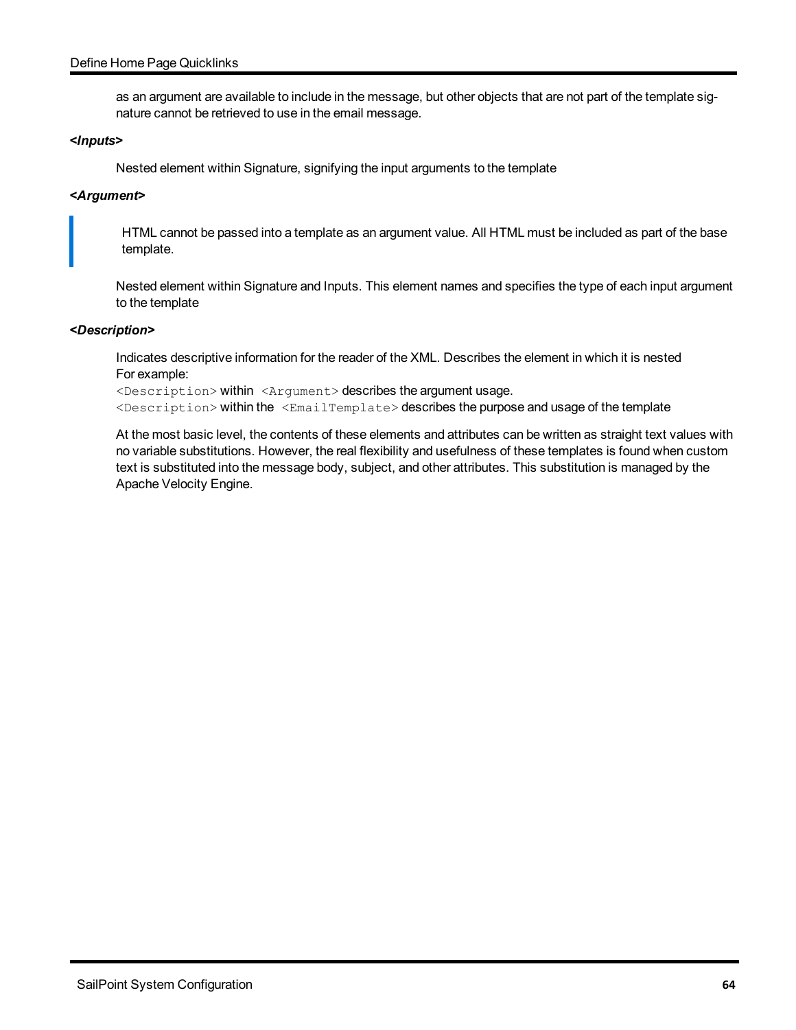as an argument are available to include in the message, but other objects that are not part of the template signature cannot be retrieved to use in the email message.

***<Inputs>***

Nested element within Signature, signifying the input arguments to the template

***<Argument>***

> HTML cannot be passed into a template as an argument value. All HTML must be included as part of the base template.

Nested element within Signature and Inputs. This element names and specifies the type of each input argument to the template

***<Description>***

Indicates descriptive information for the reader of the XML. Describes the element in which it is nested
For example:
`<Description>` within `<Argument>` describes the argument usage.
`<Description>` within the `<EmailTemplate>` describes the purpose and usage of the template

At the most basic level, the contents of these elements and attributes can be written as straight text values with no variable substitutions. However, the real flexibility and usefulness of these templates is found when custom text is substituted into the message body, subject, and other attributes. This substitution is managed by the Apache Velocity Engine.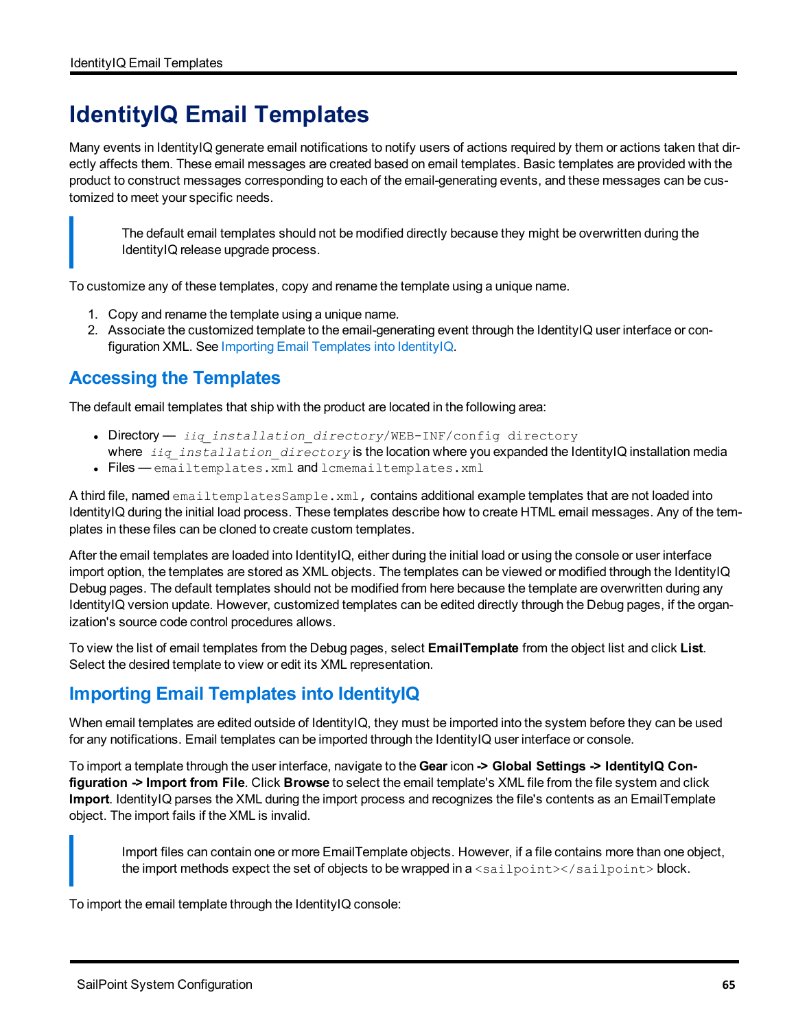# IdentityIQ Email Templates

Many events in IdentityIQ generate email notifications to notify users of actions required by them or actions taken that directly affects them. These email messages are created based on email templates. Basic templates are provided with the product to construct messages corresponding to each of the email-generating events, and these messages can be customized to meet your specific needs.

> The default email templates should not be modified directly because they might be overwritten during the IdentityIQ release upgrade process.

To customize any of these templates, copy and rename the template using a unique name.

1. Copy and rename the template using a unique name.
2. Associate the customized template to the email-generating event through the IdentityIQ user interface or configuration XML. See Importing Email Templates into IdentityIQ.

## Accessing the Templates

The default email templates that ship with the product are located in the following area:

- Directory — `iiq_installation_directory/WEB-INF/config directory` where `iiq_installation_directory` is the location where you expanded the IdentityIQ installation media
- Files — `emailtemplates.xml` and `lcmemailtemplates.xml`

A third file, named `emailtemplatesSample.xml`, contains additional example templates that are not loaded into IdentityIQ during the initial load process. These templates describe how to create HTML email messages. Any of the templates in these files can be cloned to create custom templates.

After the email templates are loaded into IdentityIQ, either during the initial load or using the console or user interface import option, the templates are stored as XML objects. The templates can be viewed or modified through the IdentityIQ Debug pages. The default templates should not be modified from here because the template are overwritten during any IdentityIQ version update. However, customized templates can be edited directly through the Debug pages, if the organization's source code control procedures allows.

To view the list of email templates from the Debug pages, select **EmailTemplate** from the object list and click **List**. Select the desired template to view or edit its XML representation.

## Importing Email Templates into IdentityIQ

When email templates are edited outside of IdentityIQ, they must be imported into the system before they can be used for any notifications. Email templates can be imported through the IdentityIQ user interface or console.

To import a template through the user interface, navigate to the **Gear** icon **-> Global Settings -> IdentityIQ Configuration -> Import from File**. Click **Browse** to select the email template's XML file from the file system and click **Import**. IdentityIQ parses the XML during the import process and recognizes the file's contents as an EmailTemplate object. The import fails if the XML is invalid.

> Import files can contain one or more EmailTemplate objects. However, if a file contains more than one object, the import methods expect the set of objects to be wrapped in a `<sailpoint></sailpoint>` block.

To import the email template through the IdentityIQ console: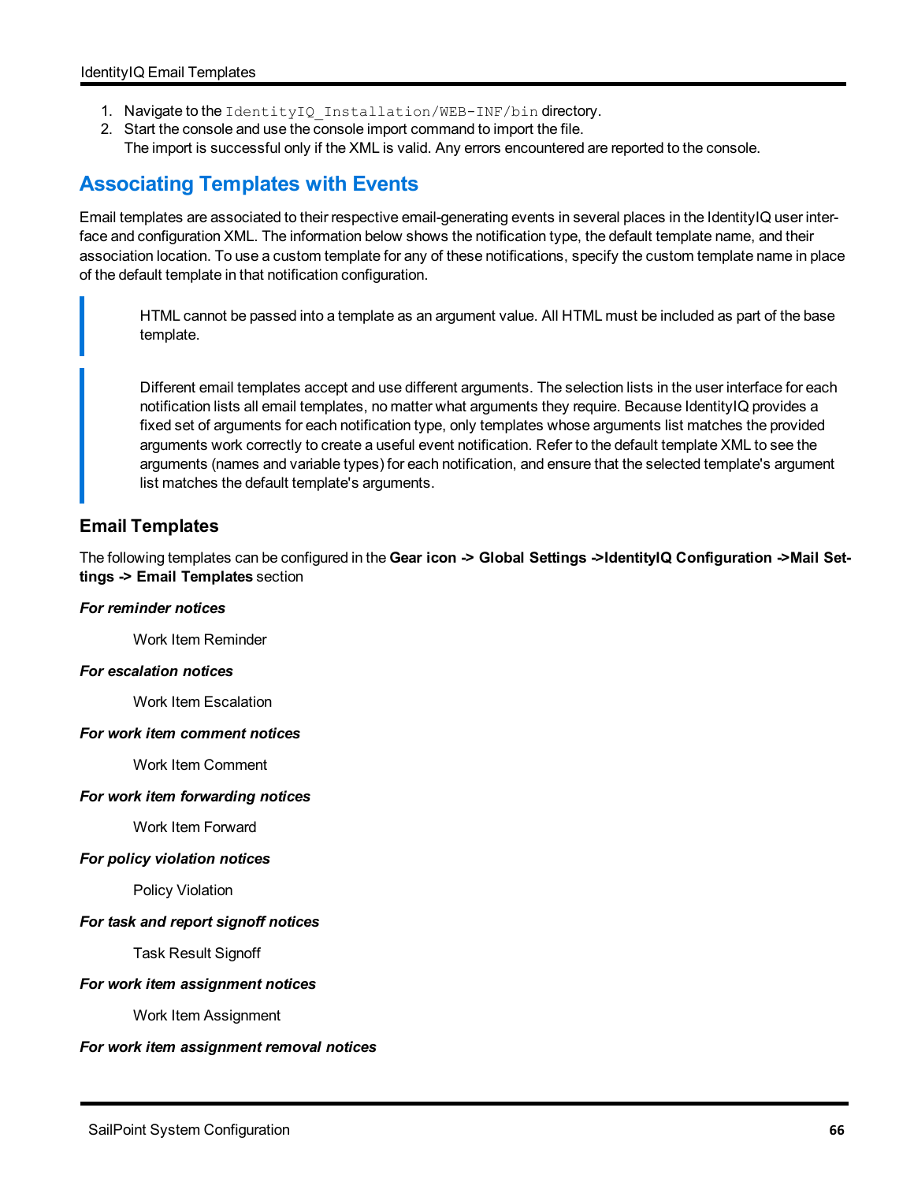1. Navigate to the `IdentityIQ_Installation/WEB-INF/bin` directory.
2. Start the console and use the console import command to import the file.
   The import is successful only if the XML is valid. Any errors encountered are reported to the console.

## Associating Templates with Events

Email templates are associated to their respective email-generating events in several places in the IdentityIQ user interface and configuration XML. The information below shows the notification type, the default template name, and their association location. To use a custom template for any of these notifications, specify the custom template name in place of the default template in that notification configuration.

> HTML cannot be passed into a template as an argument value. All HTML must be included as part of the base template.

> Different email templates accept and use different arguments. The selection lists in the user interface for each notification lists all email templates, no matter what arguments they require. Because IdentityIQ provides a fixed set of arguments for each notification type, only templates whose arguments list matches the provided arguments work correctly to create a useful event notification. Refer to the default template XML to see the arguments (names and variable types) for each notification, and ensure that the selected template's argument list matches the default template's arguments.

### Email Templates

The following templates can be configured in the **Gear icon -> Global Settings ->IdentityIQ Configuration ->Mail Settings -> Email Templates** section

***For reminder notices***

Work Item Reminder

***For escalation notices***

Work Item Escalation

***For work item comment notices***

Work Item Comment

***For work item forwarding notices***

Work Item Forward

***For policy violation notices***

Policy Violation

***For task and report signoff notices***

Task Result Signoff

***For work item assignment notices***

Work Item Assignment

***For work item assignment removal notices***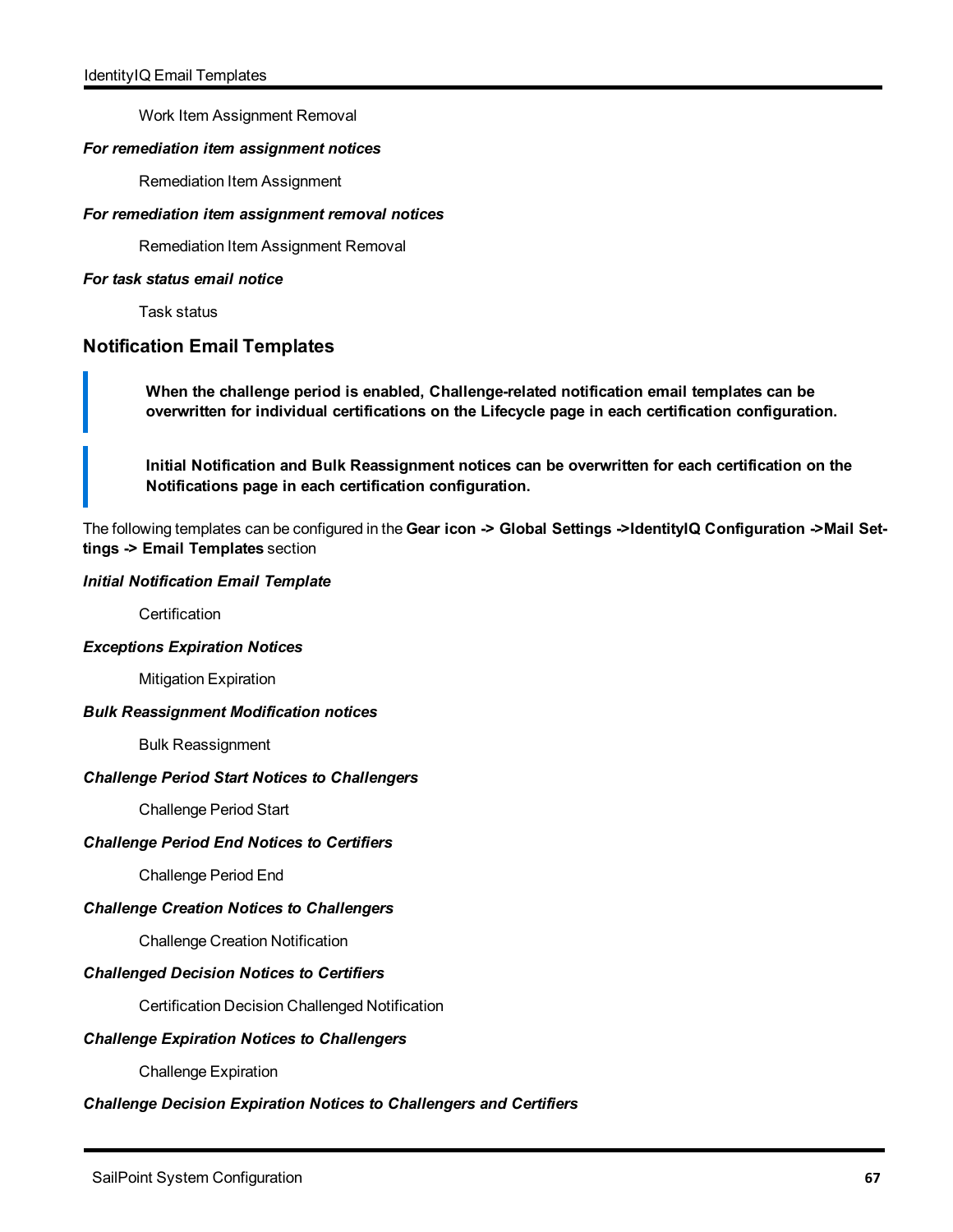Work Item Assignment Removal

***For remediation item assignment notices***

Remediation Item Assignment

***For remediation item assignment removal notices***

Remediation Item Assignment Removal

***For task status email notice***

Task status

## Notification Email Templates

> **When the challenge period is enabled, Challenge-related notification email templates can be overwritten for individual certifications on the Lifecycle page in each certification configuration.**

> **Initial Notification and Bulk Reassignment notices can be overwritten for each certification on the Notifications page in each certification configuration.**

The following templates can be configured in the **Gear icon -> Global Settings ->IdentityIQ Configuration ->Mail Settings -> Email Templates** section

***Initial Notification Email Template***

Certification

***Exceptions Expiration Notices***

Mitigation Expiration

***Bulk Reassignment Modification notices***

Bulk Reassignment

***Challenge Period Start Notices to Challengers***

Challenge Period Start

***Challenge Period End Notices to Certifiers***

Challenge Period End

***Challenge Creation Notices to Challengers***

Challenge Creation Notification

***Challenged Decision Notices to Certifiers***

Certification Decision Challenged Notification

***Challenge Expiration Notices to Challengers***

Challenge Expiration

***Challenge Decision Expiration Notices to Challengers and Certifiers***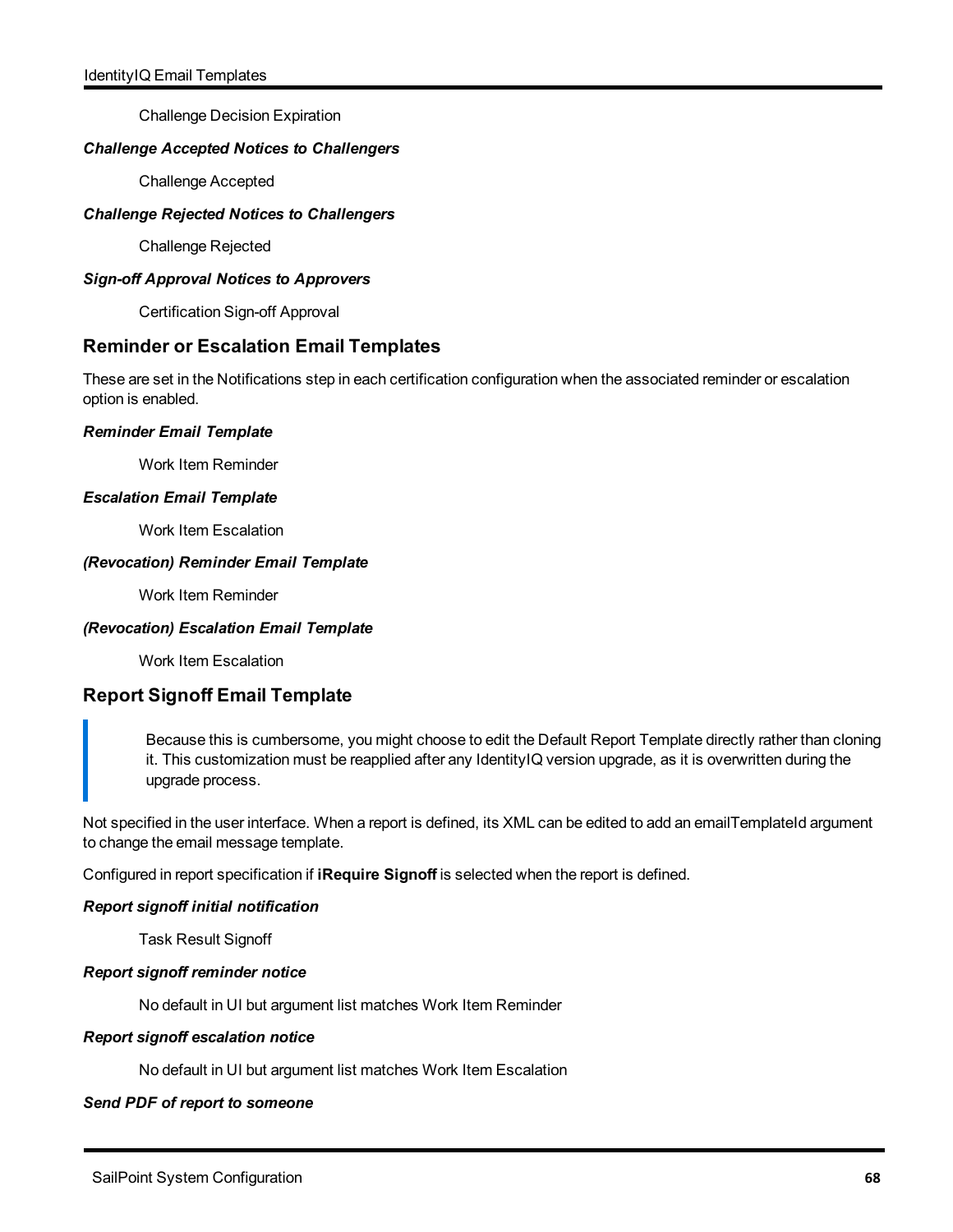Challenge Decision Expiration

***Challenge Accepted Notices to Challengers***

Challenge Accepted

***Challenge Rejected Notices to Challengers***

Challenge Rejected

***Sign-off Approval Notices to Approvers***

Certification Sign-off Approval

## Reminder or Escalation Email Templates

These are set in the Notifications step in each certification configuration when the associated reminder or escalation option is enabled.

***Reminder Email Template***

Work Item Reminder

***Escalation Email Template***

Work Item Escalation

***(Revocation) Reminder Email Template***

Work Item Reminder

***(Revocation) Escalation Email Template***

Work Item Escalation

## Report Signoff Email Template

> Because this is cumbersome, you might choose to edit the Default Report Template directly rather than cloning it. This customization must be reapplied after any IdentityIQ version upgrade, as it is overwritten during the upgrade process.

Not specified in the user interface. When a report is defined, its XML can be edited to add an emailTemplateId argument to change the email message template.

Configured in report specification if **iRequire Signoff** is selected when the report is defined.

***Report signoff initial notification***

Task Result Signoff

***Report signoff reminder notice***

No default in UI but argument list matches Work Item Reminder

***Report signoff escalation notice***

No default in UI but argument list matches Work Item Escalation

***Send PDF of report to someone***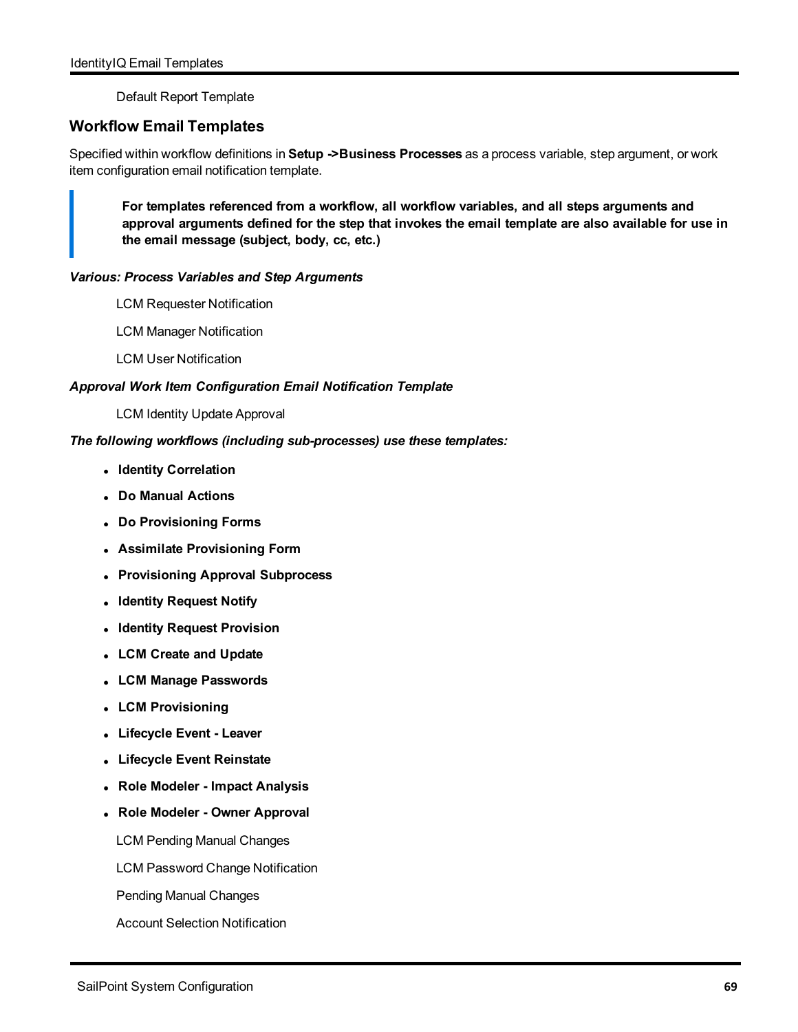Default Report Template

## Workflow Email Templates

Specified within workflow definitions in **Setup ->Business Processes** as a process variable, step argument, or work item configuration email notification template.

> **For templates referenced from a workflow, all workflow variables, and all steps arguments and approval arguments defined for the step that invokes the email template are also available for use in the email message (subject, body, cc, etc.)**

***Various: Process Variables and Step Arguments***

LCM Requester Notification

LCM Manager Notification

LCM User Notification

***Approval Work Item Configuration Email Notification Template***

LCM Identity Update Approval

***The following workflows (including sub-processes) use these templates:***

- **Identity Correlation**
- **Do Manual Actions**
- **Do Provisioning Forms**
- **Assimilate Provisioning Form**
- **Provisioning Approval Subprocess**
- **Identity Request Notify**
- **Identity Request Provision**
- **LCM Create and Update**
- **LCM Manage Passwords**
- **LCM Provisioning**
- **Lifecycle Event - Leaver**
- **Lifecycle Event Reinstate**
- **Role Modeler - Impact Analysis**
- **Role Modeler - Owner Approval**

LCM Pending Manual Changes

LCM Password Change Notification

Pending Manual Changes

Account Selection Notification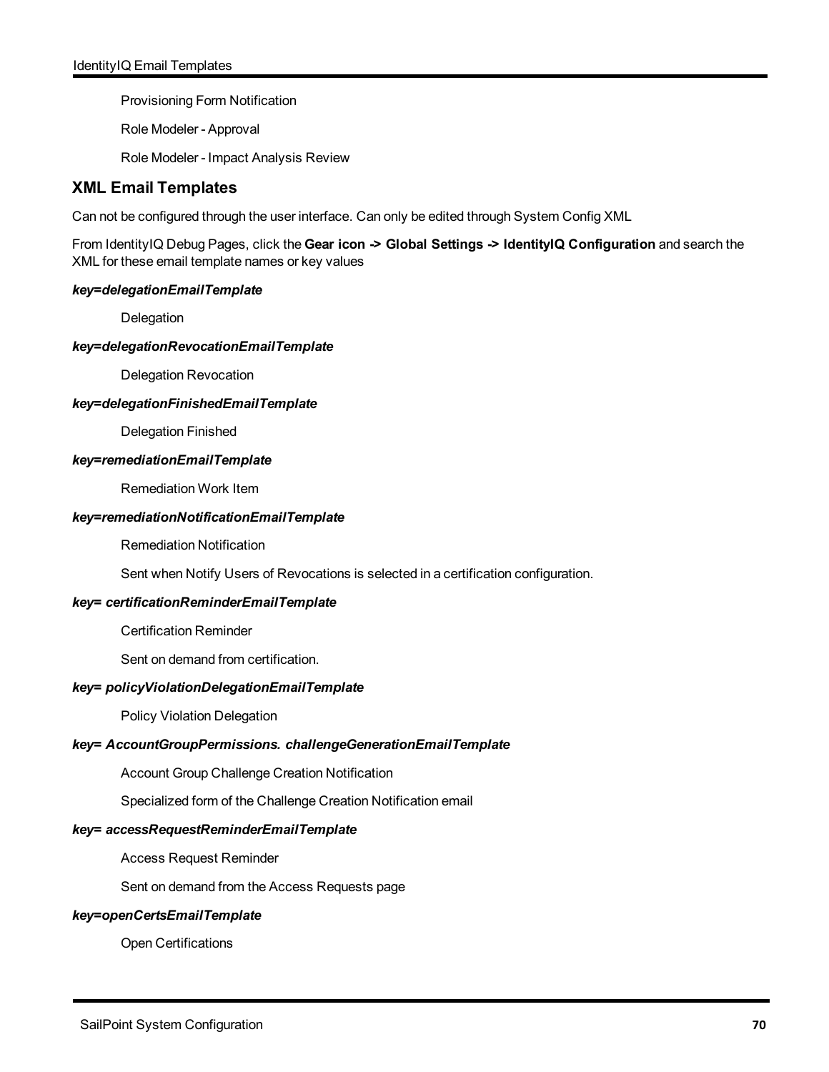Provisioning Form Notification

Role Modeler - Approval

Role Modeler - Impact Analysis Review

## XML Email Templates

Can not be configured through the user interface. Can only be edited through System Config XML

From IdentityIQ Debug Pages, click the **Gear icon -> Global Settings -> IdentityIQ Configuration** and search the XML for these email template names or key values

***key=delegationEmailTemplate***

Delegation

***key=delegationRevocationEmailTemplate***

Delegation Revocation

***key=delegationFinishedEmailTemplate***

Delegation Finished

***key=remediationEmailTemplate***

Remediation Work Item

***key=remediationNotificationEmailTemplate***

Remediation Notification

Sent when Notify Users of Revocations is selected in a certification configuration.

***key= certificationReminderEmailTemplate***

Certification Reminder

Sent on demand from certification.

***key= policyViolationDelegationEmailTemplate***

Policy Violation Delegation

***key= AccountGroupPermissions. challengeGenerationEmailTemplate***

Account Group Challenge Creation Notification

Specialized form of the Challenge Creation Notification email

***key= accessRequestReminderEmailTemplate***

Access Request Reminder

Sent on demand from the Access Requests page

***key=openCertsEmailTemplate***

Open Certifications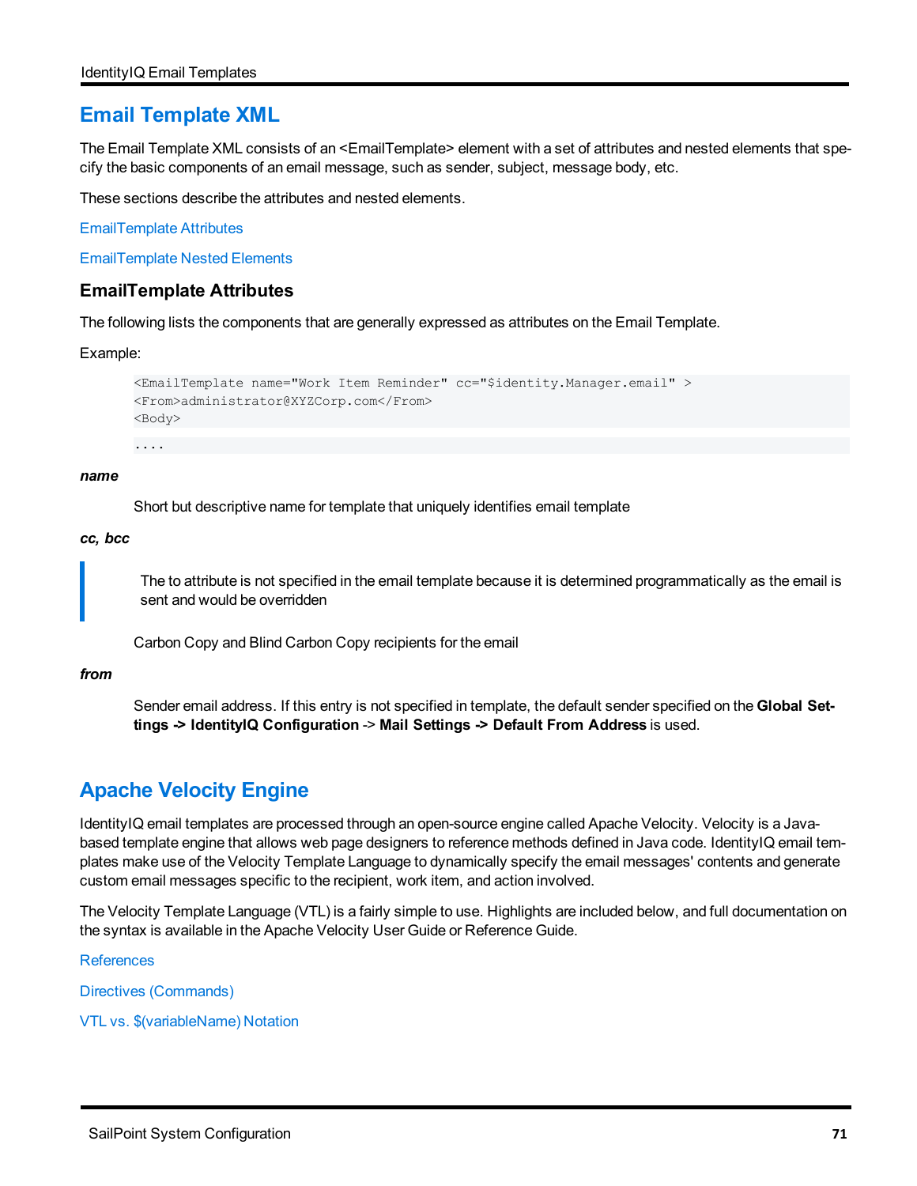## Email Template XML

The Email Template XML consists of an <EmailTemplate> element with a set of attributes and nested elements that specify the basic components of an email message, such as sender, subject, message body, etc.

These sections describe the attributes and nested elements.

EmailTemplate Attributes

EmailTemplate Nested Elements

### EmailTemplate Attributes

The following lists the components that are generally expressed as attributes on the Email Template.

Example:

```
<EmailTemplate name="Work Item Reminder" cc="$identity.Manager.email" >
<From>administrator@XYZCorp.com</From>
<Body>
```

```
....
```

***name***

Short but descriptive name for template that uniquely identifies email template

***cc, bcc***

> The to attribute is not specified in the email template because it is determined programmatically as the email is sent and would be overridden

Carbon Copy and Blind Carbon Copy recipients for the email

***from***

Sender email address. If this entry is not specified in template, the default sender specified on the **Global Settings -> IdentityIQ Configuration** -> **Mail Settings -> Default From Address** is used.

## Apache Velocity Engine

IdentityIQ email templates are processed through an open-source engine called Apache Velocity. Velocity is a Java-based template engine that allows web page designers to reference methods defined in Java code. IdentityIQ email templates make use of the Velocity Template Language to dynamically specify the email messages' contents and generate custom email messages specific to the recipient, work item, and action involved.

The Velocity Template Language (VTL) is a fairly simple to use. Highlights are included below, and full documentation on the syntax is available in the Apache Velocity User Guide or Reference Guide.

References

Directives (Commands)

VTL vs. $(variableName) Notation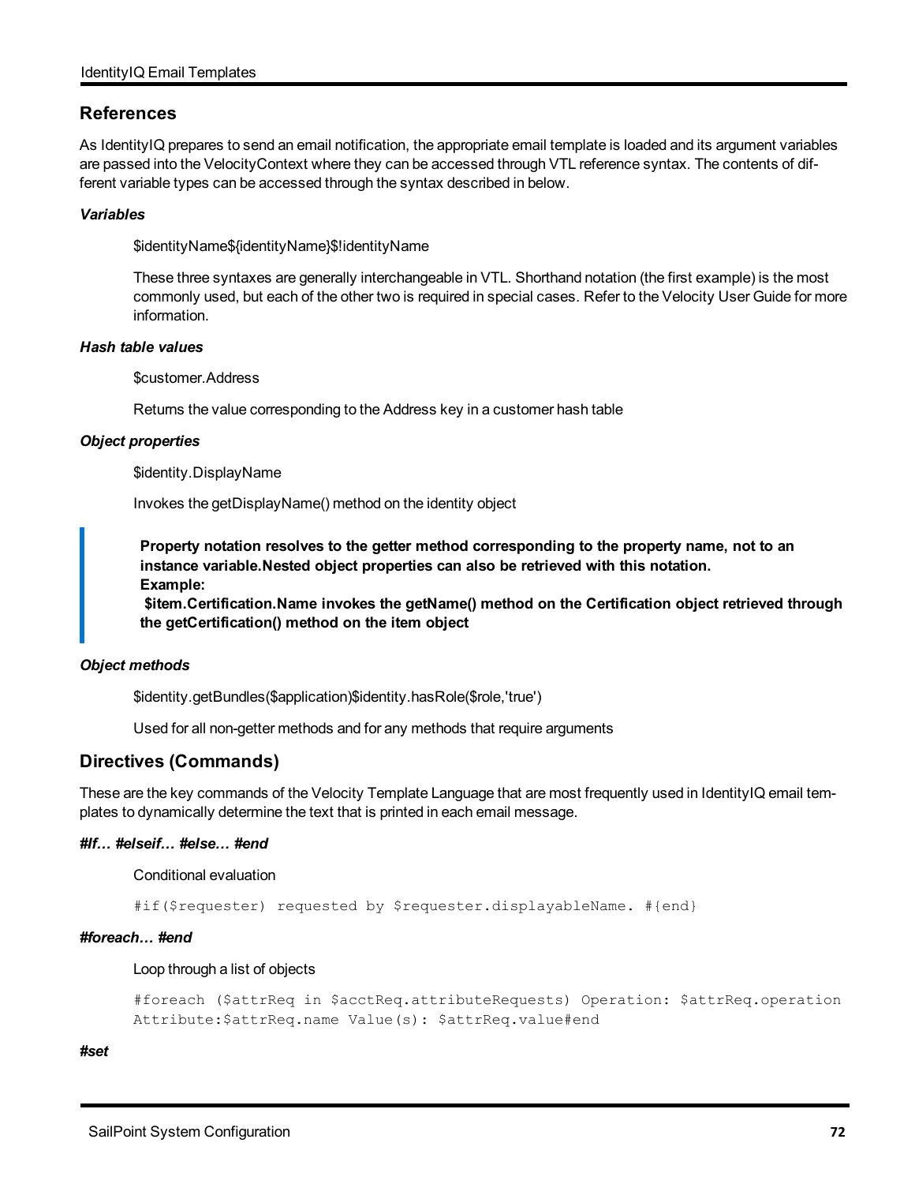## References

As IdentityIQ prepares to send an email notification, the appropriate email template is loaded and its argument variables are passed into the VelocityContext where they can be accessed through VTL reference syntax. The contents of different variable types can be accessed through the syntax described in below.

***Variables***

$identityName${identityName}$!identityName

These three syntaxes are generally interchangeable in VTL. Shorthand notation (the first example) is the most commonly used, but each of the other two is required in special cases. Refer to the Velocity User Guide for more information.

***Hash table values***

$customer.Address

Returns the value corresponding to the Address key in a customer hash table

***Object properties***

$identity.DisplayName

Invokes the getDisplayName() method on the identity object

> **Property notation resolves to the getter method corresponding to the property name, not to an instance variable.Nested object properties can also be retrieved with this notation.**
> **Example:**
> **$item.Certification.Name invokes the getName() method on the Certification object retrieved through the getCertification() method on the item object**

***Object methods***

$identity.getBundles($application)$identity.hasRole($role,'true')

Used for all non-getter methods and for any methods that require arguments

## Directives (Commands)

These are the key commands of the Velocity Template Language that are most frequently used in IdentityIQ email templates to dynamically determine the text that is printed in each email message.

***#If… #elseif… #else… #end***

Conditional evaluation

```
#if($requester) requested by $requester.displayableName. #{end}
```

***#foreach… #end***

Loop through a list of objects

```
#foreach ($attrReq in $acctReq.attributeRequests) Operation: $attrReq.operation
Attribute:$attrReq.name Value(s): $attrReq.value#end
```

***#set***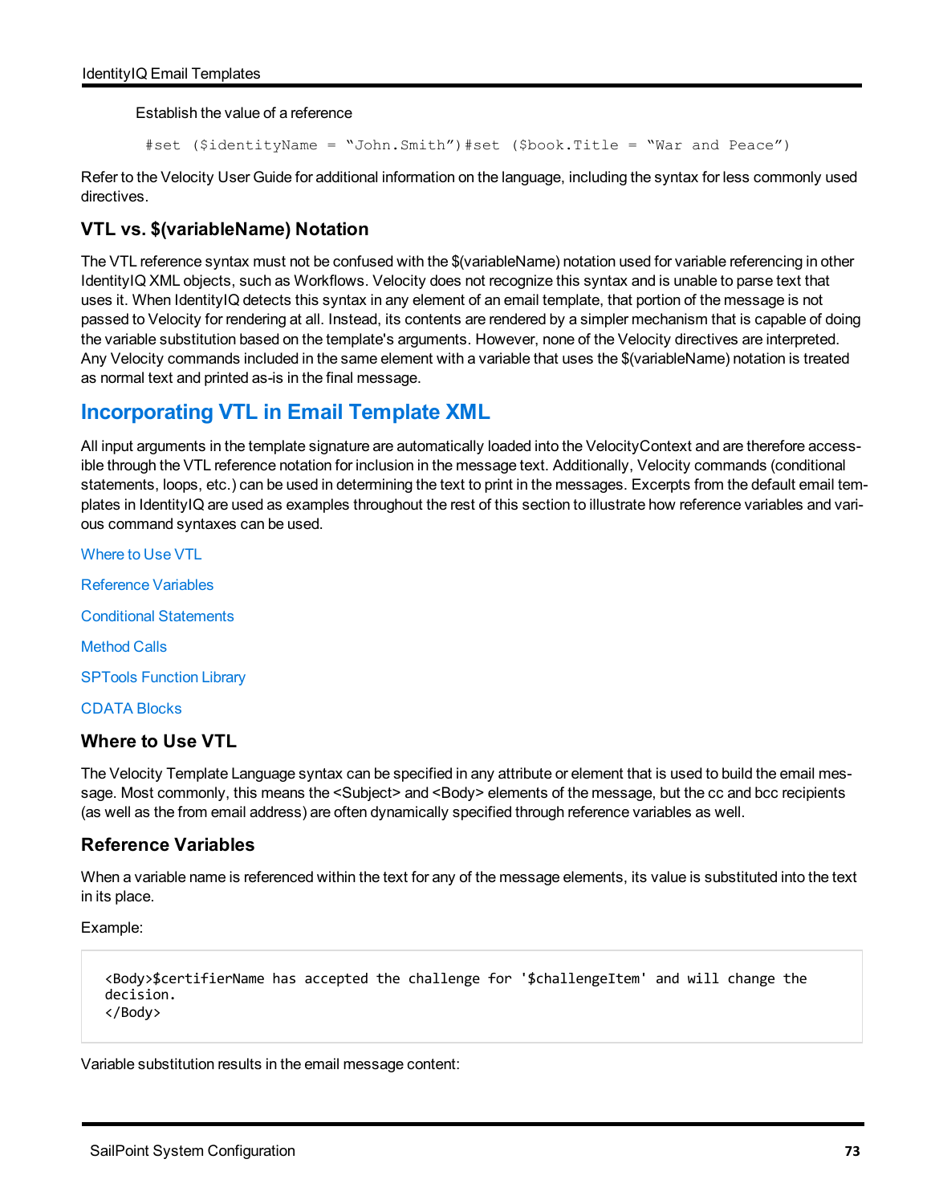Establish the value of a reference

```
#set ($identityName = “John.Smith”)#set ($book.Title = “War and Peace”)
```

Refer to the Velocity User Guide for additional information on the language, including the syntax for less commonly used directives.

### VTL vs. $(variableName) Notation

The VTL reference syntax must not be confused with the $(variableName) notation used for variable referencing in other IdentityIQ XML objects, such as Workflows. Velocity does not recognize this syntax and is unable to parse text that uses it. When IdentityIQ detects this syntax in any element of an email template, that portion of the message is not passed to Velocity for rendering at all. Instead, its contents are rendered by a simpler mechanism that is capable of doing the variable substitution based on the template's arguments. However, none of the Velocity directives are interpreted. Any Velocity commands included in the same element with a variable that uses the $(variableName) notation is treated as normal text and printed as-is in the final message.

## Incorporating VTL in Email Template XML

All input arguments in the template signature are automatically loaded into the VelocityContext and are therefore accessible through the VTL reference notation for inclusion in the message text. Additionally, Velocity commands (conditional statements, loops, etc.) can be used in determining the text to print in the messages. Excerpts from the default email templates in IdentityIQ are used as examples throughout the rest of this section to illustrate how reference variables and various command syntaxes can be used.

Where to Use VTL

Reference Variables

Conditional Statements

Method Calls

SPTools Function Library

CDATA Blocks

### Where to Use VTL

The Velocity Template Language syntax can be specified in any attribute or element that is used to build the email message. Most commonly, this means the <Subject> and <Body> elements of the message, but the cc and bcc recipients (as well as the from email address) are often dynamically specified through reference variables as well.

### Reference Variables

When a variable name is referenced within the text for any of the message elements, its value is substituted into the text in its place.

Example:

```
<Body>$certifierName has accepted the challenge for '$challengeItem' and will change the
decision.
</Body>
```

Variable substitution results in the email message content: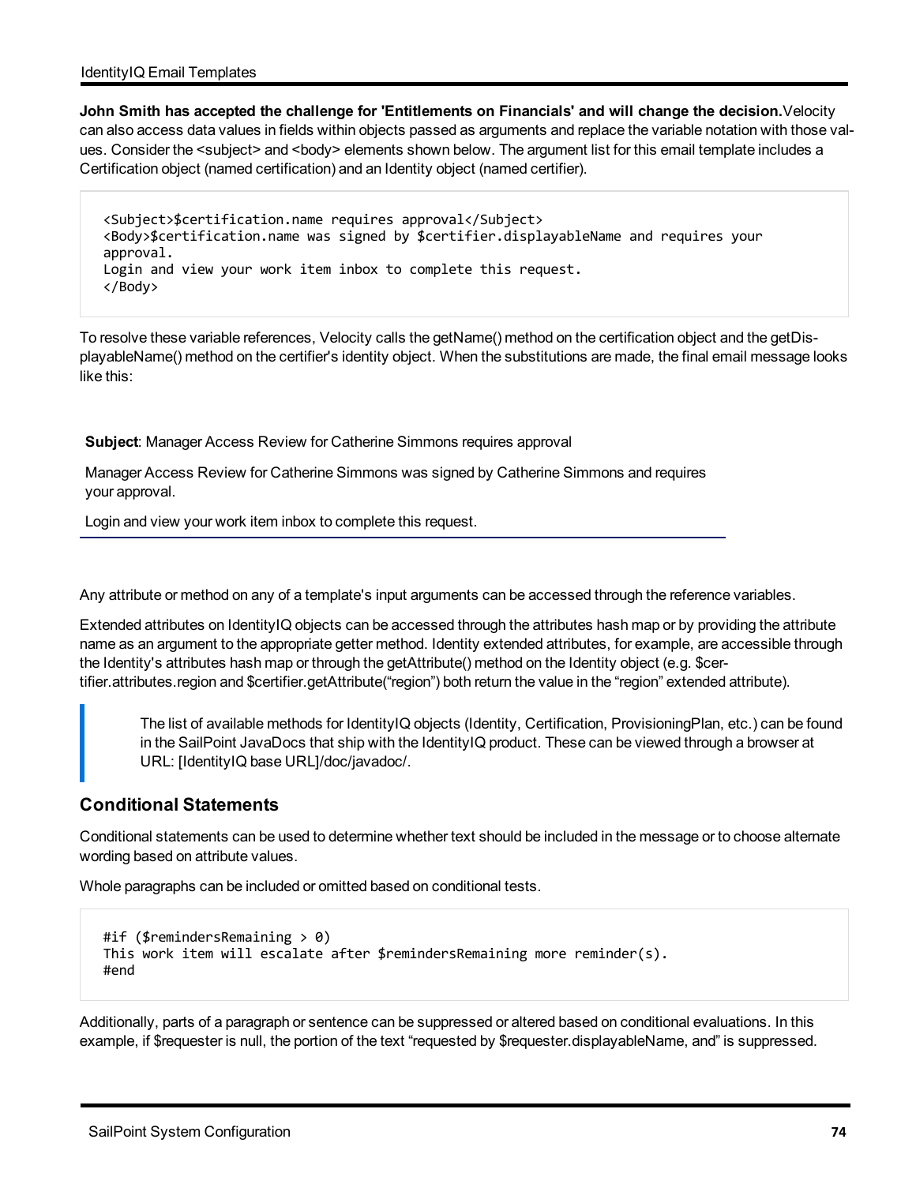**John Smith has accepted the challenge for 'Entitlements on Financials' and will change the decision.**Velocity can also access data values in fields within objects passed as arguments and replace the variable notation with those values. Consider the <subject> and <body> elements shown below. The argument list for this email template includes a Certification object (named certification) and an Identity object (named certifier).

```
<Subject>$certification.name requires approval</Subject>
<Body>$certification.name was signed by $certifier.displayableName and requires your
approval.
Login and view your work item inbox to complete this request.
</Body>
```

To resolve these variable references, Velocity calls the getName() method on the certification object and the getDisplayableName() method on the certifier's identity object. When the substitutions are made, the final email message looks like this:

**Subject**: Manager Access Review for Catherine Simmons requires approval

Manager Access Review for Catherine Simmons was signed by Catherine Simmons and requires your approval.

Login and view your work item inbox to complete this request.

Any attribute or method on any of a template's input arguments can be accessed through the reference variables.

Extended attributes on IdentityIQ objects can be accessed through the attributes hash map or by providing the attribute name as an argument to the appropriate getter method. Identity extended attributes, for example, are accessible through the Identity's attributes hash map or through the getAttribute() method on the Identity object (e.g. $certifier.attributes.region and $certifier.getAttribute("region") both return the value in the "region" extended attribute).

> The list of available methods for IdentityIQ objects (Identity, Certification, ProvisioningPlan, etc.) can be found in the SailPoint JavaDocs that ship with the IdentityIQ product. These can be viewed through a browser at URL: [IdentityIQ base URL]/doc/javadoc/.

## Conditional Statements

Conditional statements can be used to determine whether text should be included in the message or to choose alternate wording based on attribute values.

Whole paragraphs can be included or omitted based on conditional tests.

```
#if ($remindersRemaining > 0)
This work item will escalate after $remindersRemaining more reminder(s).
#end
```

Additionally, parts of a paragraph or sentence can be suppressed or altered based on conditional evaluations. In this example, if $requester is null, the portion of the text "requested by $requester.displayableName, and" is suppressed.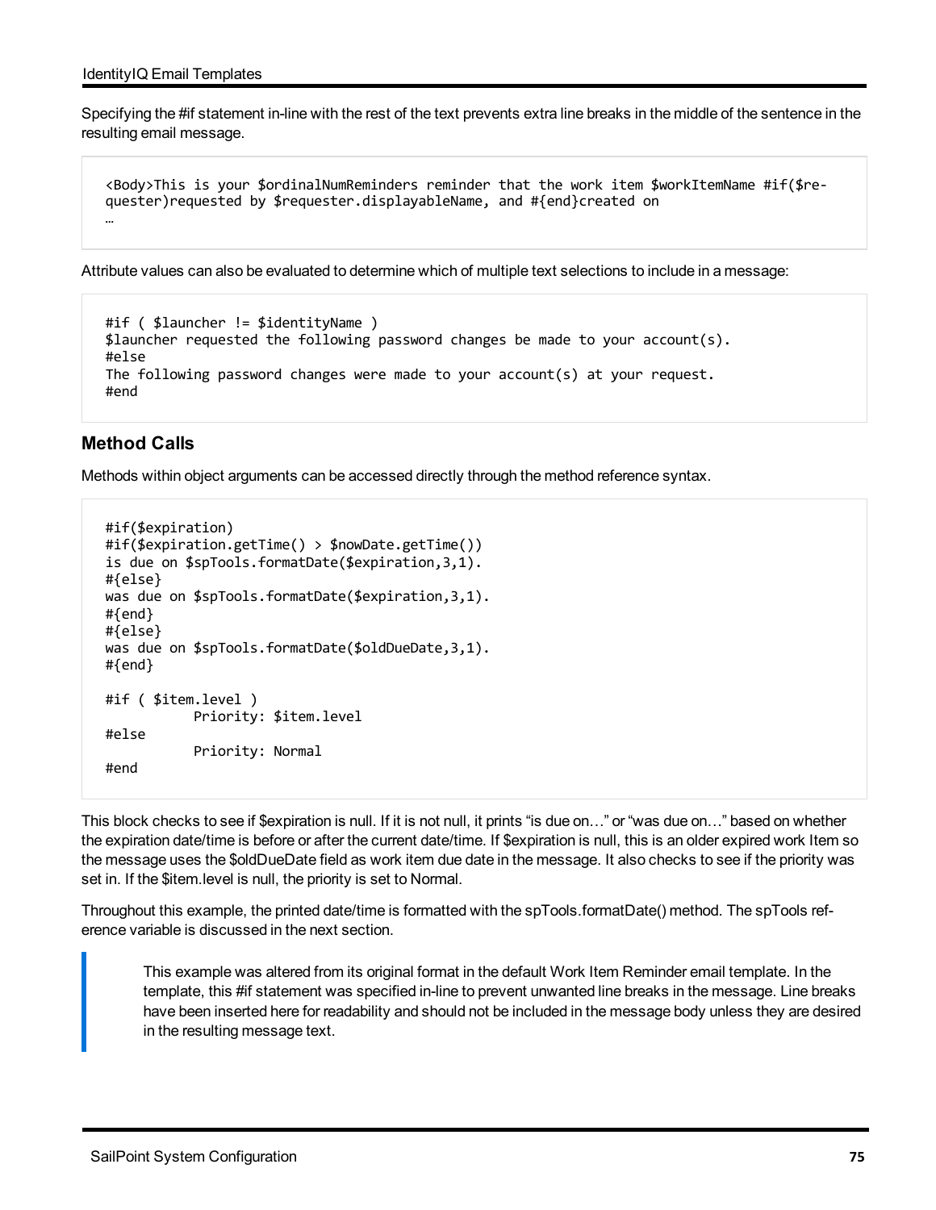Specifying the #if statement in-line with the rest of the text prevents extra line breaks in the middle of the sentence in the resulting email message.

```
<Body>This is your $ordinalNumReminders reminder that the work item $workItemName #if($re-
quester)requested by $requester.displayableName, and #{end}created on
…
```

Attribute values can also be evaluated to determine which of multiple text selections to include in a message:

```
#if ( $launcher != $identityName )
$launcher requested the following password changes be made to your account(s).
#else
The following password changes were made to your account(s) at your request.
#end
```

## Method Calls

Methods within object arguments can be accessed directly through the method reference syntax.

```
#if($expiration)
#if($expiration.getTime() > $nowDate.getTime())
is due on $spTools.formatDate($expiration,3,1).
#{else}
was due on $spTools.formatDate($expiration,3,1).
#{end}
#{else}
was due on $spTools.formatDate($oldDueDate,3,1).
#{end}

#if ( $item.level )
          Priority: $item.level
#else
          Priority: Normal
#end
```

This block checks to see if $expiration is null. If it is not null, it prints “is due on…” or “was due on…” based on whether the expiration date/time is before or after the current date/time. If $expiration is null, this is an older expired work Item so the message uses the $oldDueDate field as work item due date in the message. It also checks to see if the priority was set in. If the $item.level is null, the priority is set to Normal.

Throughout this example, the printed date/time is formatted with the spTools.formatDate() method. The spTools reference variable is discussed in the next section.

> This example was altered from its original format in the default Work Item Reminder email template. In the template, this #if statement was specified in-line to prevent unwanted line breaks in the message. Line breaks have been inserted here for readability and should not be included in the message body unless they are desired in the resulting message text.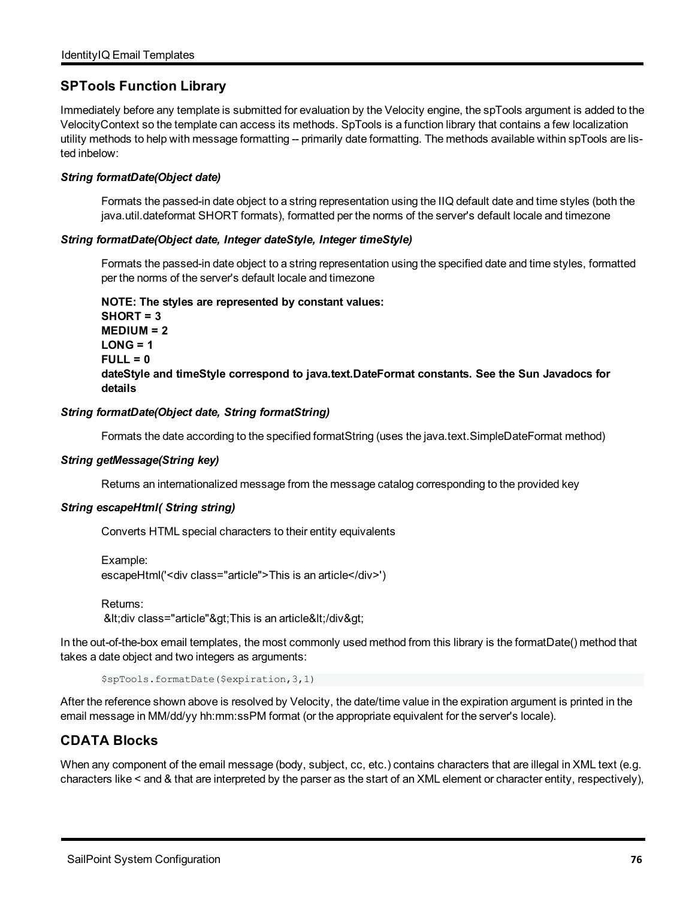## SPTools Function Library

Immediately before any template is submitted for evaluation by the Velocity engine, the spTools argument is added to the VelocityContext so the template can access its methods. SpTools is a function library that contains a few localization utility methods to help with message formatting -- primarily date formatting. The methods available within spTools are listed inbelow:

***String formatDate(Object date)***

Formats the passed-in date object to a string representation using the IIQ default date and time styles (both the java.util.dateformat SHORT formats), formatted per the norms of the server's default locale and timezone

***String formatDate(Object date, Integer dateStyle, Integer timeStyle)***

Formats the passed-in date object to a string representation using the specified date and time styles, formatted per the norms of the server's default locale and timezone

**NOTE: The styles are represented by constant values:**
**SHORT = 3**
**MEDIUM = 2**
**LONG = 1**
**FULL = 0**
**dateStyle and timeStyle correspond to java.text.DateFormat constants. See the Sun Javadocs for details**

***String formatDate(Object date, String formatString)***

Formats the date according to the specified formatString (uses the java.text.SimpleDateFormat method)

***String getMessage(String key)***

Returns an internationalized message from the message catalog corresponding to the provided key

***String escapeHtml( String string)***

Converts HTML special characters to their entity equivalents

Example:
escapeHtml('<div class="article">This is an article</div>')

Returns:
&lt;div class="article"&gt;This is an article&lt;/div&gt;

In the out-of-the-box email templates, the most commonly used method from this library is the formatDate() method that takes a date object and two integers as arguments:

```
$spTools.formatDate($expiration,3,1)
```

After the reference shown above is resolved by Velocity, the date/time value in the expiration argument is printed in the email message in MM/dd/yy hh:mm:ssPM format (or the appropriate equivalent for the server's locale).

## CDATA Blocks

When any component of the email message (body, subject, cc, etc.) contains characters that are illegal in XML text (e.g. characters like < and & that are interpreted by the parser as the start of an XML element or character entity, respectively),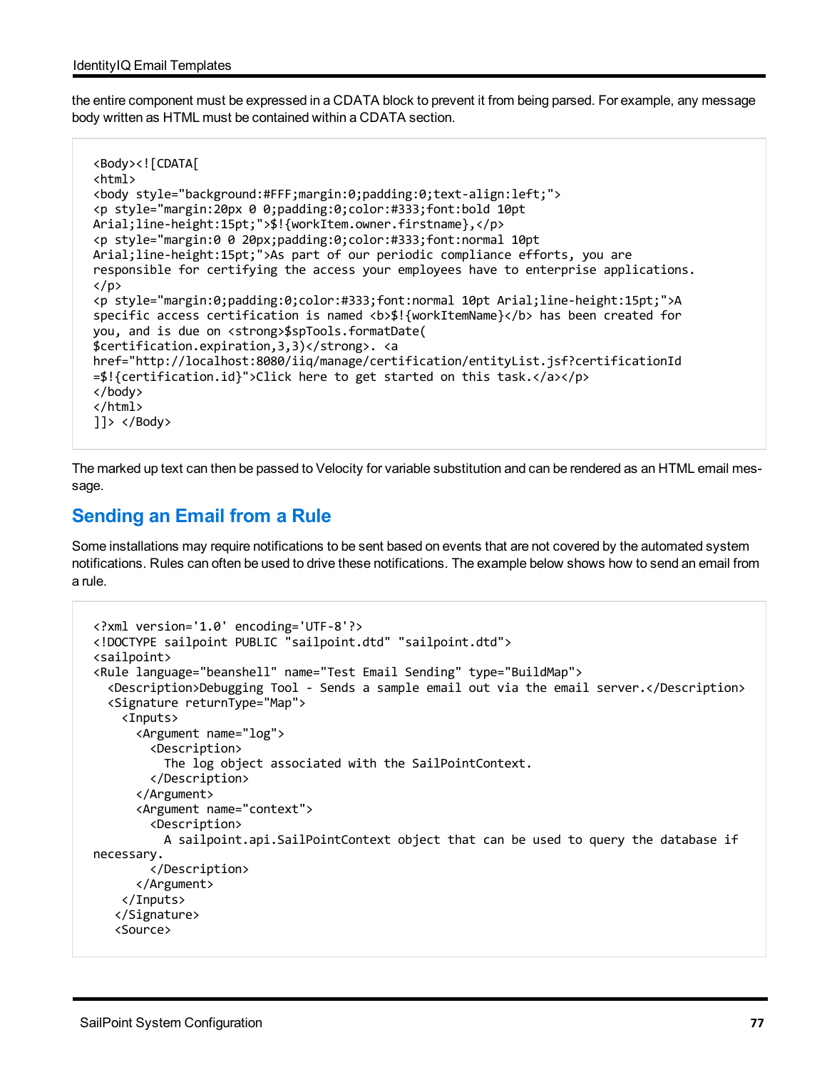the entire component must be expressed in a CDATA block to prevent it from being parsed. For example, any message body written as HTML must be contained within a CDATA section.

```
<Body><![CDATA[
<html>
<body style="background:#FFF;margin:0;padding:0;text-align:left;">
<p style="margin:20px 0 0;padding:0;color:#333;font:bold 10pt
Arial;line-height:15pt;">$!{workItem.owner.firstname},</p>
<p style="margin:0 0 20px;padding:0;color:#333;font:normal 10pt
Arial;line-height:15pt;">As part of our periodic compliance efforts, you are
responsible for certifying the access your employees have to enterprise applications.
</p>
<p style="margin:0;padding:0;color:#333;font:normal 10pt Arial;line-height:15pt;">A
specific access certification is named <b>$!{workItemName}</b> has been created for
you, and is due on <strong>$spTools.formatDate(
$certification.expiration,3,3)</strong>. <a
href="http://localhost:8080/iiq/manage/certification/entityList.jsf?certificationId
=$!{certification.id}">Click here to get started on this task.</a></p>
</body>
</html>
]]> </Body>
```

The marked up text can then be passed to Velocity for variable substitution and can be rendered as an HTML email message.

## Sending an Email from a Rule

Some installations may require notifications to be sent based on events that are not covered by the automated system notifications. Rules can often be used to drive these notifications. The example below shows how to send an email from a rule.

```
<?xml version='1.0' encoding='UTF-8'?>
<!DOCTYPE sailpoint PUBLIC "sailpoint.dtd" "sailpoint.dtd">
<sailpoint>
<Rule language="beanshell" name="Test Email Sending" type="BuildMap">
  <Description>Debugging Tool - Sends a sample email out via the email server.</Description>
  <Signature returnType="Map">
    <Inputs>
      <Argument name="log">
        <Description>
          The log object associated with the SailPointContext.
        </Description>
      </Argument>
      <Argument name="context">
        <Description>
          A sailpoint.api.SailPointContext object that can be used to query the database if
necessary.
        </Description>
      </Argument>
    </Inputs>
   </Signature>
   <Source>
```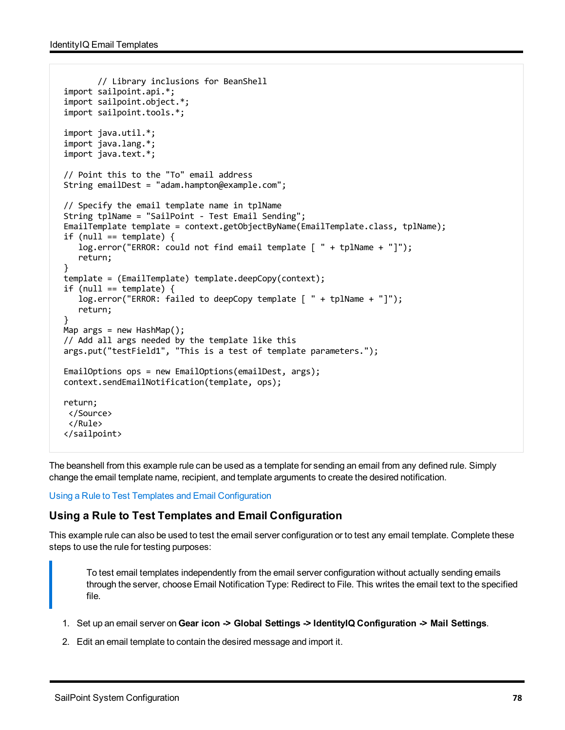```
        // Library inclusions for BeanShell
import sailpoint.api.*;
import sailpoint.object.*;
import sailpoint.tools.*;

import java.util.*;
import java.lang.*;
import java.text.*;

// Point this to the "To" email address
String emailDest = "adam.hampton@example.com";

// Specify the email template name in tplName
String tplName = "SailPoint - Test Email Sending";
EmailTemplate template = context.getObjectByName(EmailTemplate.class, tplName);
if (null == template) {
   log.error("ERROR: could not find email template [ " + tplName + "]");
   return;
}
template = (EmailTemplate) template.deepCopy(context);
if (null == template) {
   log.error("ERROR: failed to deepCopy template [ " + tplName + "]");
   return;
}
Map args = new HashMap();
// Add all args needed by the template like this
args.put("testField1", "This is a test of template parameters.");

EmailOptions ops = new EmailOptions(emailDest, args);
context.sendEmailNotification(template, ops);

return;
 </Source>
 </Rule>
</sailpoint>
```

The beanshell from this example rule can be used as a template for sending an email from any defined rule. Simply change the email template name, recipient, and template arguments to create the desired notification.

Using a Rule to Test Templates and Email Configuration

## Using a Rule to Test Templates and Email Configuration

This example rule can also be used to test the email server configuration or to test any email template. Complete these steps to use the rule for testing purposes:

> To test email templates independently from the email server configuration without actually sending emails through the server, choose Email Notification Type: Redirect to File. This writes the email text to the specified file.

1. Set up an email server on **Gear icon -> Global Settings -> IdentityIQ Configuration -> Mail Settings**.
2. Edit an email template to contain the desired message and import it.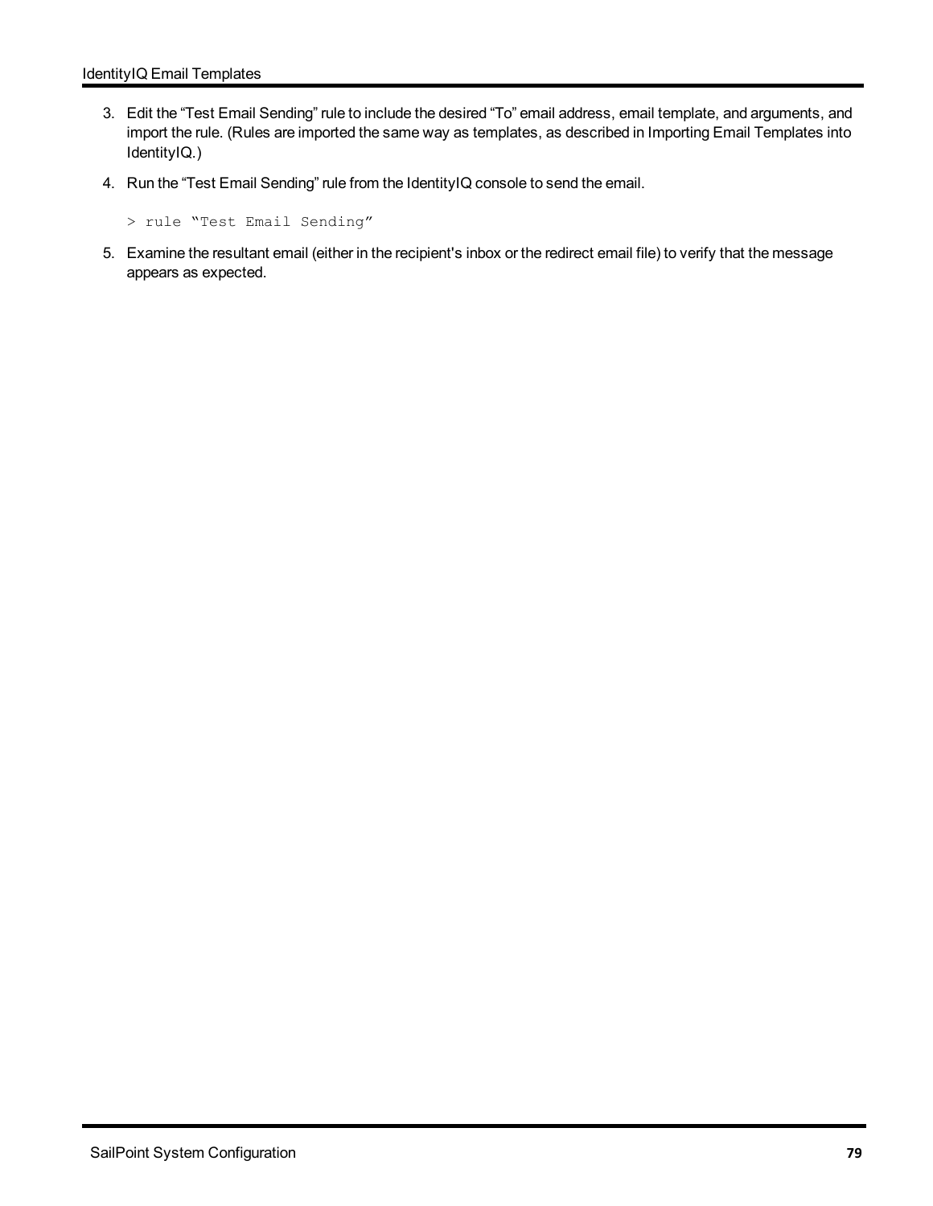3. Edit the “Test Email Sending” rule to include the desired “To” email address, email template, and arguments, and import the rule. (Rules are imported the same way as templates, as described in Importing Email Templates into IdentityIQ.)

4. Run the “Test Email Sending” rule from the IdentityIQ console to send the email.

```
> rule “Test Email Sending”
```

5. Examine the resultant email (either in the recipient's inbox or the redirect email file) to verify that the message appears as expected.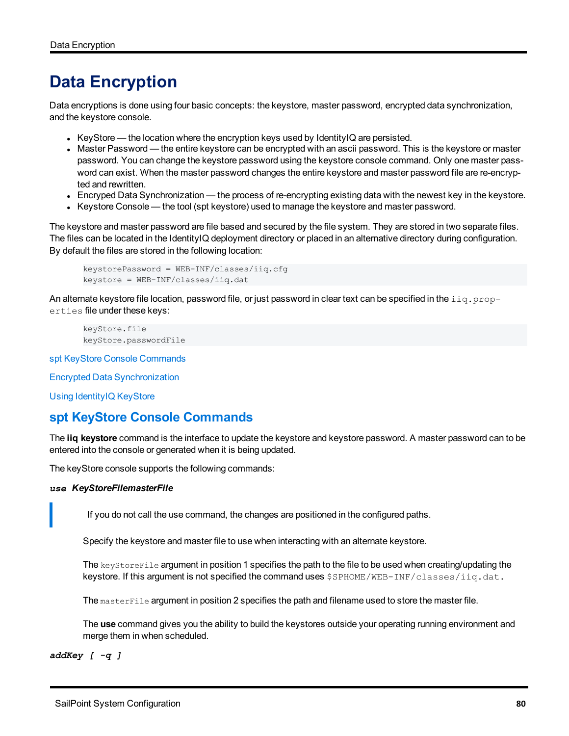# Data Encryption

Data encryptions is done using four basic concepts: the keystore, master password, encrypted data synchronization, and the keystore console.

- KeyStore — the location where the encryption keys used by IdentityIQ are persisted.
- Master Password — the entire keystore can be encrypted with an ascii password. This is the keystore or master password. You can change the keystore password using the keystore console command. Only one master password can exist. When the master password changes the entire keystore and master password file are re-encrypted and rewritten.
- Encryped Data Synchronization — the process of re-encrypting existing data with the newest key in the keystore.
- Keystore Console — the tool (spt keystore) used to manage the keystore and master password.

The keystore and master password are file based and secured by the file system. They are stored in two separate files. The files can be located in the IdentityIQ deployment directory or placed in an alternative directory during configuration. By default the files are stored in the following location:

```
keystorePassword = WEB-INF/classes/iiq.cfg
keystore = WEB-INF/classes/iiq.dat
```

An alternate keystore file location, password file, or just password in clear text can be specified in the `iiq.properties` file under these keys:

```
keyStore.file
keyStore.passwordFile
```

spt KeyStore Console Commands

Encrypted Data Synchronization

Using IdentityIQ KeyStore

## spt KeyStore Console Commands

The **iiq keystore** command is the interface to update the keystore and keystore password. A master password can to be entered into the console or generated when it is being updated.

The keyStore console supports the following commands:

***`use`* KeyStoreFilemasterFile**

> If you do not call the use command, the changes are positioned in the configured paths.

Specify the keystore and master file to use when interacting with an alternate keystore.

The `keyStoreFile` argument in position 1 specifies the path to the file to be used when creating/updating the keystore. If this argument is not specified the command uses `$SPHOME/WEB-INF/classes/iiq.dat.`

The `masterFile` argument in position 2 specifies the path and filename used to store the master file.

The **use** command gives you the ability to build the keystores outside your operating running environment and merge them in when scheduled.

***`addKey [ -q ]`***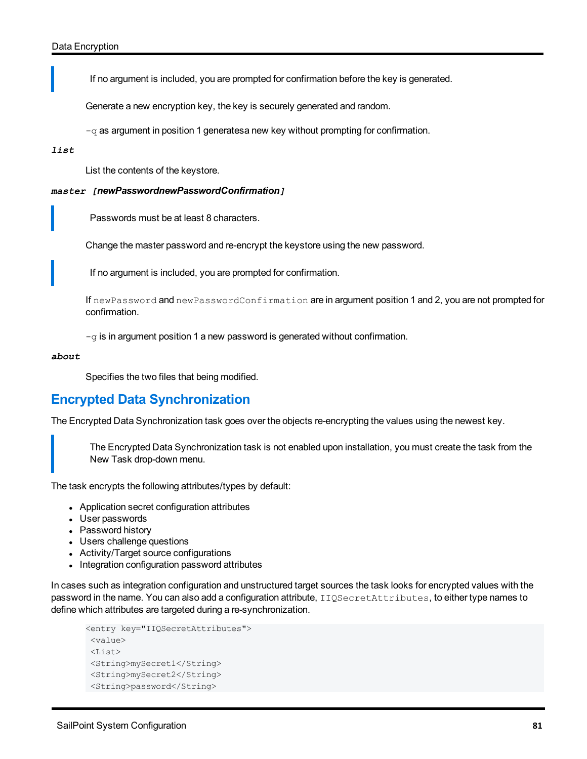> If no argument is included, you are prompted for confirmation before the key is generated.

Generate a new encryption key, the key is securely generated and random.

`-q` as argument in position 1 generatesa new key without prompting for confirmation.

***list***

List the contents of the keystore.

***master [newPasswordnewPasswordConfirmation]***

> Passwords must be at least 8 characters.

Change the master password and re-encrypt the keystore using the new password.

> If no argument is included, you are prompted for confirmation.

If `newPassword` and `newPasswordConfirmation` are in argument position 1 and 2, you are not prompted for confirmation.

`-g` is in argument position 1 a new password is generated without confirmation.

***about***

Specifies the two files that being modified.

## Encrypted Data Synchronization

The Encrypted Data Synchronization task goes over the objects re-encrypting the values using the newest key.

> The Encrypted Data Synchronization task is not enabled upon installation, you must create the task from the New Task drop-down menu.

The task encrypts the following attributes/types by default:

- Application secret configuration attributes
- User passwords
- Password history
- Users challenge questions
- Activity/Target source configurations
- Integration configuration password attributes

In cases such as integration configuration and unstructured target sources the task looks for encrypted values with the password in the name. You can also add a configuration attribute, `IIQSecretAttributes`, to either type names to define which attributes are targeted during a re-synchronization.

```
<entry key="IIQSecretAttributes">
 <value>
 <List>
 <String>mySecret1</String>
 <String>mySecret2</String>
 <String>password</String>
```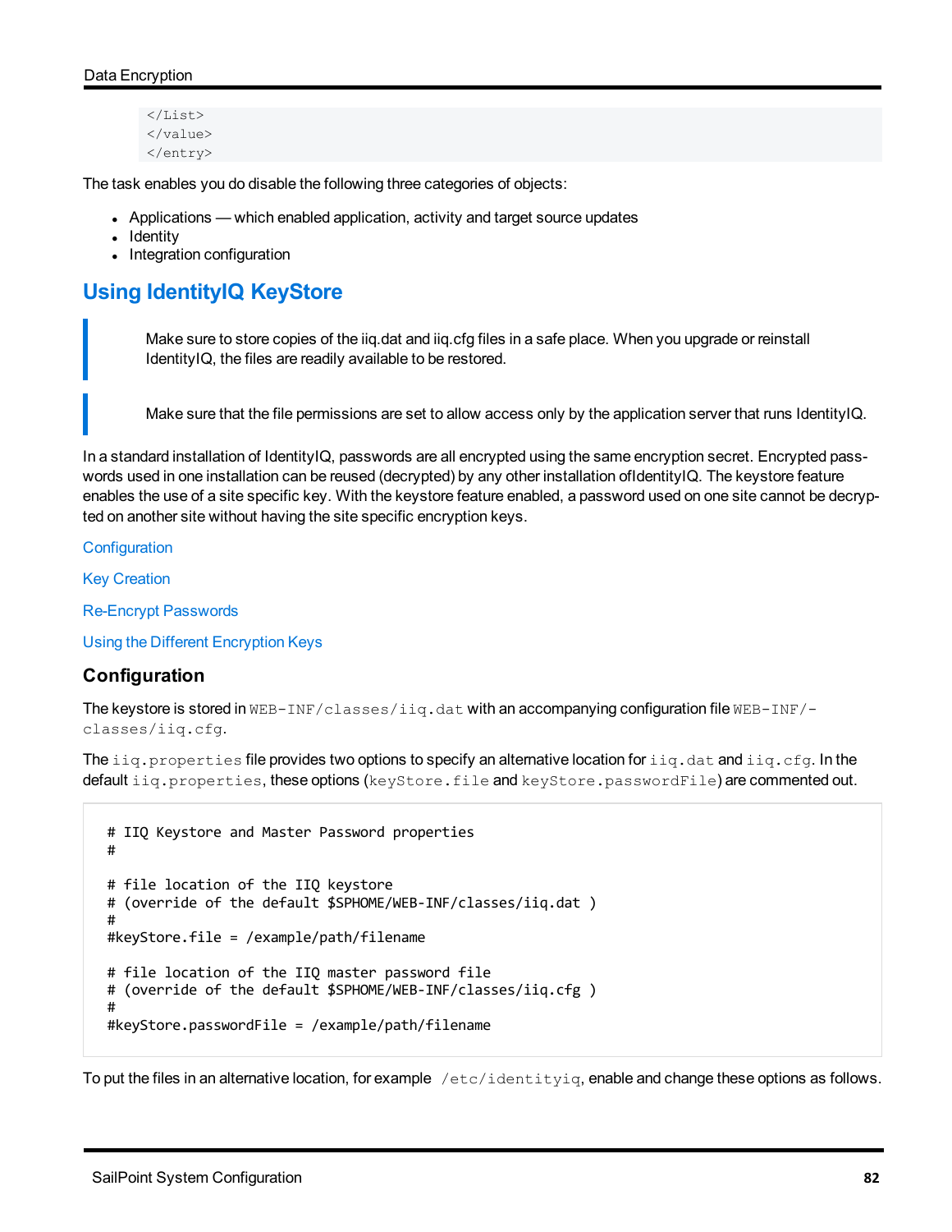```
</List>
</value>
</entry>
```

The task enables you do disable the following three categories of objects:

- Applications — which enabled application, activity and target source updates
- Identity
- Integration configuration

## Using IdentityIQ KeyStore

> Make sure to store copies of the iiq.dat and iiq.cfg files in a safe place. When you upgrade or reinstall IdentityIQ, the files are readily available to be restored.

> Make sure that the file permissions are set to allow access only by the application server that runs IdentityIQ.

In a standard installation of IdentityIQ, passwords are all encrypted using the same encryption secret. Encrypted passwords used in one installation can be reused (decrypted) by any other installation ofIdentityIQ. The keystore feature enables the use of a site specific key. With the keystore feature enabled, a password used on one site cannot be decrypted on another site without having the site specific encryption keys.

Configuration

Key Creation

Re-Encrypt Passwords

Using the Different Encryption Keys

### Configuration

The keystore is stored in `WEB-INF/classes/iiq.dat` with an accompanying configuration file `WEB-INF/classes/iiq.cfg`.

The `iiq.properties` file provides two options to specify an alternative location for `iiq.dat` and `iiq.cfg`. In the default `iiq.properties`, these options (`keyStore.file` and `keyStore.passwordFile`) are commented out.

```
# IIQ Keystore and Master Password properties
#

# file location of the IIQ keystore
# (override of the default $SPHOME/WEB-INF/classes/iiq.dat )
#
#keyStore.file = /example/path/filename

# file location of the IIQ master password file
# (override of the default $SPHOME/WEB-INF/classes/iiq.cfg )
#
#keyStore.passwordFile = /example/path/filename
```

To put the files in an alternative location, for example `/etc/identityiq`, enable and change these options as follows.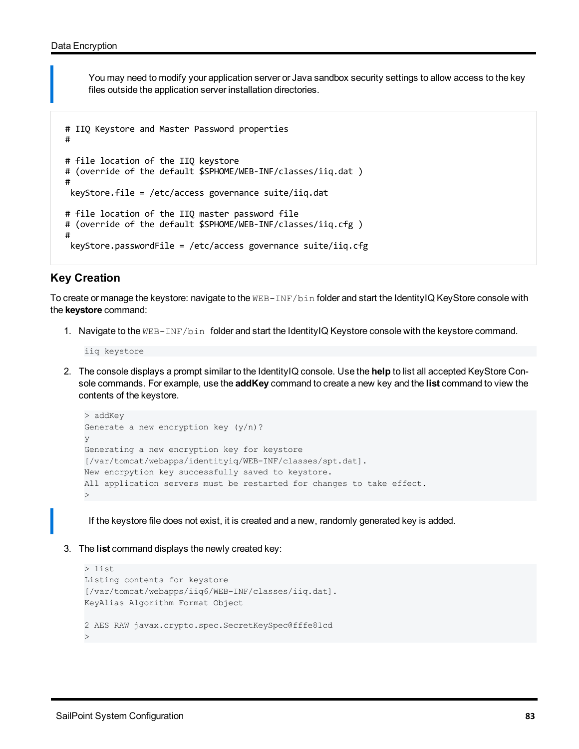> You may need to modify your application server or Java sandbox security settings to allow access to the key files outside the application server installation directories.

```
# IIQ Keystore and Master Password properties
#

# file location of the IIQ keystore
# (override of the default $SPHOME/WEB-INF/classes/iiq.dat )
#
 keyStore.file = /etc/access governance suite/iiq.dat

# file location of the IIQ master password file
# (override of the default $SPHOME/WEB-INF/classes/iiq.cfg )
#
 keyStore.passwordFile = /etc/access governance suite/iiq.cfg
```

## Key Creation

To create or manage the keystore: navigate to the `WEB-INF/bin` folder and start the IdentityIQ KeyStore console with the **keystore** command:

1. Navigate to the `WEB-INF/bin` folder and start the IdentityIQ Keystore console with the keystore command.

   ```
   iiq keystore
   ```

2. The console displays a prompt similar to the IdentityIQ console. Use the **help** to list all accepted KeyStore Console commands. For example, use the **addKey** command to create a new key and the **list** command to view the contents of the keystore.

   ```
   > addKey
   Generate a new encryption key (y/n)?
   y
   Generating a new encryption key for keystore
   [/var/tomcat/webapps/identityiq/WEB-INF/classes/spt.dat].
   New encrpytion key successfully saved to keystore.
   All application servers must be restarted for changes to take effect.
   >
   ```

   > If the keystore file does not exist, it is created and a new, randomly generated key is added.

3. The **list** command displays the newly created key:

   ```
   > list
   Listing contents for keystore
   [/var/tomcat/webapps/iiq6/WEB-INF/classes/iiq.dat].
   KeyAlias Algorithm Format Object

   2 AES RAW javax.crypto.spec.SecretKeySpec@fffe81cd
   >
   ```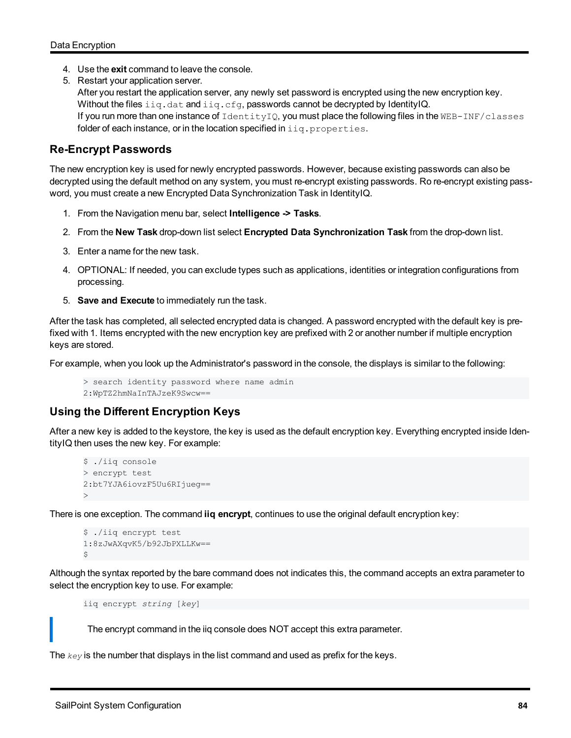4. Use the **exit** command to leave the console.
5. Restart your application server.
   After you restart the application server, any newly set password is encrypted using the new encryption key. Without the files `iiq.dat` and `iiq.cfg`, passwords cannot be decrypted by IdentityIQ.
   If you run more than one instance of `IdentityIQ`, you must place the following files in the `WEB-INF/classes` folder of each instance, or in the location specified in `iiq.properties`.

## Re-Encrypt Passwords

The new encryption key is used for newly encrypted passwords. However, because existing passwords can also be decrypted using the default method on any system, you must re-encrypt existing passwords. Ro re-encrypt existing password, you must create a new Encrypted Data Synchronization Task in IdentityIQ.

1. From the Navigation menu bar, select **Intelligence -> Tasks**.
2. From the **New Task** drop-down list select **Encrypted Data Synchronization Task** from the drop-down list.
3. Enter a name for the new task.
4. OPTIONAL: If needed, you can exclude types such as applications, identities or integration configurations from processing.
5. **Save and Execute** to immediately run the task.

After the task has completed, all selected encrypted data is changed. A password encrypted with the default key is prefixed with 1. Items encrypted with the new encryption key are prefixed with 2 or another number if multiple encryption keys are stored.

For example, when you look up the Administrator's password in the console, the displays is similar to the following:

```
> search identity password where name admin
2:WpTZ2hmNaInTAJzeK9Swcw==
```

## Using the Different Encryption Keys

After a new key is added to the keystore, the key is used as the default encryption key. Everything encrypted inside IdentityIQ then uses the new key. For example:

```
$ ./iiq console
> encrypt test
2:bt7YJA6iovzF5Uu6RIjueg==
>
```

There is one exception. The command **iiq encrypt**, continues to use the original default encryption key:

```
$ ./iiq encrypt test
1:8zJwAXqvK5/b92JbPXLLKw==
$
```

Although the syntax reported by the bare command does not indicates this, the command accepts an extra parameter to select the encryption key to use. For example:

```
iiq encrypt string [key]
```

> The encrypt command in the iiq console does NOT accept this extra parameter.

The *key* is the number that displays in the list command and used as prefix for the keys.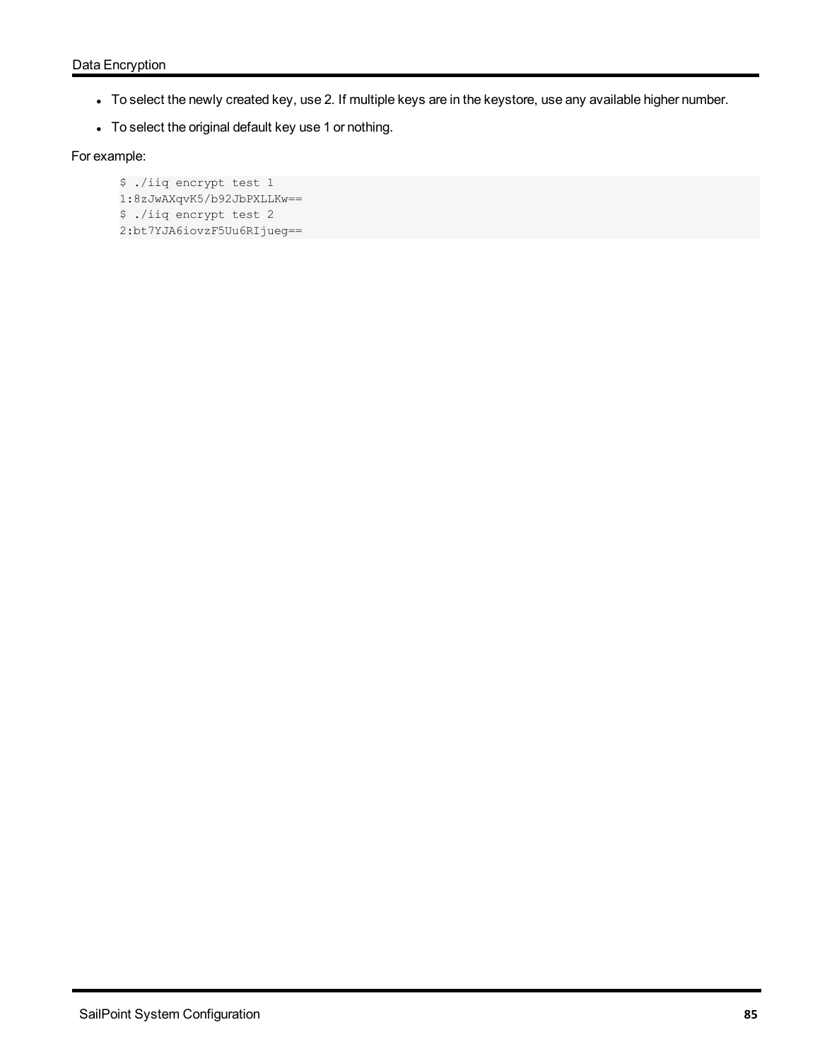- To select the newly created key, use 2. If multiple keys are in the keystore, use any available higher number.
- To select the original default key use 1 or nothing.

For example:

```
$ ./iiq encrypt test 1
1:8zJwAXqvK5/b92JbPXLLKw==
$ ./iiq encrypt test 2
2:bt7YJA6iovzF5Uu6RIjueg==
```